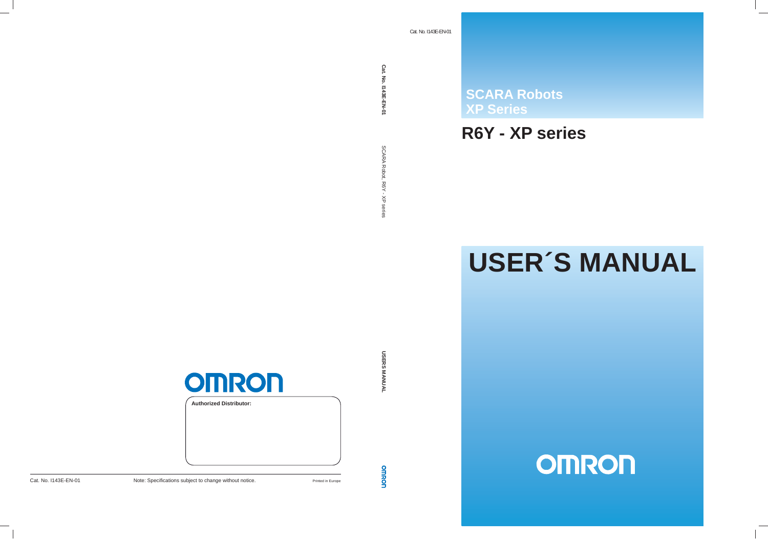Cat. No. I143E-EN-01

# SCARA Robots
# XP Series

# R6Y - XP series

# USER´S MANUAL

OMRON

Cat. No. I143E-EN-01 | SCARA Robot, R6Y - XP series | USERS MANUAL | OMRON

OMRON

**Authorized Distributor:**

Cat. No. I143E-EN-01

Note: Specifications subject to change without notice.

Printed in Europe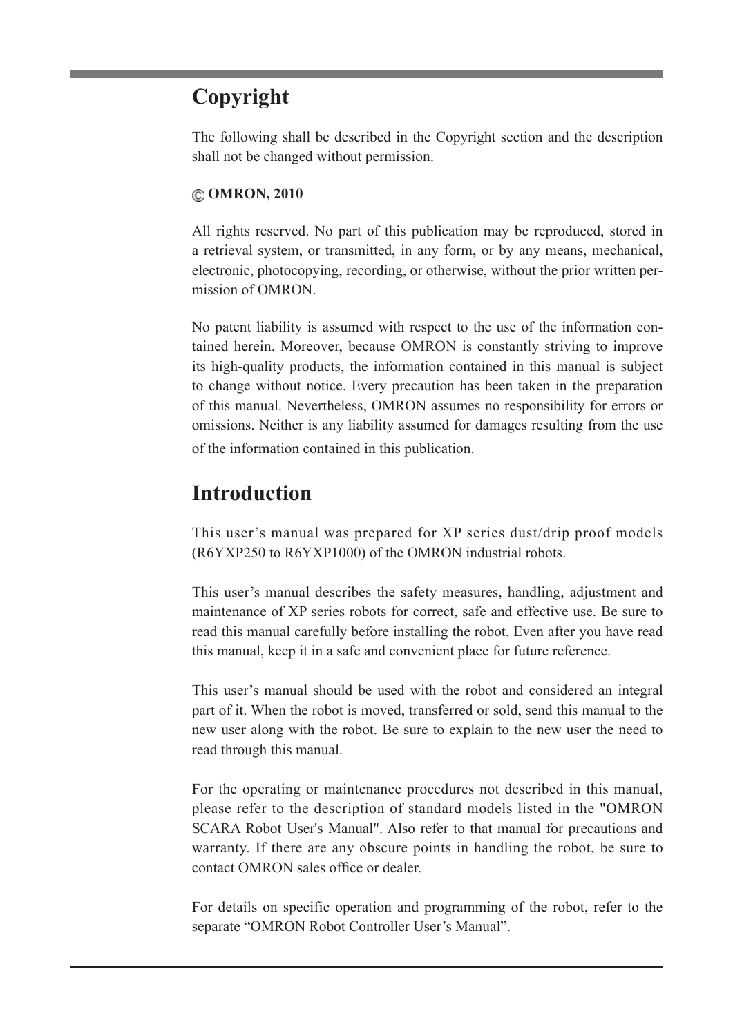# Copyright

The following shall be described in the Copyright section and the description shall not be changed without permission.

**© OMRON, 2010**

All rights reserved. No part of this publication may be reproduced, stored in a retrieval system, or transmitted, in any form, or by any means, mechanical, electronic, photocopying, recording, or otherwise, without the prior written permission of OMRON.

No patent liability is assumed with respect to the use of the information contained herein. Moreover, because OMRON is constantly striving to improve its high-quality products, the information contained in this manual is subject to change without notice. Every precaution has been taken in the preparation of this manual. Nevertheless, OMRON assumes no responsibility for errors or omissions. Neither is any liability assumed for damages resulting from the use of the information contained in this publication.

# Introduction

This user's manual was prepared for XP series dust/drip proof models (R6YXP250 to R6YXP1000) of the OMRON industrial robots.

This user's manual describes the safety measures, handling, adjustment and maintenance of XP series robots for correct, safe and effective use. Be sure to read this manual carefully before installing the robot. Even after you have read this manual, keep it in a safe and convenient place for future reference.

This user's manual should be used with the robot and considered an integral part of it. When the robot is moved, transferred or sold, send this manual to the new user along with the robot. Be sure to explain to the new user the need to read through this manual.

For the operating or maintenance procedures not described in this manual, please refer to the description of standard models listed in the "OMRON SCARA Robot User's Manual". Also refer to that manual for precautions and warranty. If there are any obscure points in handling the robot, be sure to contact OMRON sales office or dealer.

For details on specific operation and programming of the robot, refer to the separate "OMRON Robot Controller User's Manual".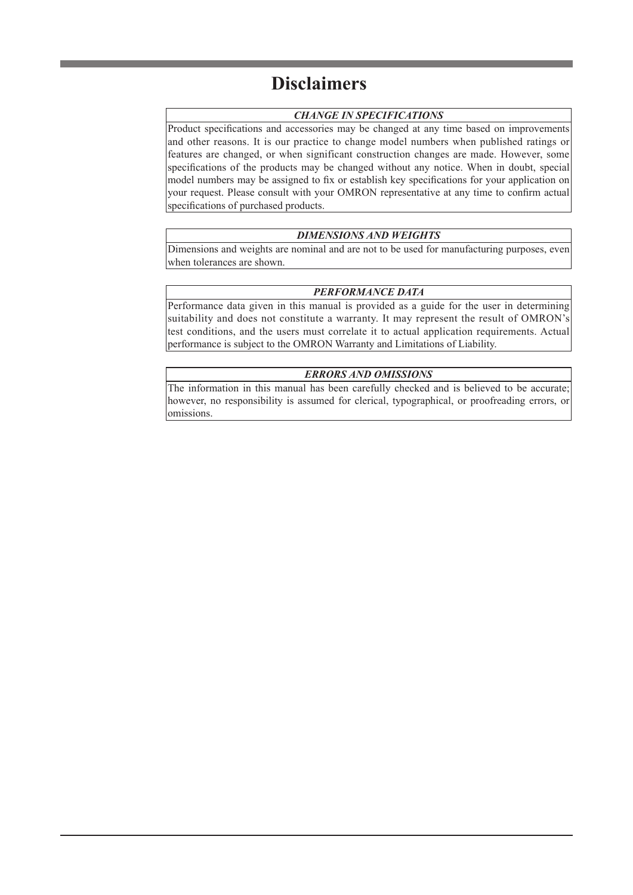# Disclaimers

***CHANGE IN SPECIFICATIONS***

Product specifications and accessories may be changed at any time based on improvements and other reasons. It is our practice to change model numbers when published ratings or features are changed, or when significant construction changes are made. However, some specifications of the products may be changed without any notice. When in doubt, special model numbers may be assigned to fix or establish key specifications for your application on your request. Please consult with your OMRON representative at any time to confirm actual specifications of purchased products.

***DIMENSIONS AND WEIGHTS***

Dimensions and weights are nominal and are not to be used for manufacturing purposes, even when tolerances are shown.

***PERFORMANCE DATA***

Performance data given in this manual is provided as a guide for the user in determining suitability and does not constitute a warranty. It may represent the result of OMRON's test conditions, and the users must correlate it to actual application requirements. Actual performance is subject to the OMRON Warranty and Limitations of Liability.

***ERRORS AND OMISSIONS***

The information in this manual has been carefully checked and is believed to be accurate; however, no responsibility is assumed for clerical, typographical, or proofreading errors, or omissions.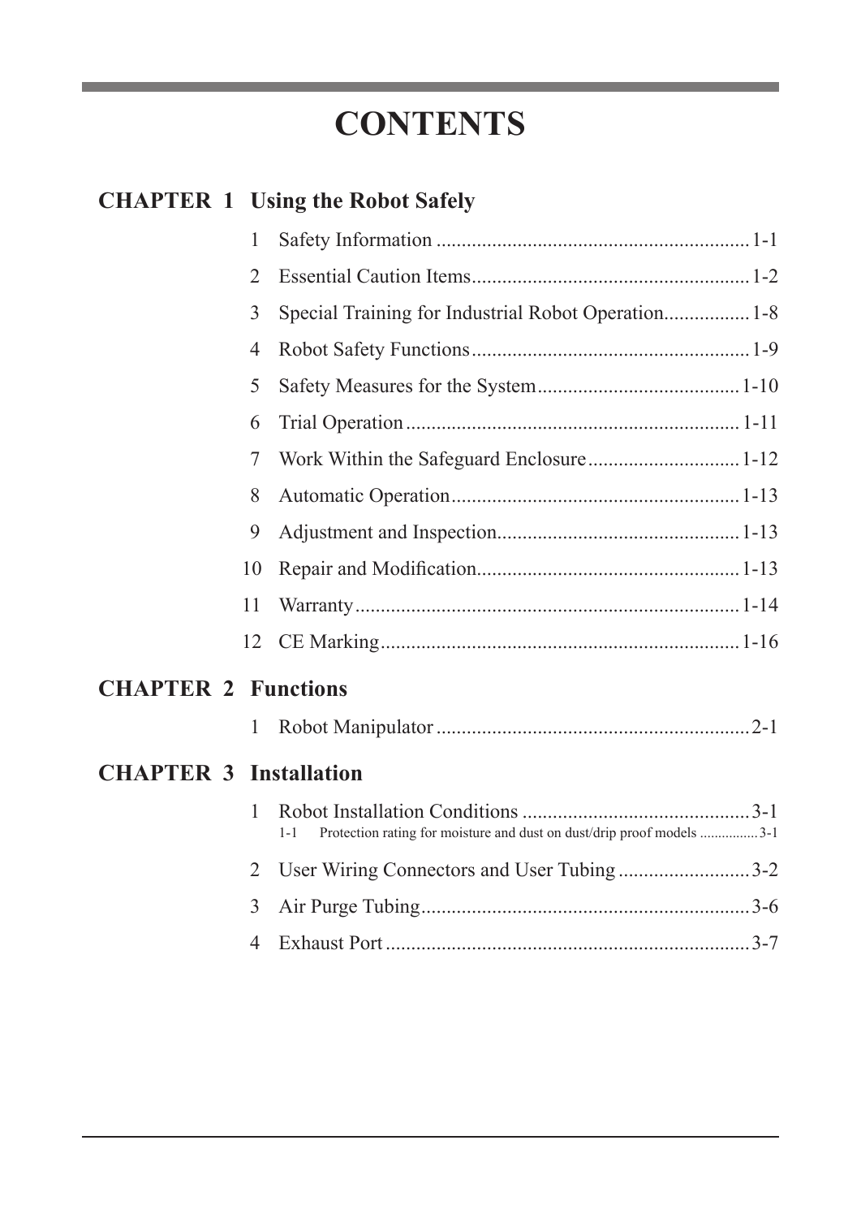# CONTENTS

## CHAPTER 1 Using the Robot Safely

1 Safety Information ............................................................ 1-1

2 Essential Caution Items...................................................... 1-2

3 Special Training for Industrial Robot Operation................ 1-8

4 Robot Safety Functions...................................................... 1-9

5 Safety Measures for the System....................................... 1-10

6 Trial Operation................................................................. 1-11

7 Work Within the Safeguard Enclosure............................. 1-12

8 Automatic Operation........................................................ 1-13

9 Adjustment and Inspection............................................... 1-13

10 Repair and Modification.................................................. 1-13

11 Warranty.......................................................................... 1-14

12 CE Marking..................................................................... 1-16

## CHAPTER 2 Functions

1 Robot Manipulator ............................................................ 2-1

## CHAPTER 3 Installation

1 Robot Installation Conditions ............................................ 3-1

1-1 Protection rating for moisture and dust on dust/drip proof models ............... 3-1

2 User Wiring Connectors and User Tubing .......................... 3-2

3 Air Purge Tubing................................................................ 3-6

4 Exhaust Port ....................................................................... 3-7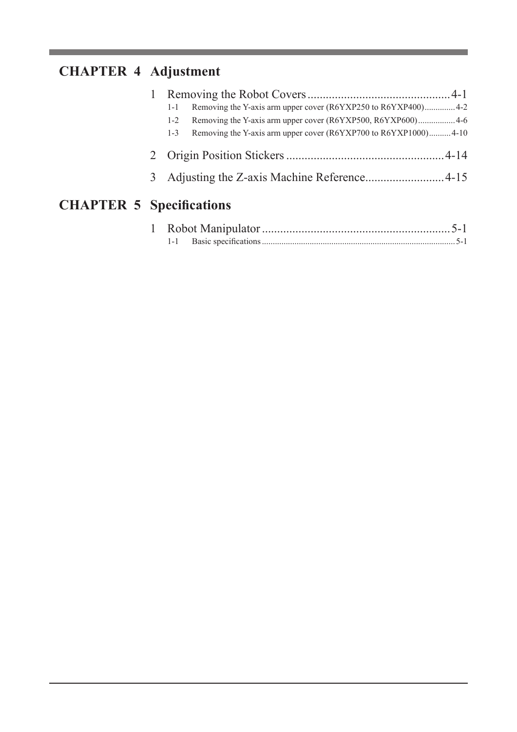## CHAPTER 4 Adjustment

1 Removing the Robot Covers ............................................... 4-1

- 1-1 Removing the Y-axis arm upper cover (R6YXP250 to R6YXP400) .............. 4-2
- 1-2 Removing the Y-axis arm upper cover (R6YXP500, R6YXP600) ................. 4-6
- 1-3 Removing the Y-axis arm upper cover (R6YXP700 to R6YXP1000) .......... 4-10

2 Origin Position Stickers .................................................... 4-14

3 Adjusting the Z-axis Machine Reference .......................... 4-15

## CHAPTER 5 Specifications

1 Robot Manipulator .............................................................. 5-1

- 1-1 Basic specifications ........................................................................................ 5-1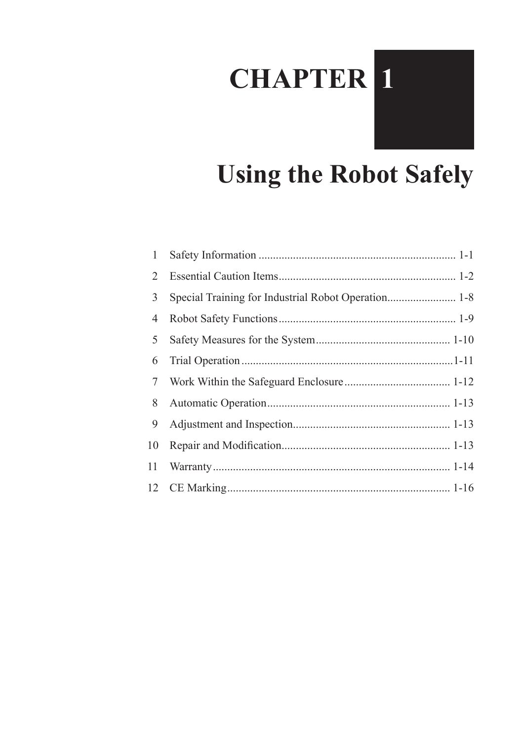# CHAPTER 1

# Using the Robot Safely

| | | |
|---|---|---|
| 1 | Safety Information | 1-1 |
| 2 | Essential Caution Items | 1-2 |
| 3 | Special Training for Industrial Robot Operation | 1-8 |
| 4 | Robot Safety Functions | 1-9 |
| 5 | Safety Measures for the System | 1-10 |
| 6 | Trial Operation | 1-11 |
| 7 | Work Within the Safeguard Enclosure | 1-12 |
| 8 | Automatic Operation | 1-13 |
| 9 | Adjustment and Inspection | 1-13 |
| 10 | Repair and Modification | 1-13 |
| 11 | Warranty | 1-14 |
| 12 | CE Marking | 1-16 |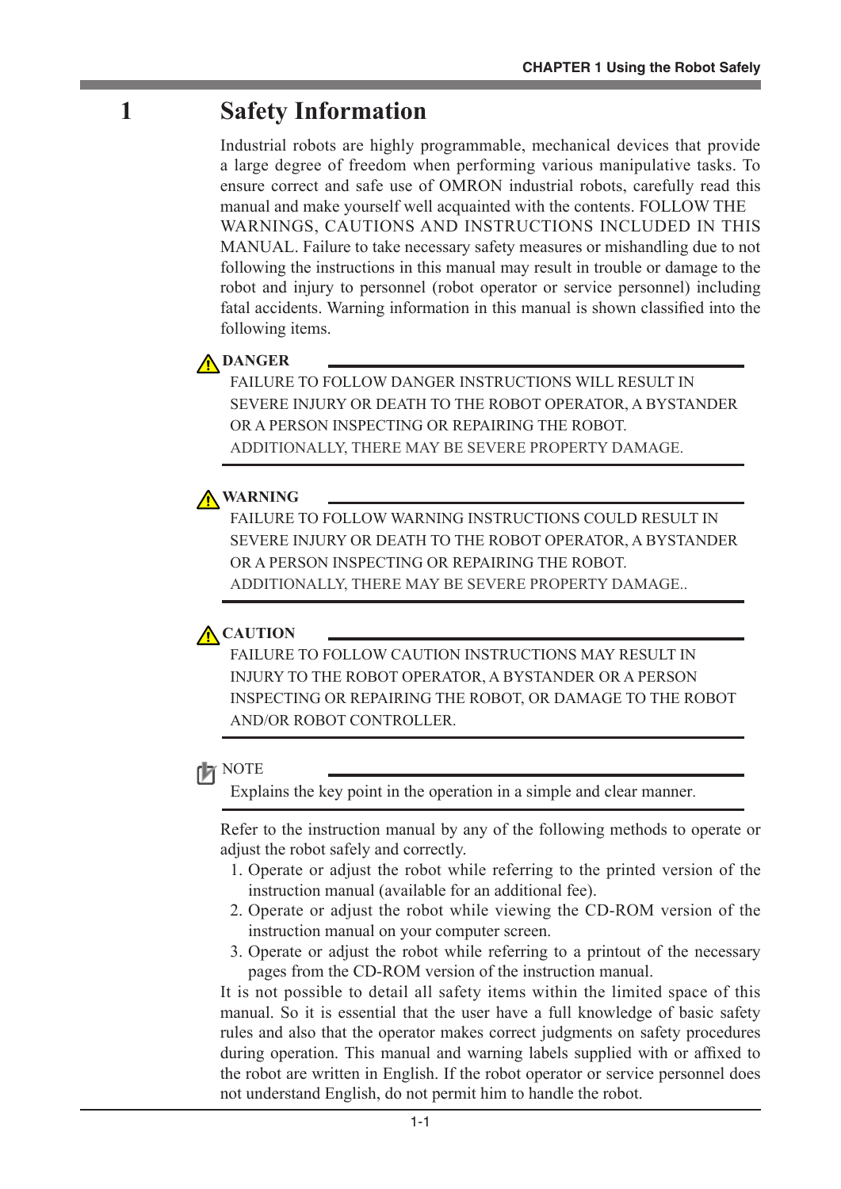# 1 Safety Information

Industrial robots are highly programmable, mechanical devices that provide a large degree of freedom when performing various manipulative tasks. To ensure correct and safe use of OMRON industrial robots, carefully read this manual and make yourself well acquainted with the contents. FOLLOW THE WARNINGS, CAUTIONS AND INSTRUCTIONS INCLUDED IN THIS MANUAL. Failure to take necessary safety measures or mishandling due to not following the instructions in this manual may result in trouble or damage to the robot and injury to personnel (robot operator or service personnel) including fatal accidents. Warning information in this manual is shown classified into the following items.

**DANGER**

FAILURE TO FOLLOW DANGER INSTRUCTIONS WILL RESULT IN SEVERE INJURY OR DEATH TO THE ROBOT OPERATOR, A BYSTANDER OR A PERSON INSPECTING OR REPAIRING THE ROBOT. ADDITIONALLY, THERE MAY BE SEVERE PROPERTY DAMAGE.

**WARNING**

FAILURE TO FOLLOW WARNING INSTRUCTIONS COULD RESULT IN SEVERE INJURY OR DEATH TO THE ROBOT OPERATOR, A BYSTANDER OR A PERSON INSPECTING OR REPAIRING THE ROBOT. ADDITIONALLY, THERE MAY BE SEVERE PROPERTY DAMAGE..

**CAUTION**

FAILURE TO FOLLOW CAUTION INSTRUCTIONS MAY RESULT IN INJURY TO THE ROBOT OPERATOR, A BYSTANDER OR A PERSON INSPECTING OR REPAIRING THE ROBOT, OR DAMAGE TO THE ROBOT AND/OR ROBOT CONTROLLER.

NOTE

Explains the key point in the operation in a simple and clear manner.

Refer to the instruction manual by any of the following methods to operate or adjust the robot safely and correctly.

1. Operate or adjust the robot while referring to the printed version of the instruction manual (available for an additional fee).
2. Operate or adjust the robot while viewing the CD-ROM version of the instruction manual on your computer screen.
3. Operate or adjust the robot while referring to a printout of the necessary pages from the CD-ROM version of the instruction manual.

It is not possible to detail all safety items within the limited space of this manual. So it is essential that the user have a full knowledge of basic safety rules and also that the operator makes correct judgments on safety procedures during operation. This manual and warning labels supplied with or affixed to the robot are written in English. If the robot operator or service personnel does not understand English, do not permit him to handle the robot.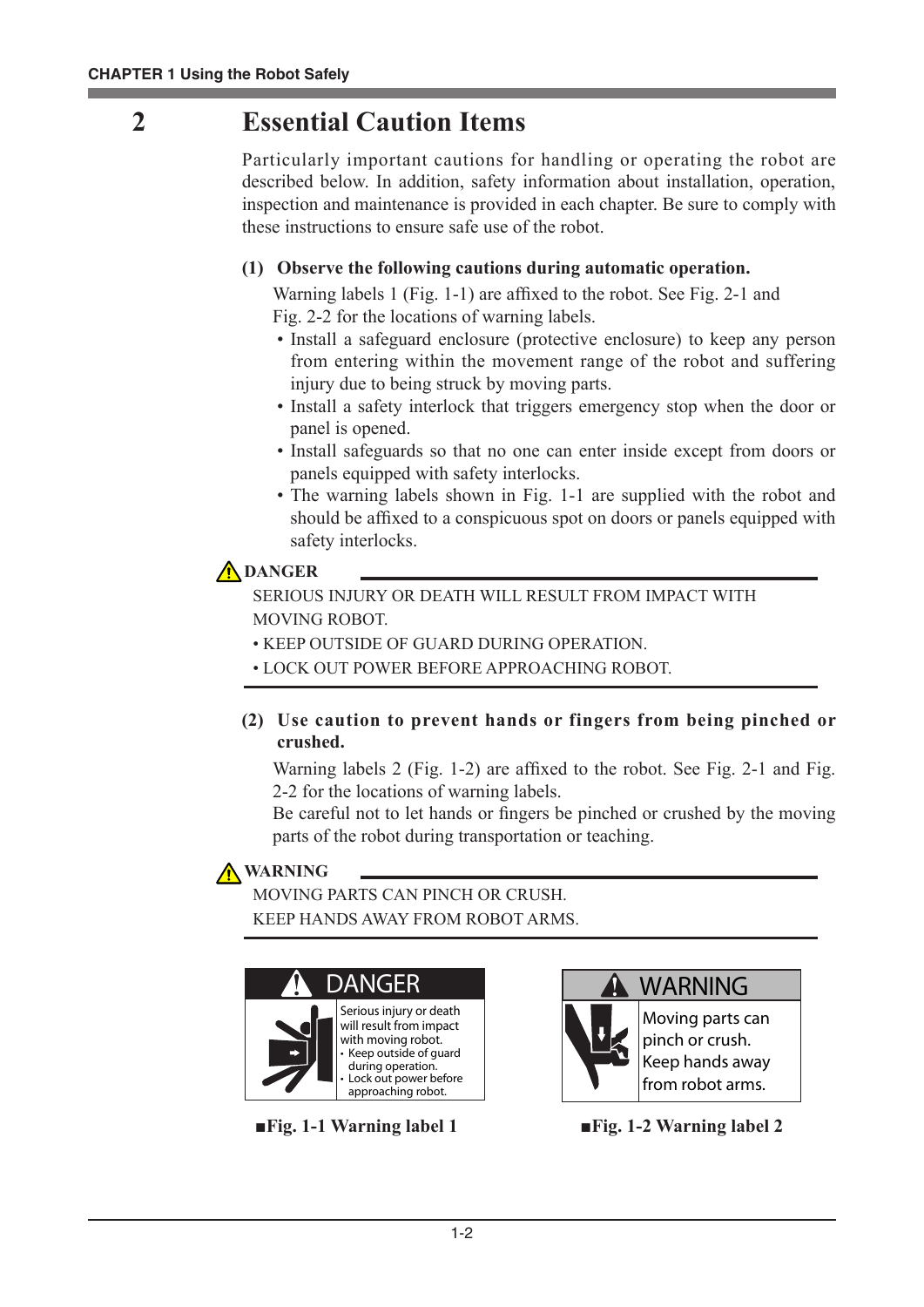## 2 Essential Caution Items

Particularly important cautions for handling or operating the robot are described below. In addition, safety information about installation, operation, inspection and maintenance is provided in each chapter. Be sure to comply with these instructions to ensure safe use of the robot.

**(1) Observe the following cautions during automatic operation.**

Warning labels 1 (Fig. 1-1) are affixed to the robot. See Fig. 2-1 and Fig. 2-2 for the locations of warning labels.

- Install a safeguard enclosure (protective enclosure) to keep any person from entering within the movement range of the robot and suffering injury due to being struck by moving parts.
- Install a safety interlock that triggers emergency stop when the door or panel is opened.
- Install safeguards so that no one can enter inside except from doors or panels equipped with safety interlocks.
- The warning labels shown in Fig. 1-1 are supplied with the robot and should be affixed to a conspicuous spot on doors or panels equipped with safety interlocks.

**⚠ DANGER**

SERIOUS INJURY OR DEATH WILL RESULT FROM IMPACT WITH MOVING ROBOT.

• KEEP OUTSIDE OF GUARD DURING OPERATION.

• LOCK OUT POWER BEFORE APPROACHING ROBOT.

**(2) Use caution to prevent hands or fingers from being pinched or crushed.**

Warning labels 2 (Fig. 1-2) are affixed to the robot. See Fig. 2-1 and Fig. 2-2 for the locations of warning labels.

Be careful not to let hands or fingers be pinched or crushed by the moving parts of the robot during transportation or teaching.

**⚠ WARNING**

MOVING PARTS CAN PINCH OR CRUSH.

KEEP HANDS AWAY FROM ROBOT ARMS.

**⚠ DANGER**

Serious injury or death will result from impact with moving robot.
- Keep outside of guard during operation.
- Lock out power before approaching robot.

**■Fig. 1-1 Warning label 1**

**⚠ WARNING**

Moving parts can pinch or crush. Keep hands away from robot arms.

**■Fig. 1-2 Warning label 2**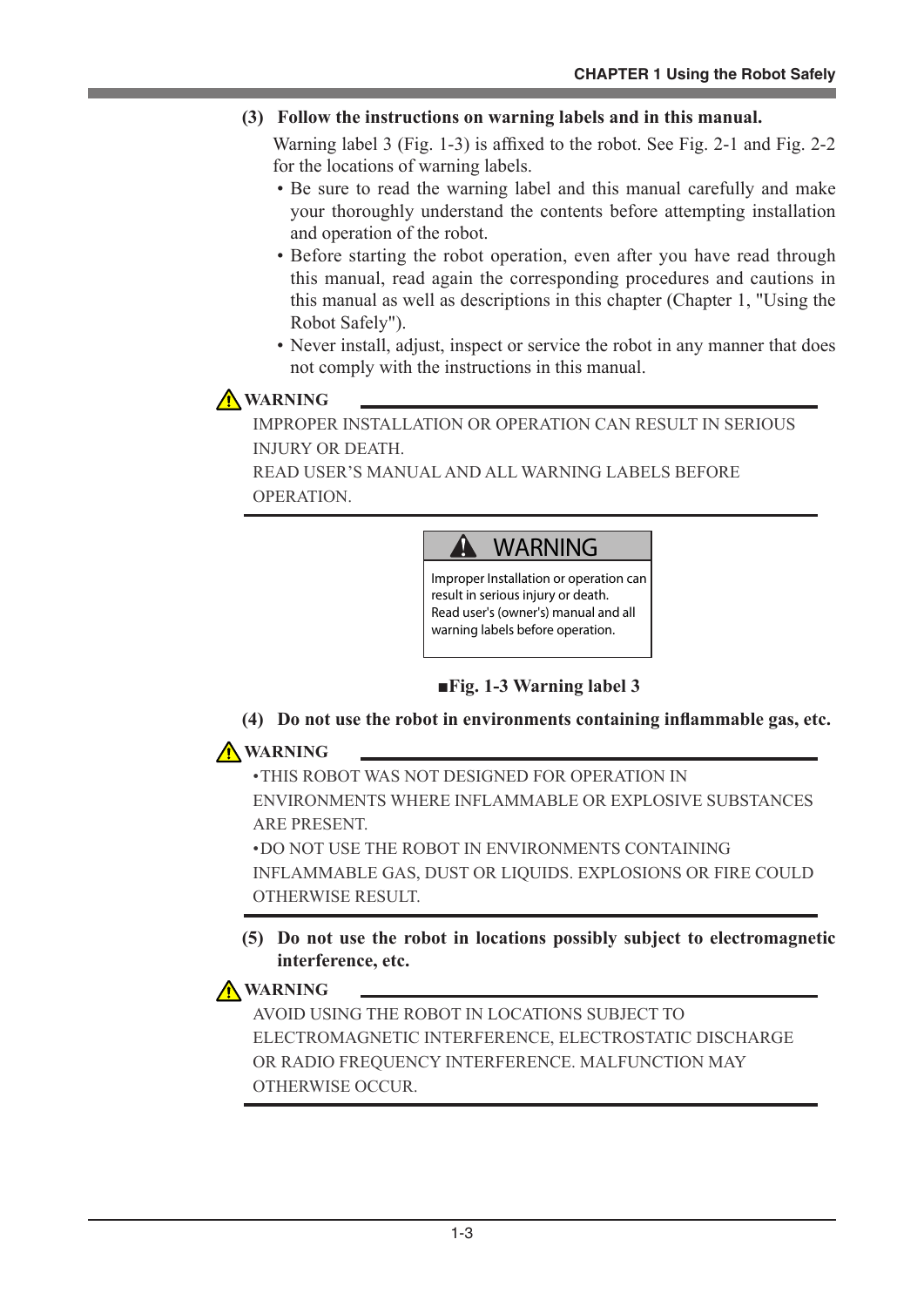### (3) Follow the instructions on warning labels and in this manual.

Warning label 3 (Fig. 1-3) is affixed to the robot. See Fig. 2-1 and Fig. 2-2 for the locations of warning labels.

- Be sure to read the warning label and this manual carefully and make your thoroughly understand the contents before attempting installation and operation of the robot.
- Before starting the robot operation, even after you have read through this manual, read again the corresponding procedures and cautions in this manual as well as descriptions in this chapter (Chapter 1, "Using the Robot Safely").
- Never install, adjust, inspect or service the robot in any manner that does not comply with the instructions in this manual.

**⚠ WARNING**

IMPROPER INSTALLATION OR OPERATION CAN RESULT IN SERIOUS INJURY OR DEATH.
READ USER'S MANUAL AND ALL WARNING LABELS BEFORE OPERATION.

**⚠ WARNING**

Improper Installation or operation can result in serious injury or death.
Read user's (owner's) manual and all warning labels before operation.

■Fig. 1-3 Warning label 3

### (4) Do not use the robot in environments containing inflammable gas, etc.

**⚠ WARNING**

- THIS ROBOT WAS NOT DESIGNED FOR OPERATION IN ENVIRONMENTS WHERE INFLAMMABLE OR EXPLOSIVE SUBSTANCES ARE PRESENT.
- DO NOT USE THE ROBOT IN ENVIRONMENTS CONTAINING INFLAMMABLE GAS, DUST OR LIQUIDS. EXPLOSIONS OR FIRE COULD OTHERWISE RESULT.

### (5) Do not use the robot in locations possibly subject to electromagnetic interference, etc.

**⚠ WARNING**

AVOID USING THE ROBOT IN LOCATIONS SUBJECT TO ELECTROMAGNETIC INTERFERENCE, ELECTROSTATIC DISCHARGE OR RADIO FREQUENCY INTERFERENCE. MALFUNCTION MAY OTHERWISE OCCUR.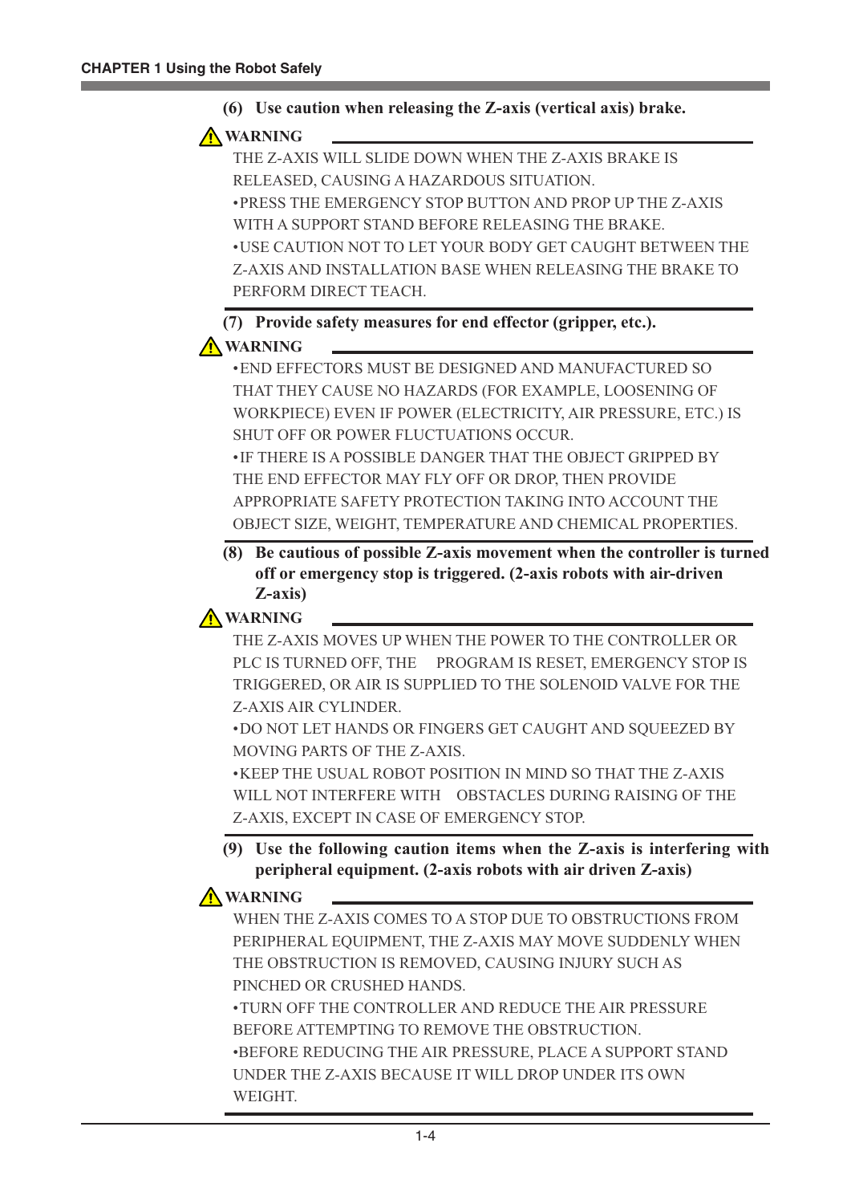**(6) Use caution when releasing the Z-axis (vertical axis) brake.**

**⚠ WARNING**

THE Z-AXIS WILL SLIDE DOWN WHEN THE Z-AXIS BRAKE IS RELEASED, CAUSING A HAZARDOUS SITUATION.

•PRESS THE EMERGENCY STOP BUTTON AND PROP UP THE Z-AXIS WITH A SUPPORT STAND BEFORE RELEASING THE BRAKE.

•USE CAUTION NOT TO LET YOUR BODY GET CAUGHT BETWEEN THE Z-AXIS AND INSTALLATION BASE WHEN RELEASING THE BRAKE TO PERFORM DIRECT TEACH.

**(7) Provide safety measures for end effector (gripper, etc.).**

**⚠ WARNING**

•END EFFECTORS MUST BE DESIGNED AND MANUFACTURED SO THAT THEY CAUSE NO HAZARDS (FOR EXAMPLE, LOOSENING OF WORKPIECE) EVEN IF POWER (ELECTRICITY, AIR PRESSURE, ETC.) IS SHUT OFF OR POWER FLUCTUATIONS OCCUR.

•IF THERE IS A POSSIBLE DANGER THAT THE OBJECT GRIPPED BY THE END EFFECTOR MAY FLY OFF OR DROP, THEN PROVIDE APPROPRIATE SAFETY PROTECTION TAKING INTO ACCOUNT THE OBJECT SIZE, WEIGHT, TEMPERATURE AND CHEMICAL PROPERTIES.

**(8) Be cautious of possible Z-axis movement when the controller is turned off or emergency stop is triggered. (2-axis robots with air-driven Z-axis)**

**⚠ WARNING**

THE Z-AXIS MOVES UP WHEN THE POWER TO THE CONTROLLER OR PLC IS TURNED OFF, THE PROGRAM IS RESET, EMERGENCY STOP IS TRIGGERED, OR AIR IS SUPPLIED TO THE SOLENOID VALVE FOR THE Z-AXIS AIR CYLINDER.

•DO NOT LET HANDS OR FINGERS GET CAUGHT AND SQUEEZED BY MOVING PARTS OF THE Z-AXIS.

•KEEP THE USUAL ROBOT POSITION IN MIND SO THAT THE Z-AXIS WILL NOT INTERFERE WITH OBSTACLES DURING RAISING OF THE Z-AXIS, EXCEPT IN CASE OF EMERGENCY STOP.

**(9) Use the following caution items when the Z-axis is interfering with peripheral equipment. (2-axis robots with air driven Z-axis)**

**⚠ WARNING**

WHEN THE Z-AXIS COMES TO A STOP DUE TO OBSTRUCTIONS FROM PERIPHERAL EQUIPMENT, THE Z-AXIS MAY MOVE SUDDENLY WHEN THE OBSTRUCTION IS REMOVED, CAUSING INJURY SUCH AS PINCHED OR CRUSHED HANDS.

•TURN OFF THE CONTROLLER AND REDUCE THE AIR PRESSURE BEFORE ATTEMPTING TO REMOVE THE OBSTRUCTION.

•BEFORE REDUCING THE AIR PRESSURE, PLACE A SUPPORT STAND UNDER THE Z-AXIS BECAUSE IT WILL DROP UNDER ITS OWN WEIGHT.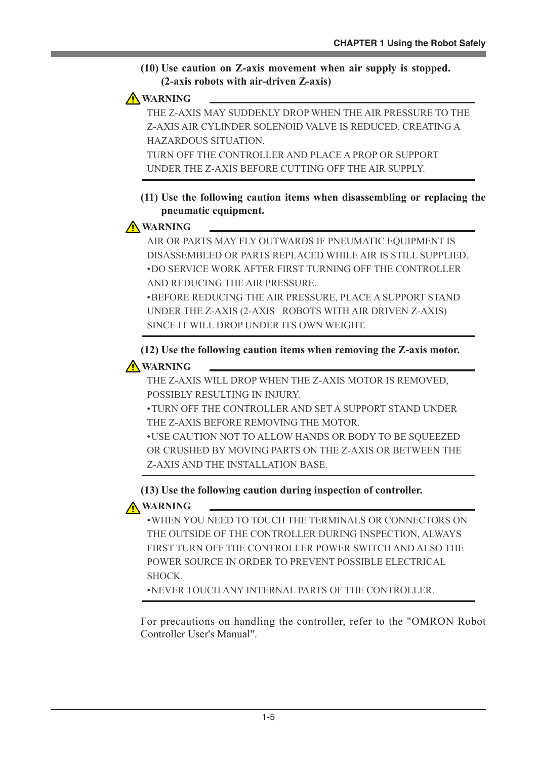**(10) Use caution on Z-axis movement when air supply is stopped. (2-axis robots with air-driven Z-axis)**

⚠ **WARNING**

THE Z-AXIS MAY SUDDENLY DROP WHEN THE AIR PRESSURE TO THE Z-AXIS AIR CYLINDER SOLENOID VALVE IS REDUCED, CREATING A HAZARDOUS SITUATION.

TURN OFF THE CONTROLLER AND PLACE A PROP OR SUPPORT UNDER THE Z-AXIS BEFORE CUTTING OFF THE AIR SUPPLY.

**(11) Use the following caution items when disassembling or replacing the pneumatic equipment.**

⚠ **WARNING**

AIR OR PARTS MAY FLY OUTWARDS IF PNEUMATIC EQUIPMENT IS DISASSEMBLED OR PARTS REPLACED WHILE AIR IS STILL SUPPLIED.

- DO SERVICE WORK AFTER FIRST TURNING OFF THE CONTROLLER AND REDUCING THE AIR PRESSURE.
- BEFORE REDUCING THE AIR PRESSURE, PLACE A SUPPORT STAND UNDER THE Z-AXIS (2-AXIS ROBOTS WITH AIR DRIVEN Z-AXIS) SINCE IT WILL DROP UNDER ITS OWN WEIGHT.

**(12) Use the following caution items when removing the Z-axis motor.**

⚠ **WARNING**

THE Z-AXIS WILL DROP WHEN THE Z-AXIS MOTOR IS REMOVED, POSSIBLY RESULTING IN INJURY.

- TURN OFF THE CONTROLLER AND SET A SUPPORT STAND UNDER THE Z-AXIS BEFORE REMOVING THE MOTOR.
- USE CAUTION NOT TO ALLOW HANDS OR BODY TO BE SQUEEZED OR CRUSHED BY MOVING PARTS ON THE Z-AXIS OR BETWEEN THE Z-AXIS AND THE INSTALLATION BASE.

**(13) Use the following caution during inspection of controller.**

⚠ **WARNING**

- WHEN YOU NEED TO TOUCH THE TERMINALS OR CONNECTORS ON THE OUTSIDE OF THE CONTROLLER DURING INSPECTION, ALWAYS FIRST TURN OFF THE CONTROLLER POWER SWITCH AND ALSO THE POWER SOURCE IN ORDER TO PREVENT POSSIBLE ELECTRICAL SHOCK.
- NEVER TOUCH ANY INTERNAL PARTS OF THE CONTROLLER.

For precautions on handling the controller, refer to the "OMRON Robot Controller User's Manual".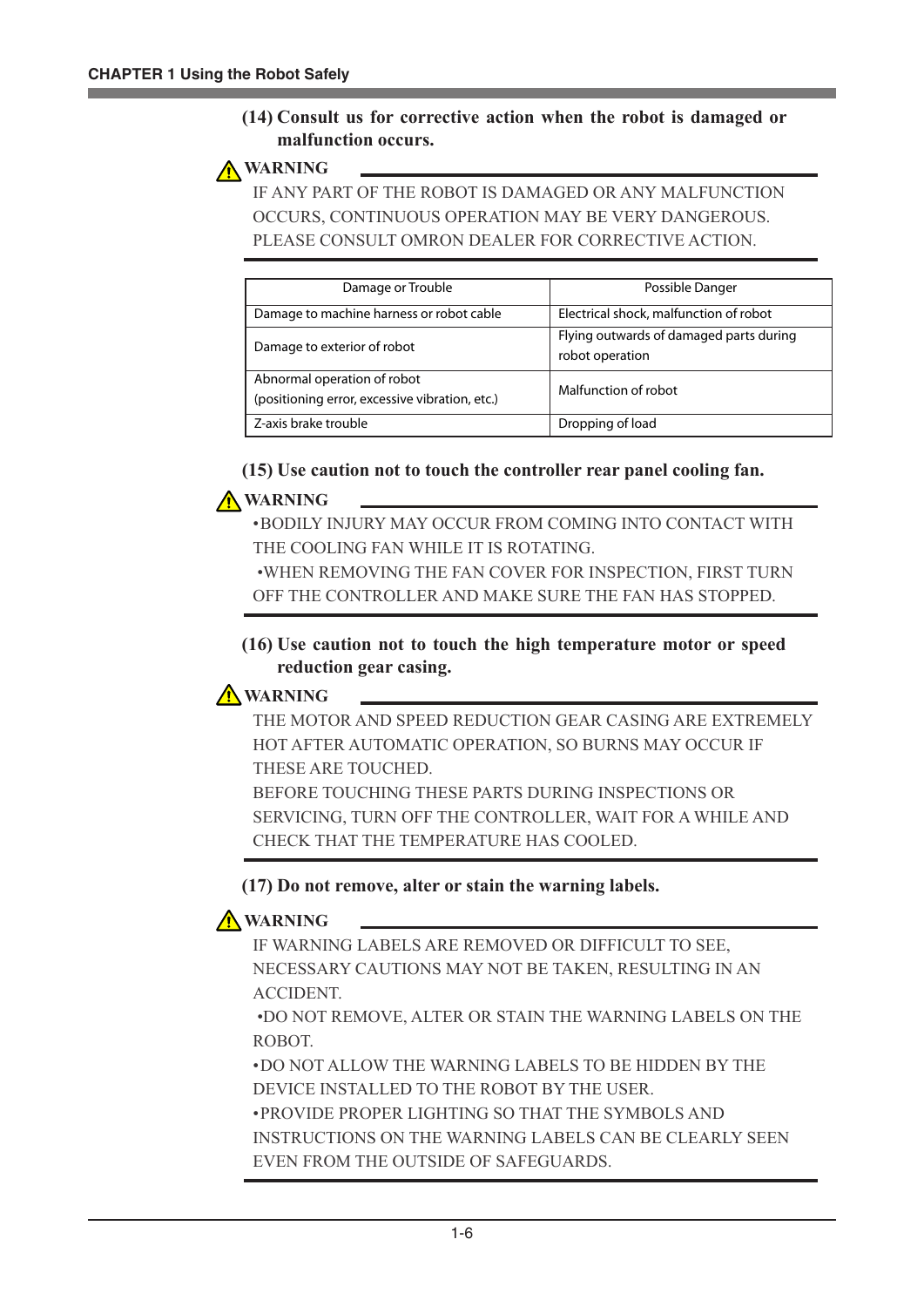### (14) Consult us for corrective action when the robot is damaged or malfunction occurs.

⚠ **WARNING**

IF ANY PART OF THE ROBOT IS DAMAGED OR ANY MALFUNCTION OCCURS, CONTINUOUS OPERATION MAY BE VERY DANGEROUS. PLEASE CONSULT OMRON DEALER FOR CORRECTIVE ACTION.

| Damage or Trouble | Possible Danger |
|---|---|
| Damage to machine harness or robot cable | Electrical shock, malfunction of robot |
| Damage to exterior of robot | Flying outwards of damaged parts during robot operation |
| Abnormal operation of robot (positioning error, excessive vibration, etc.) | Malfunction of robot |
| Z-axis brake trouble | Dropping of load |

### (15) Use caution not to touch the controller rear panel cooling fan.

⚠ **WARNING**

- BODILY INJURY MAY OCCUR FROM COMING INTO CONTACT WITH THE COOLING FAN WHILE IT IS ROTATING.
- WHEN REMOVING THE FAN COVER FOR INSPECTION, FIRST TURN OFF THE CONTROLLER AND MAKE SURE THE FAN HAS STOPPED.

### (16) Use caution not to touch the high temperature motor or speed reduction gear casing.

⚠ **WARNING**

THE MOTOR AND SPEED REDUCTION GEAR CASING ARE EXTREMELY HOT AFTER AUTOMATIC OPERATION, SO BURNS MAY OCCUR IF THESE ARE TOUCHED.

BEFORE TOUCHING THESE PARTS DURING INSPECTIONS OR SERVICING, TURN OFF THE CONTROLLER, WAIT FOR A WHILE AND CHECK THAT THE TEMPERATURE HAS COOLED.

### (17) Do not remove, alter or stain the warning labels.

⚠ **WARNING**

IF WARNING LABELS ARE REMOVED OR DIFFICULT TO SEE, NECESSARY CAUTIONS MAY NOT BE TAKEN, RESULTING IN AN ACCIDENT.

- DO NOT REMOVE, ALTER OR STAIN THE WARNING LABELS ON THE ROBOT.
- DO NOT ALLOW THE WARNING LABELS TO BE HIDDEN BY THE DEVICE INSTALLED TO THE ROBOT BY THE USER.
- PROVIDE PROPER LIGHTING SO THAT THE SYMBOLS AND INSTRUCTIONS ON THE WARNING LABELS CAN BE CLEARLY SEEN EVEN FROM THE OUTSIDE OF SAFEGUARDS.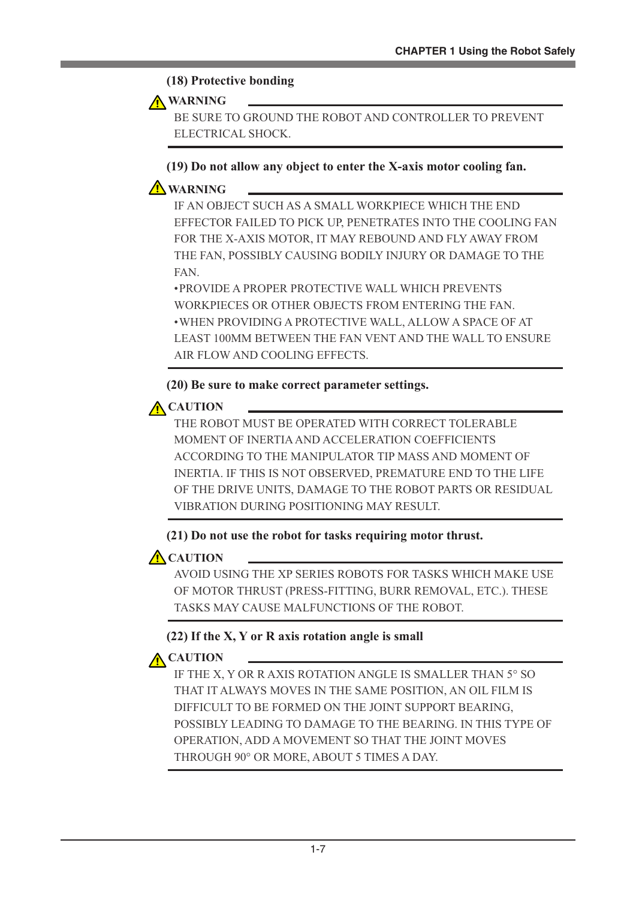### (18) Protective bonding

**⚠ WARNING**

BE SURE TO GROUND THE ROBOT AND CONTROLLER TO PREVENT ELECTRICAL SHOCK.

### (19) Do not allow any object to enter the X-axis motor cooling fan.

**⚠ WARNING**

IF AN OBJECT SUCH AS A SMALL WORKPIECE WHICH THE END EFFECTOR FAILED TO PICK UP, PENETRATES INTO THE COOLING FAN FOR THE X-AXIS MOTOR, IT MAY REBOUND AND FLY AWAY FROM THE FAN, POSSIBLY CAUSING BODILY INJURY OR DAMAGE TO THE FAN.

- PROVIDE A PROPER PROTECTIVE WALL WHICH PREVENTS WORKPIECES OR OTHER OBJECTS FROM ENTERING THE FAN.
- WHEN PROVIDING A PROTECTIVE WALL, ALLOW A SPACE OF AT LEAST 100MM BETWEEN THE FAN VENT AND THE WALL TO ENSURE AIR FLOW AND COOLING EFFECTS.

### (20) Be sure to make correct parameter settings.

**⚠ CAUTION**

THE ROBOT MUST BE OPERATED WITH CORRECT TOLERABLE MOMENT OF INERTIA AND ACCELERATION COEFFICIENTS ACCORDING TO THE MANIPULATOR TIP MASS AND MOMENT OF INERTIA. IF THIS IS NOT OBSERVED, PREMATURE END TO THE LIFE OF THE DRIVE UNITS, DAMAGE TO THE ROBOT PARTS OR RESIDUAL VIBRATION DURING POSITIONING MAY RESULT.

### (21) Do not use the robot for tasks requiring motor thrust.

**⚠ CAUTION**

AVOID USING THE XP SERIES ROBOTS FOR TASKS WHICH MAKE USE OF MOTOR THRUST (PRESS-FITTING, BURR REMOVAL, ETC.). THESE TASKS MAY CAUSE MALFUNCTIONS OF THE ROBOT.

### (22) If the X, Y or R axis rotation angle is small

**⚠ CAUTION**

IF THE X, Y OR R AXIS ROTATION ANGLE IS SMALLER THAN 5° SO THAT IT ALWAYS MOVES IN THE SAME POSITION, AN OIL FILM IS DIFFICULT TO BE FORMED ON THE JOINT SUPPORT BEARING, POSSIBLY LEADING TO DAMAGE TO THE BEARING. IN THIS TYPE OF OPERATION, ADD A MOVEMENT SO THAT THE JOINT MOVES THROUGH 90° OR MORE, ABOUT 5 TIMES A DAY.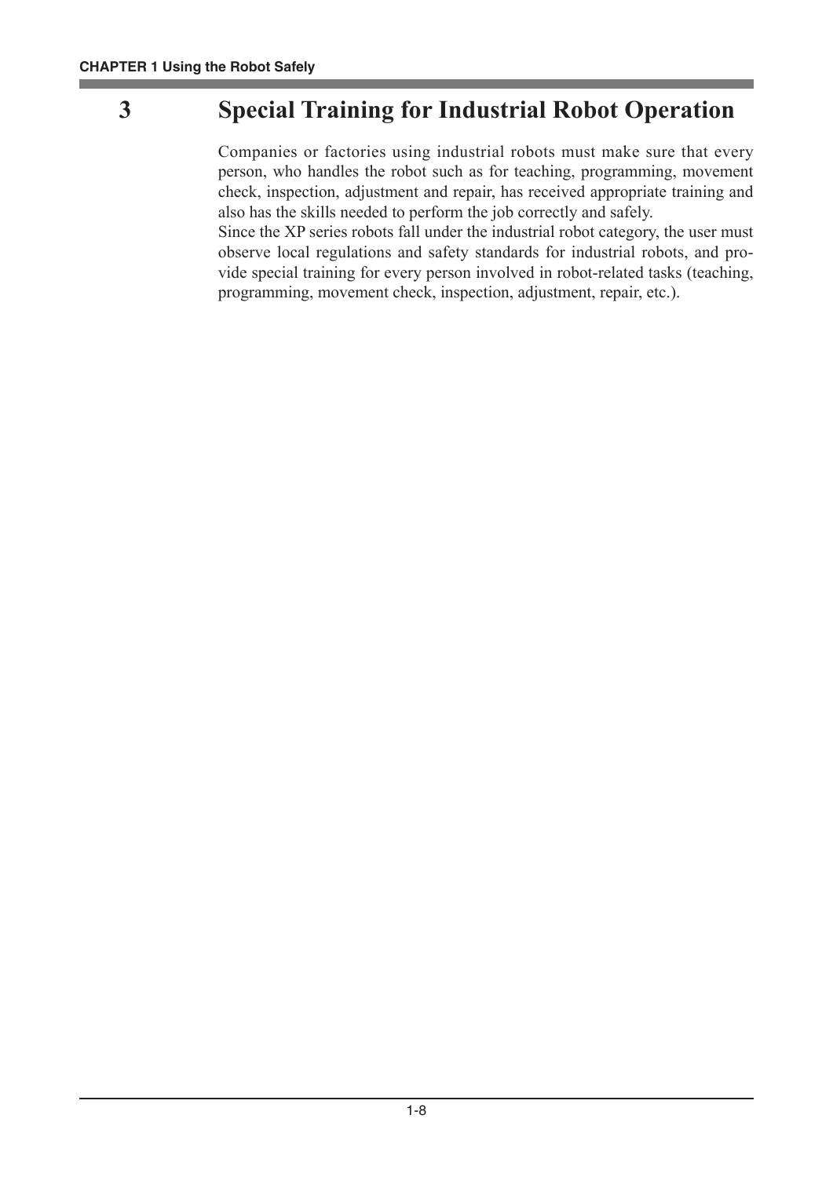# 3 Special Training for Industrial Robot Operation

Companies or factories using industrial robots must make sure that every person, who handles the robot such as for teaching, programming, movement check, inspection, adjustment and repair, has received appropriate training and also has the skills needed to perform the job correctly and safely.

Since the XP series robots fall under the industrial robot category, the user must observe local regulations and safety standards for industrial robots, and provide special training for every person involved in robot-related tasks (teaching, programming, movement check, inspection, adjustment, repair, etc.).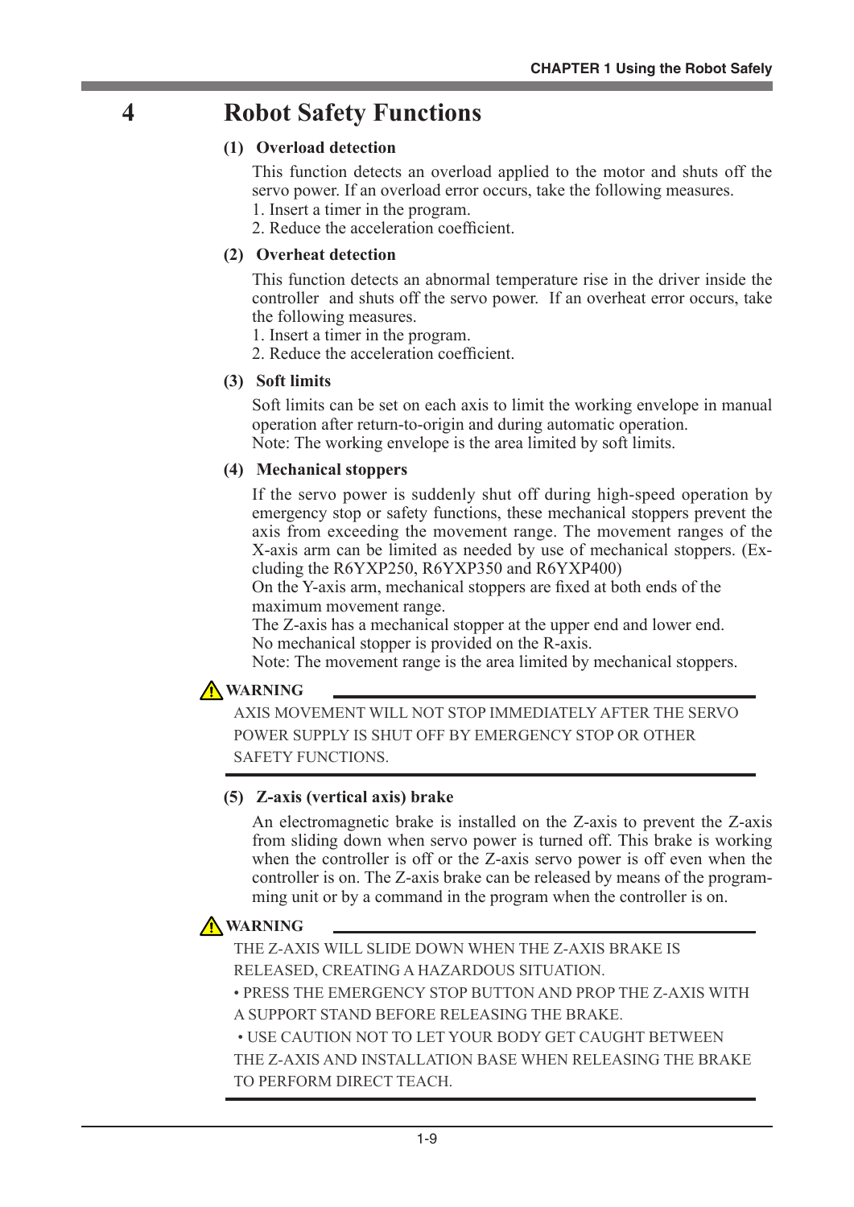# 4 Robot Safety Functions

**(1) Overload detection**

This function detects an overload applied to the motor and shuts off the servo power. If an overload error occurs, take the following measures.
1. Insert a timer in the program.
2. Reduce the acceleration coefficient.

**(2) Overheat detection**

This function detects an abnormal temperature rise in the driver inside the controller and shuts off the servo power. If an overheat error occurs, take the following measures.
1. Insert a timer in the program.
2. Reduce the acceleration coefficient.

**(3) Soft limits**

Soft limits can be set on each axis to limit the working envelope in manual operation after return-to-origin and during automatic operation.
Note: The working envelope is the area limited by soft limits.

**(4) Mechanical stoppers**

If the servo power is suddenly shut off during high-speed operation by emergency stop or safety functions, these mechanical stoppers prevent the axis from exceeding the movement range. The movement ranges of the X-axis arm can be limited as needed by use of mechanical stoppers. (Excluding the R6YXP250, R6YXP350 and R6YXP400)
On the Y-axis arm, mechanical stoppers are fixed at both ends of the maximum movement range.
The Z-axis has a mechanical stopper at the upper end and lower end.
No mechanical stopper is provided on the R-axis.
Note: The movement range is the area limited by mechanical stoppers.

**⚠ WARNING**

AXIS MOVEMENT WILL NOT STOP IMMEDIATELY AFTER THE SERVO POWER SUPPLY IS SHUT OFF BY EMERGENCY STOP OR OTHER SAFETY FUNCTIONS.

**(5) Z-axis (vertical axis) brake**

An electromagnetic brake is installed on the Z-axis to prevent the Z-axis from sliding down when servo power is turned off. This brake is working when the controller is off or the Z-axis servo power is off even when the controller is on. The Z-axis brake can be released by means of the programming unit or by a command in the program when the controller is on.

**⚠ WARNING**

THE Z-AXIS WILL SLIDE DOWN WHEN THE Z-AXIS BRAKE IS RELEASED, CREATING A HAZARDOUS SITUATION.

- PRESS THE EMERGENCY STOP BUTTON AND PROP THE Z-AXIS WITH A SUPPORT STAND BEFORE RELEASING THE BRAKE.
- USE CAUTION NOT TO LET YOUR BODY GET CAUGHT BETWEEN THE Z-AXIS AND INSTALLATION BASE WHEN RELEASING THE BRAKE TO PERFORM DIRECT TEACH.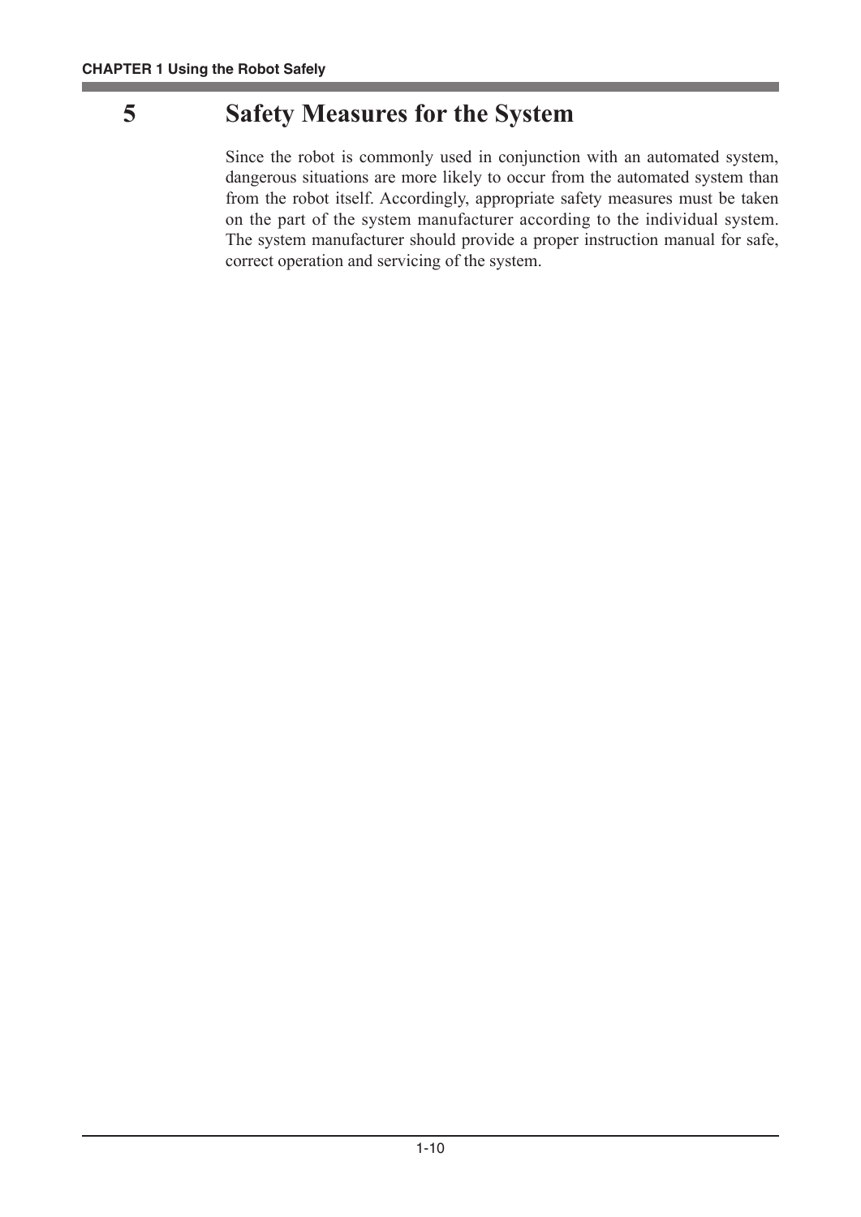# 5 Safety Measures for the System

Since the robot is commonly used in conjunction with an automated system, dangerous situations are more likely to occur from the automated system than from the robot itself. Accordingly, appropriate safety measures must be taken on the part of the system manufacturer according to the individual system. The system manufacturer should provide a proper instruction manual for safe, correct operation and servicing of the system.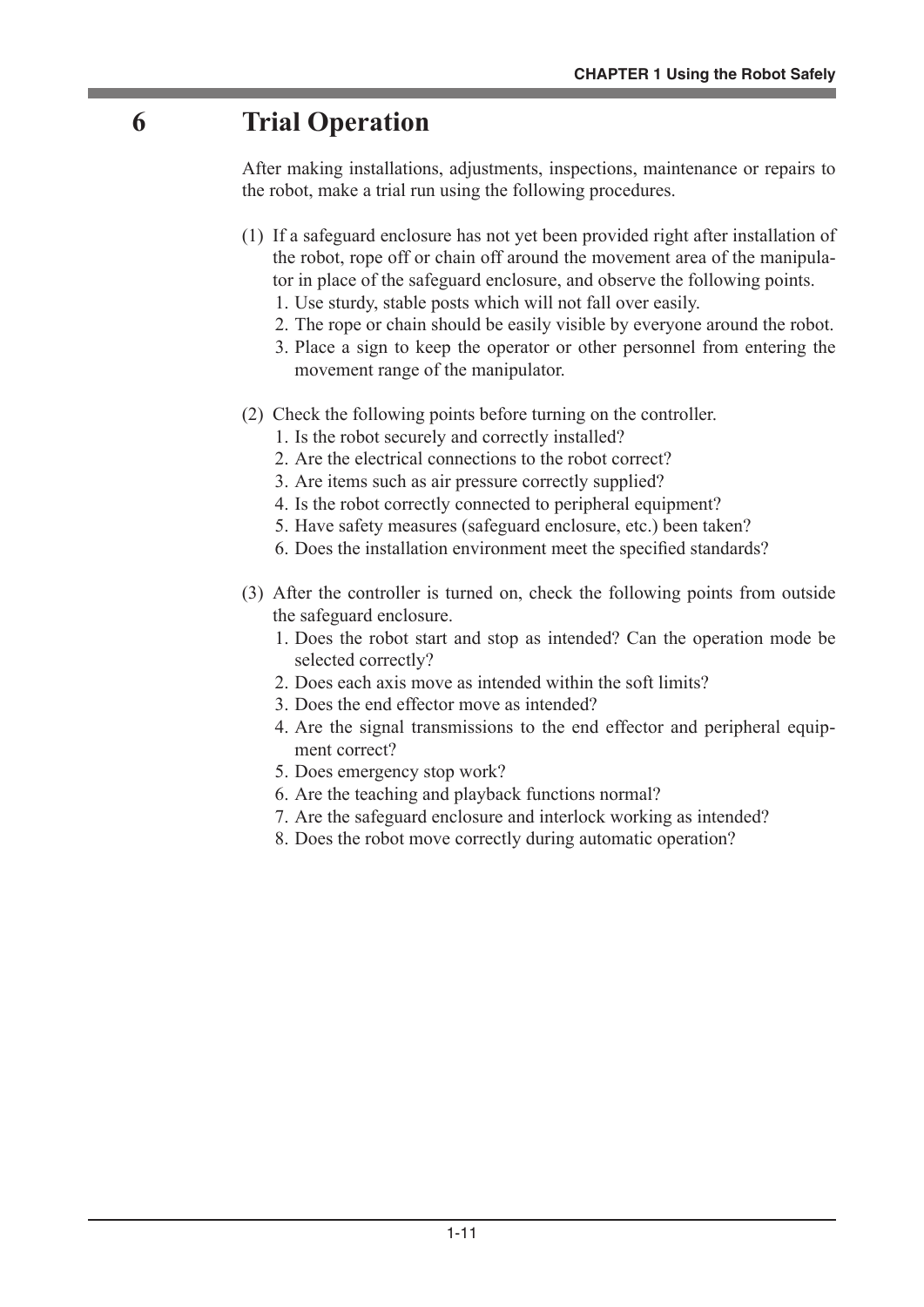# 6 Trial Operation

After making installations, adjustments, inspections, maintenance or repairs to the robot, make a trial run using the following procedures.

(1) If a safeguard enclosure has not yet been provided right after installation of the robot, rope off or chain off around the movement area of the manipulator in place of the safeguard enclosure, and observe the following points.
   1. Use sturdy, stable posts which will not fall over easily.
   2. The rope or chain should be easily visible by everyone around the robot.
   3. Place a sign to keep the operator or other personnel from entering the movement range of the manipulator.

(2) Check the following points before turning on the controller.
   1. Is the robot securely and correctly installed?
   2. Are the electrical connections to the robot correct?
   3. Are items such as air pressure correctly supplied?
   4. Is the robot correctly connected to peripheral equipment?
   5. Have safety measures (safeguard enclosure, etc.) been taken?
   6. Does the installation environment meet the specified standards?

(3) After the controller is turned on, check the following points from outside the safeguard enclosure.
   1. Does the robot start and stop as intended? Can the operation mode be selected correctly?
   2. Does each axis move as intended within the soft limits?
   3. Does the end effector move as intended?
   4. Are the signal transmissions to the end effector and peripheral equipment correct?
   5. Does emergency stop work?
   6. Are the teaching and playback functions normal?
   7. Are the safeguard enclosure and interlock working as intended?
   8. Does the robot move correctly during automatic operation?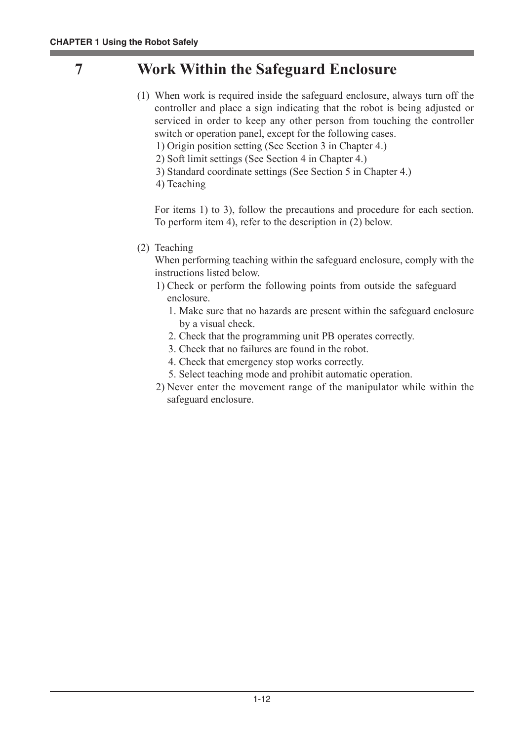# 7 Work Within the Safeguard Enclosure

(1) When work is required inside the safeguard enclosure, always turn off the controller and place a sign indicating that the robot is being adjusted or serviced in order to keep any other person from touching the controller switch or operation panel, except for the following cases.

1) Origin position setting (See Section 3 in Chapter 4.)
2) Soft limit settings (See Section 4 in Chapter 4.)
3) Standard coordinate settings (See Section 5 in Chapter 4.)
4) Teaching

For items 1) to 3), follow the precautions and procedure for each section. To perform item 4), refer to the description in (2) below.

(2) Teaching

When performing teaching within the safeguard enclosure, comply with the instructions listed below.

1) Check or perform the following points from outside the safeguard enclosure.
   1. Make sure that no hazards are present within the safeguard enclosure by a visual check.
   2. Check that the programming unit PB operates correctly.
   3. Check that no failures are found in the robot.
   4. Check that emergency stop works correctly.
   5. Select teaching mode and prohibit automatic operation.
2) Never enter the movement range of the manipulator while within the safeguard enclosure.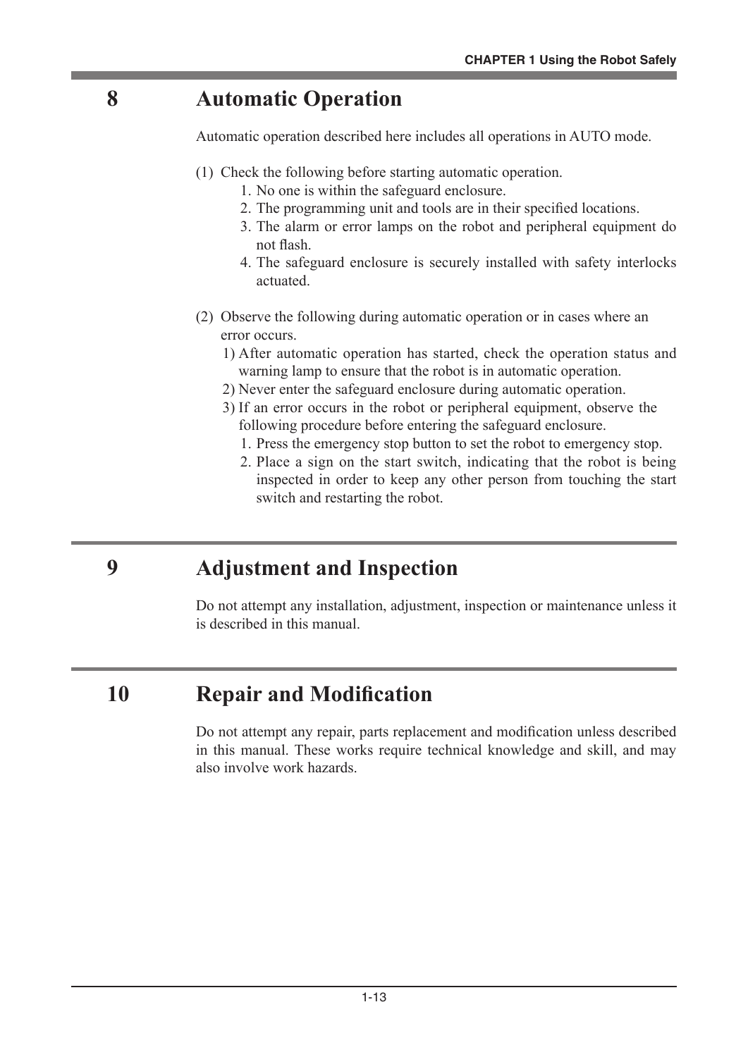## 8 Automatic Operation

Automatic operation described here includes all operations in AUTO mode.

(1) Check the following before starting automatic operation.
   1. No one is within the safeguard enclosure.
   2. The programming unit and tools are in their specified locations.
   3. The alarm or error lamps on the robot and peripheral equipment do not flash.
   4. The safeguard enclosure is securely installed with safety interlocks actuated.

(2) Observe the following during automatic operation or in cases where an error occurs.
   1) After automatic operation has started, check the operation status and warning lamp to ensure that the robot is in automatic operation.
   2) Never enter the safeguard enclosure during automatic operation.
   3) If an error occurs in the robot or peripheral equipment, observe the following procedure before entering the safeguard enclosure.
      1. Press the emergency stop button to set the robot to emergency stop.
      2. Place a sign on the start switch, indicating that the robot is being inspected in order to keep any other person from touching the start switch and restarting the robot.

## 9 Adjustment and Inspection

Do not attempt any installation, adjustment, inspection or maintenance unless it is described in this manual.

## 10 Repair and Modification

Do not attempt any repair, parts replacement and modification unless described in this manual. These works require technical knowledge and skill, and may also involve work hazards.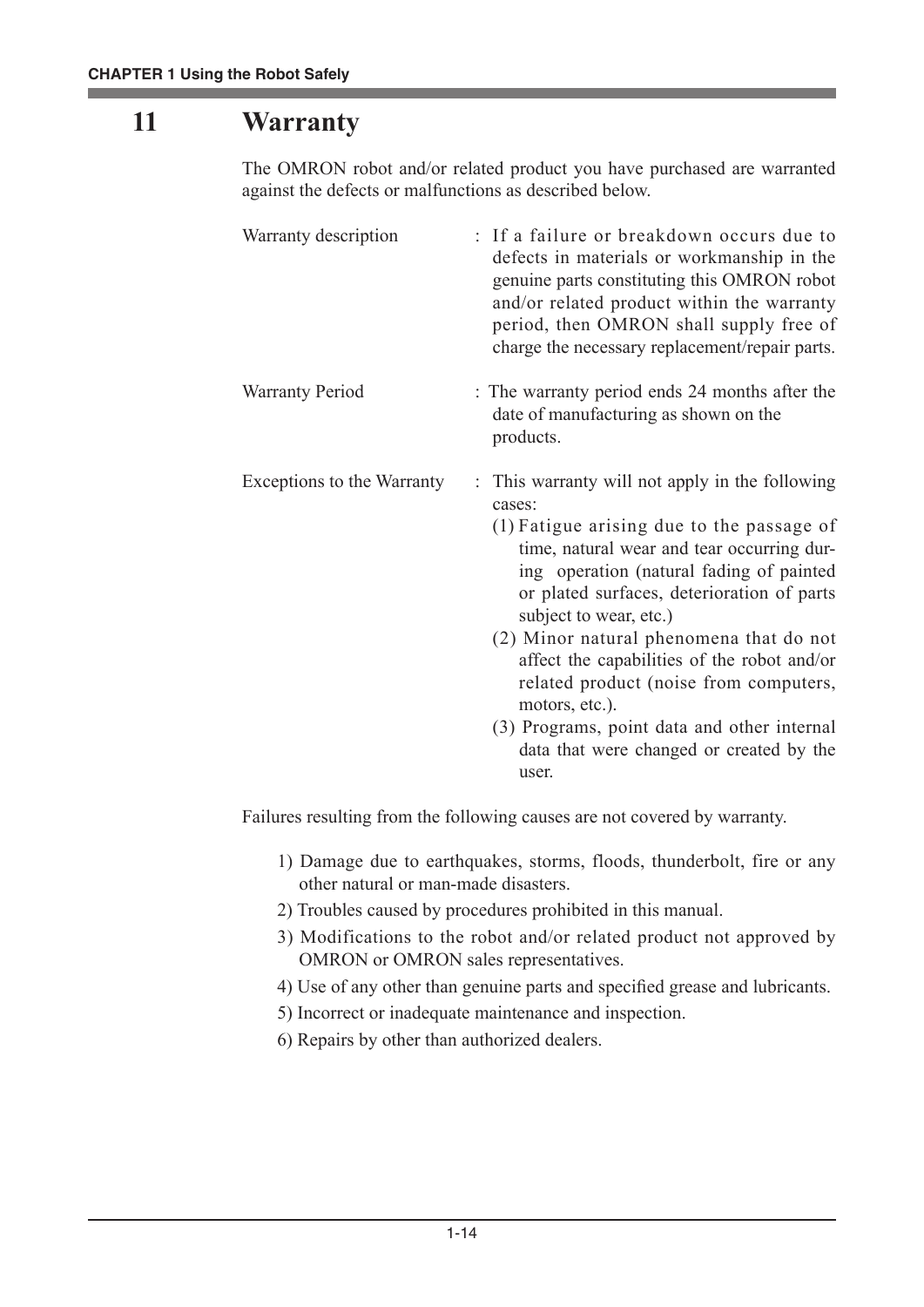# 11 Warranty

The OMRON robot and/or related product you have purchased are warranted against the defects or malfunctions as described below.

Warranty description : If a failure or breakdown occurs due to defects in materials or workmanship in the genuine parts constituting this OMRON robot and/or related product within the warranty period, then OMRON shall supply free of charge the necessary replacement/repair parts.

Warranty Period : The warranty period ends 24 months after the date of manufacturing as shown on the products.

Exceptions to the Warranty : This warranty will not apply in the following cases:

(1) Fatigue arising due to the passage of time, natural wear and tear occurring during operation (natural fading of painted or plated surfaces, deterioration of parts subject to wear, etc.)

(2) Minor natural phenomena that do not affect the capabilities of the robot and/or related product (noise from computers, motors, etc.).

(3) Programs, point data and other internal data that were changed or created by the user.

Failures resulting from the following causes are not covered by warranty.

1) Damage due to earthquakes, storms, floods, thunderbolt, fire or any other natural or man-made disasters.
2) Troubles caused by procedures prohibited in this manual.
3) Modifications to the robot and/or related product not approved by OMRON or OMRON sales representatives.
4) Use of any other than genuine parts and specified grease and lubricants.
5) Incorrect or inadequate maintenance and inspection.
6) Repairs by other than authorized dealers.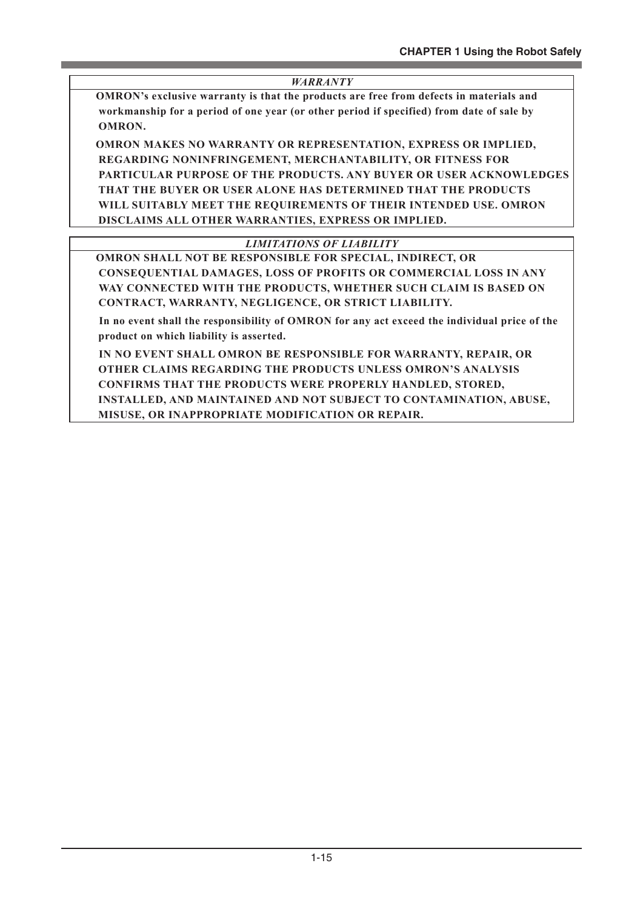### *WARRANTY*

**OMRON's exclusive warranty is that the products are free from defects in materials and workmanship for a period of one year (or other period if specified) from date of sale by OMRON.**

**OMRON MAKES NO WARRANTY OR REPRESENTATION, EXPRESS OR IMPLIED, REGARDING NONINFRINGEMENT, MERCHANTABILITY, OR FITNESS FOR PARTICULAR PURPOSE OF THE PRODUCTS. ANY BUYER OR USER ACKNOWLEDGES THAT THE BUYER OR USER ALONE HAS DETERMINED THAT THE PRODUCTS WILL SUITABLY MEET THE REQUIREMENTS OF THEIR INTENDED USE. OMRON DISCLAIMS ALL OTHER WARRANTIES, EXPRESS OR IMPLIED.**

### *LIMITATIONS OF LIABILITY*

**OMRON SHALL NOT BE RESPONSIBLE FOR SPECIAL, INDIRECT, OR CONSEQUENTIAL DAMAGES, LOSS OF PROFITS OR COMMERCIAL LOSS IN ANY WAY CONNECTED WITH THE PRODUCTS, WHETHER SUCH CLAIM IS BASED ON CONTRACT, WARRANTY, NEGLIGENCE, OR STRICT LIABILITY.**

**In no event shall the responsibility of OMRON for any act exceed the individual price of the product on which liability is asserted.**

**IN NO EVENT SHALL OMRON BE RESPONSIBLE FOR WARRANTY, REPAIR, OR OTHER CLAIMS REGARDING THE PRODUCTS UNLESS OMRON'S ANALYSIS CONFIRMS THAT THE PRODUCTS WERE PROPERLY HANDLED, STORED, INSTALLED, AND MAINTAINED AND NOT SUBJECT TO CONTAMINATION, ABUSE, MISUSE, OR INAPPROPRIATE MODIFICATION OR REPAIR.**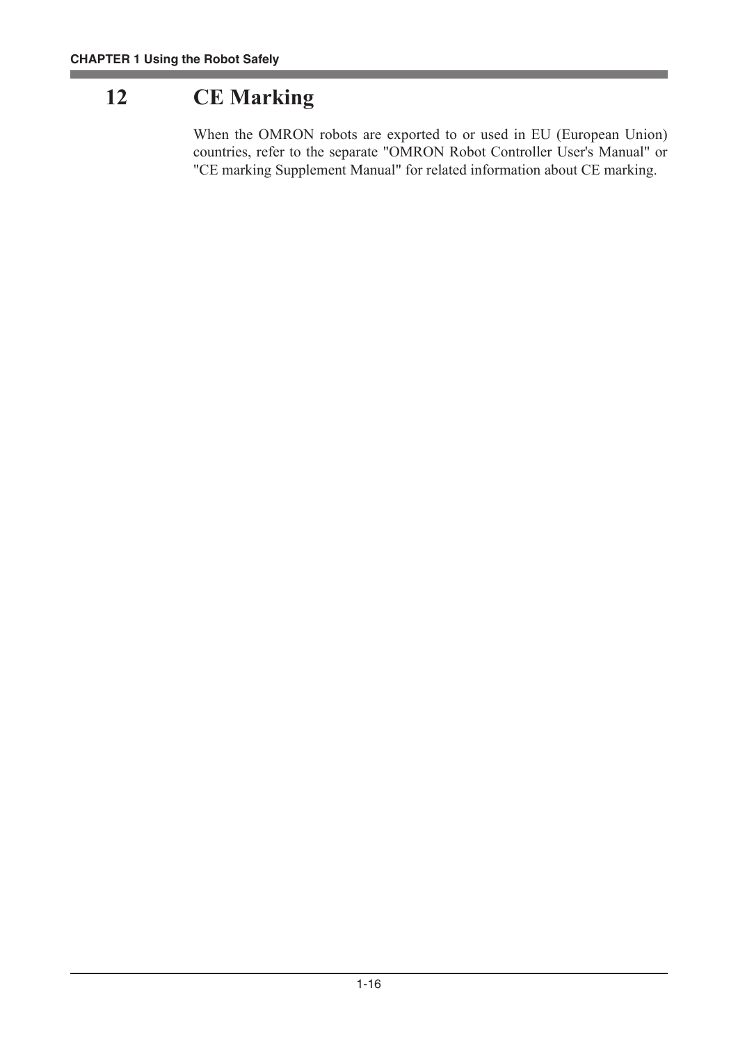# 12 CE Marking

When the OMRON robots are exported to or used in EU (European Union) countries, refer to the separate "OMRON Robot Controller User's Manual" or "CE marking Supplement Manual" for related information about CE marking.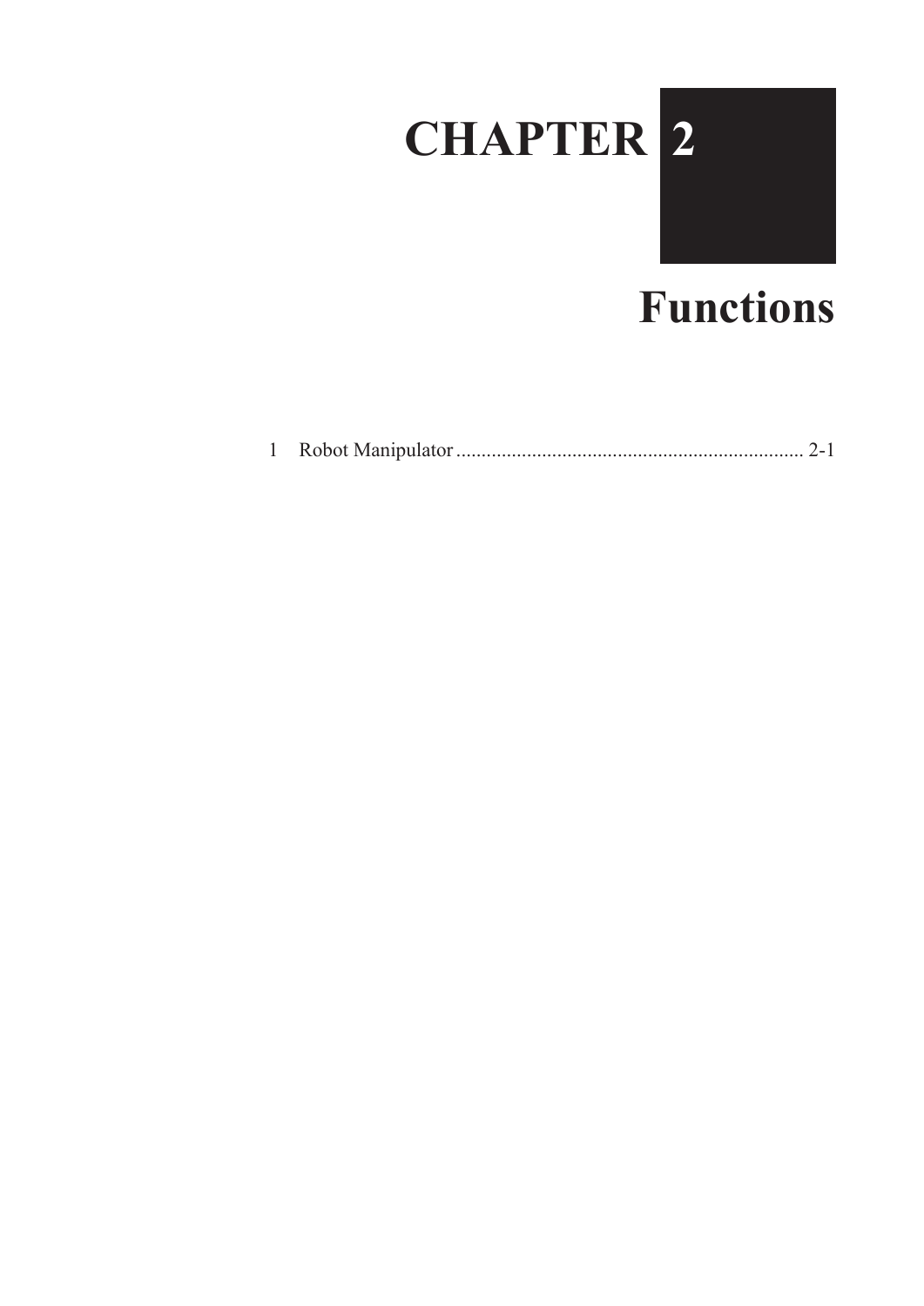# CHAPTER 2

# Functions

1 Robot Manipulator ..................................................................... 2-1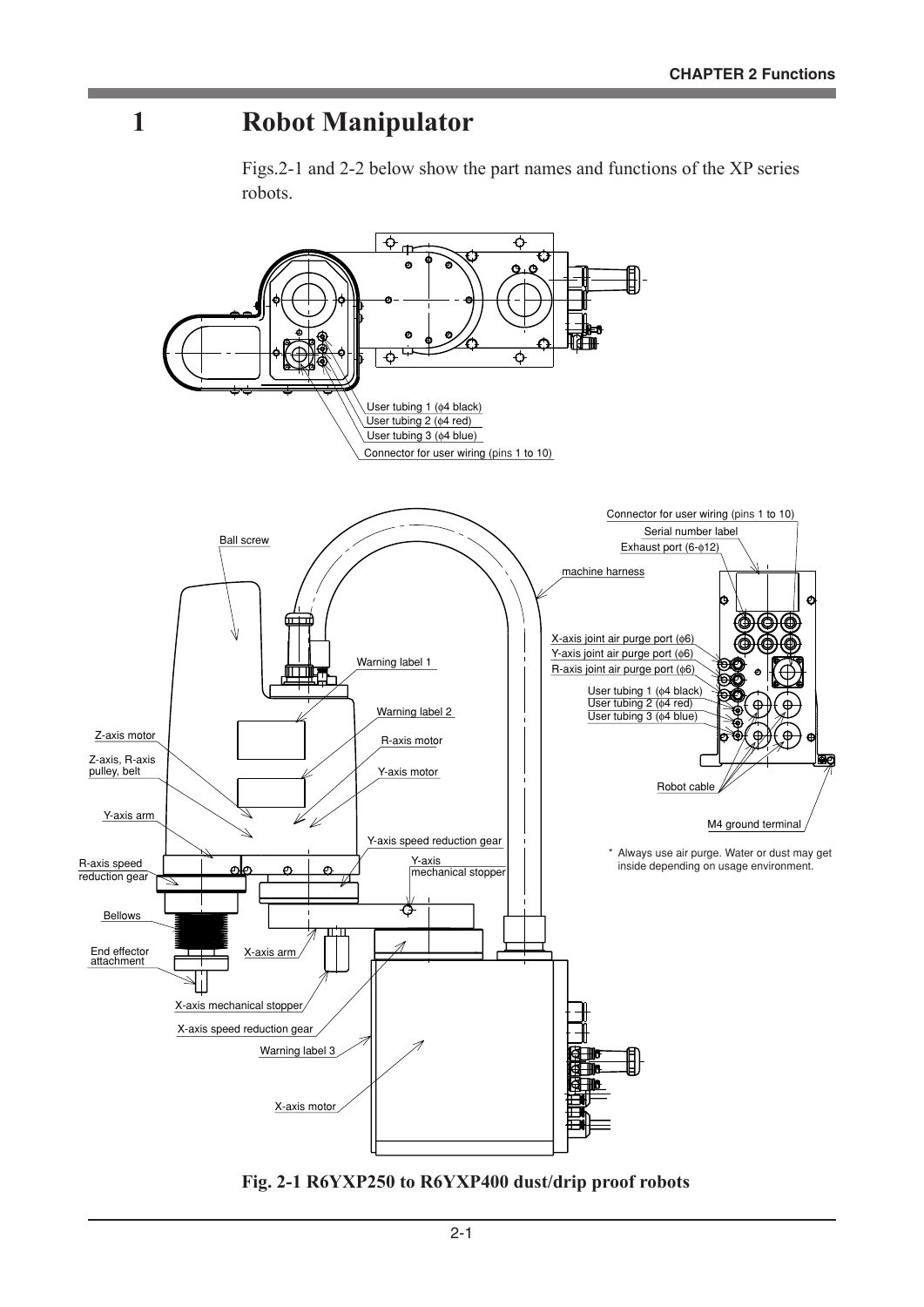# 1 Robot Manipulator

Figs.2-1 and 2-2 below show the part names and functions of the XP series robots.

User tubing 1 (ϕ4 black)
User tubing 2 (ϕ4 red)
User tubing 3 (ϕ4 blue)
Connector for user wiring (pins 1 to 10)

Ball screw
Z-axis motor
Z-axis, R-axis pulley, belt
Y-axis arm
R-axis speed reduction gear
Bellows
End effector attachment
Warning label 1
Warning label 2
R-axis motor
Y-axis motor
Y-axis speed reduction gear
Y-axis mechanical stopper
X-axis arm
X-axis mechanical stopper
X-axis speed reduction gear
Warning label 3
X-axis motor
machine harness
Connector for user wiring (pins 1 to 10)
Serial number label
Exhaust port (6-ϕ12)
X-axis joint air purge port (ϕ6)
Y-axis joint air purge port (ϕ6)
R-axis joint air purge port (ϕ6)
User tubing 1 (ϕ4 black)
User tubing 2 (ϕ4 red)
User tubing 3 (ϕ4 blue)
Robot cable
M4 ground terminal

* Always use air purge. Water or dust may get inside depending on usage environment.

**Fig. 2-1 R6YXP250 to R6YXP400 dust/drip proof robots**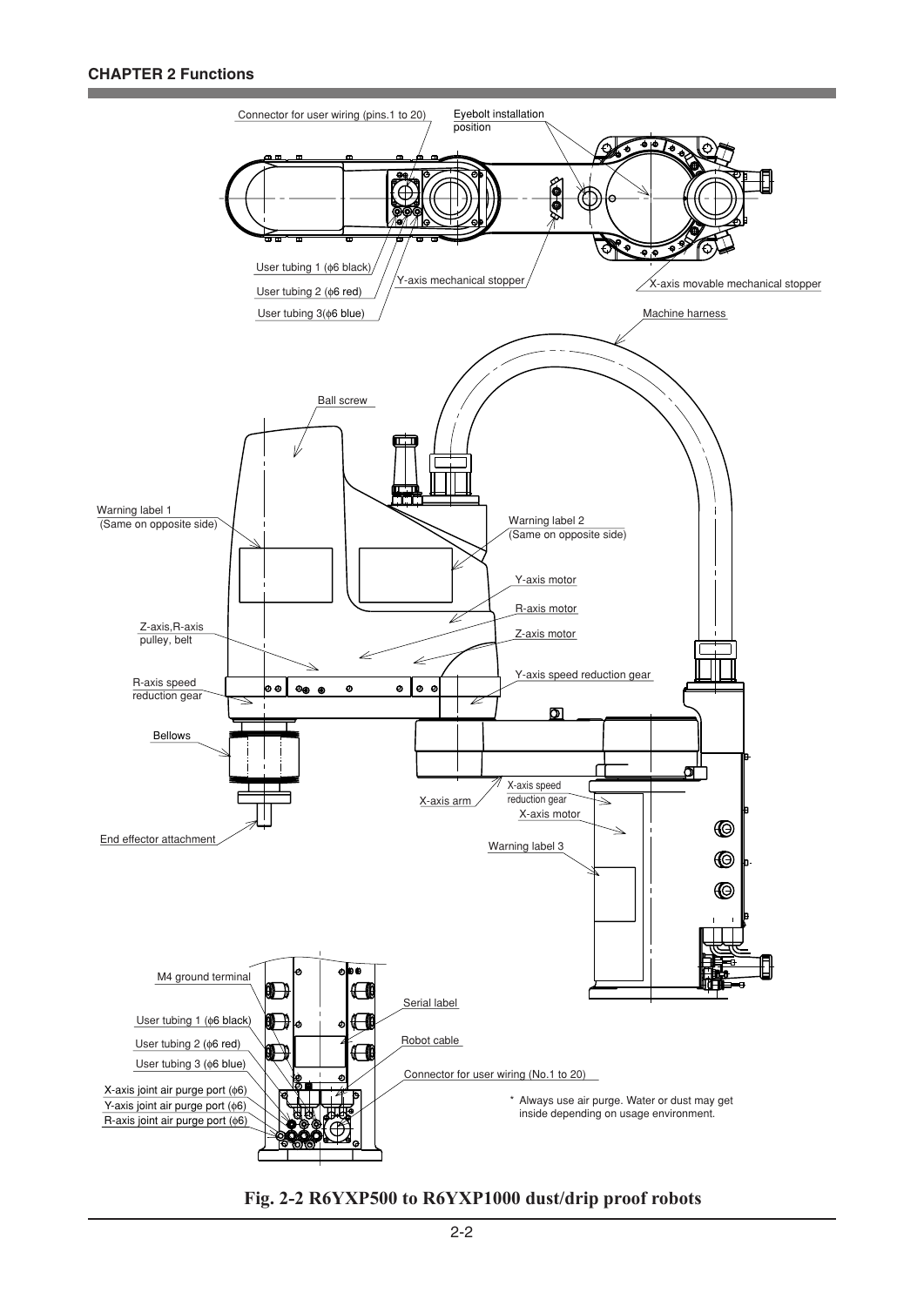Connector for user wiring (pins.1 to 20)

Eyebolt installation position

User tubing 1 (φ6 black)

User tubing 2 (φ6 red)

User tubing 3(φ6 blue)

Y-axis mechanical stopper

X-axis movable mechanical stopper

Machine harness

Ball screw

Warning label 1 (Same on opposite side)

Warning label 2 (Same on opposite side)

Y-axis motor

R-axis motor

Z-axis,R-axis pulley, belt

Z-axis motor

R-axis speed reduction gear

Y-axis speed reduction gear

Bellows

X-axis speed reduction gear

X-axis arm

X-axis motor

End effector attachment

Warning label 3

M4 ground terminal

Serial label

User tubing 1 (φ6 black)

User tubing 2 (φ6 red)

Robot cable

User tubing 3 (φ6 blue)

Connector for user wiring (No.1 to 20)

X-axis joint air purge port (φ6)

Y-axis joint air purge port (φ6)

R-axis joint air purge port (φ6)

* Always use air purge. Water or dust may get inside depending on usage environment.

**Fig. 2-2 R6YXP500 to R6YXP1000 dust/drip proof robots**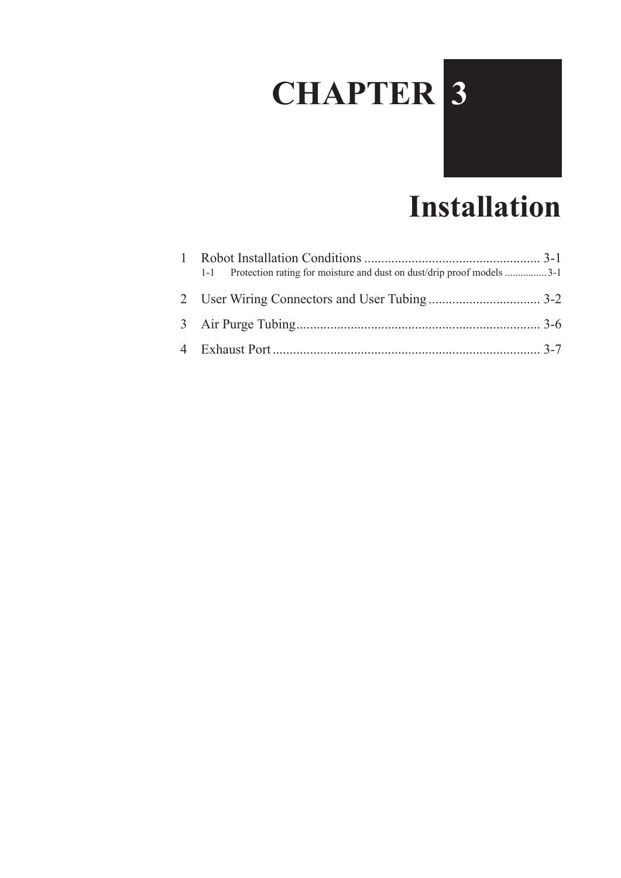# CHAPTER 3

# Installation

1 Robot Installation Conditions .................................................... 3-1
 1-1 Protection rating for moisture and dust on dust/drip proof models ............... 3-1

2 User Wiring Connectors and User Tubing ................................ 3-2

3 Air Purge Tubing....................................................................... 3-6

4 Exhaust Port.............................................................................. 3-7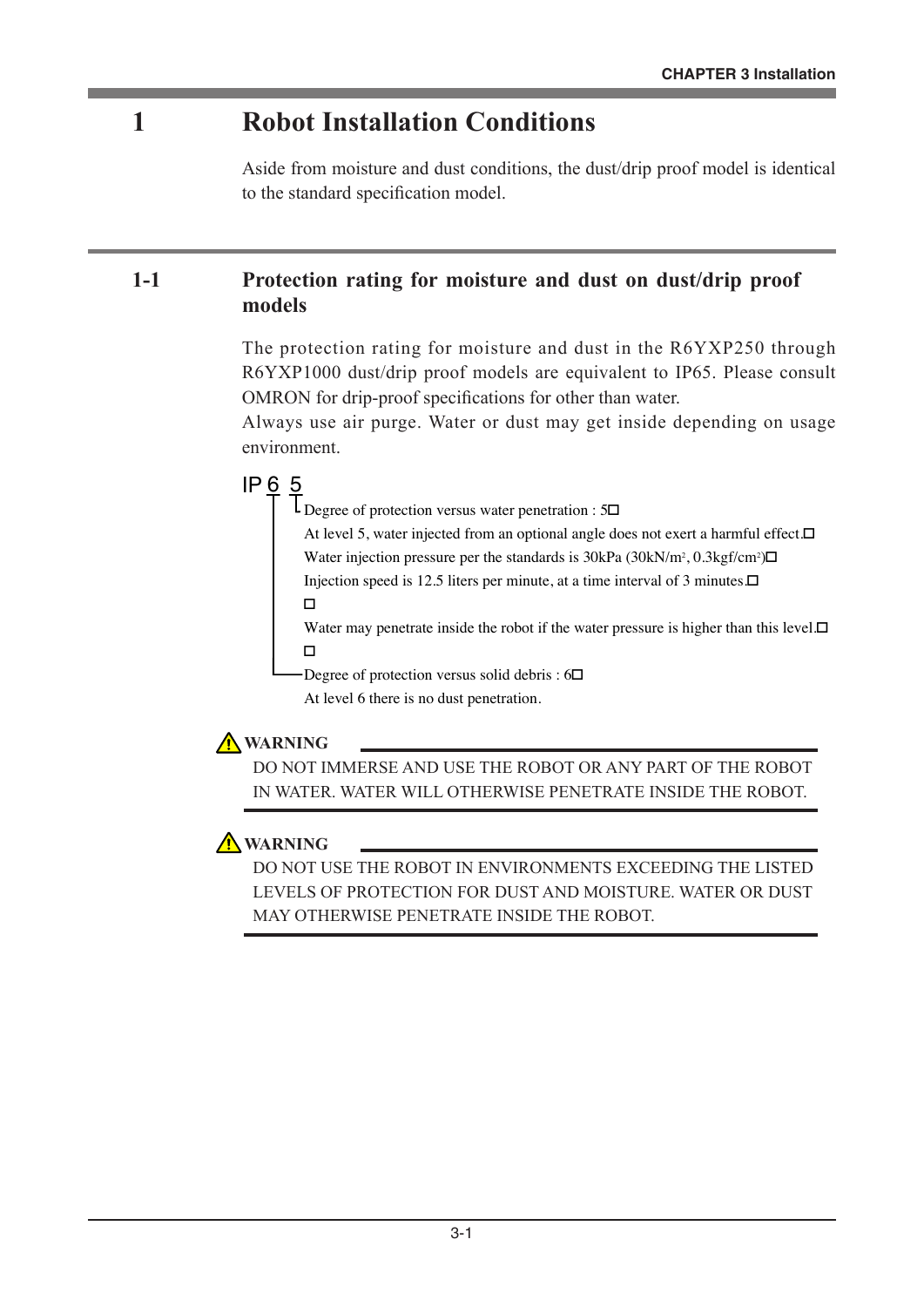# 1 Robot Installation Conditions

Aside from moisture and dust conditions, the dust/drip proof model is identical to the standard specification model.

## 1-1 Protection rating for moisture and dust on dust/drip proof models

The protection rating for moisture and dust in the R6YXP250 through R6YXP1000 dust/drip proof models are equivalent to IP65. Please consult OMRON for drip-proof specifications for other than water.
Always use air purge. Water or dust may get inside depending on usage environment.

IP 6 5

- Degree of protection versus water penetration : 5
  At level 5, water injected from an optional angle does not exert a harmful effect.
  Water injection pressure per the standards is 30kPa (30kN/m², 0.3kgf/cm²)
  Injection speed is 12.5 liters per minute, at a time interval of 3 minutes.

  Water may penetrate inside the robot if the water pressure is higher than this level.

- Degree of protection versus solid debris : 6
  At level 6 there is no dust penetration.

> ⚠ **WARNING**
> DO NOT IMMERSE AND USE THE ROBOT OR ANY PART OF THE ROBOT IN WATER. WATER WILL OTHERWISE PENETRATE INSIDE THE ROBOT.

> ⚠ **WARNING**
> DO NOT USE THE ROBOT IN ENVIRONMENTS EXCEEDING THE LISTED LEVELS OF PROTECTION FOR DUST AND MOISTURE. WATER OR DUST MAY OTHERWISE PENETRATE INSIDE THE ROBOT.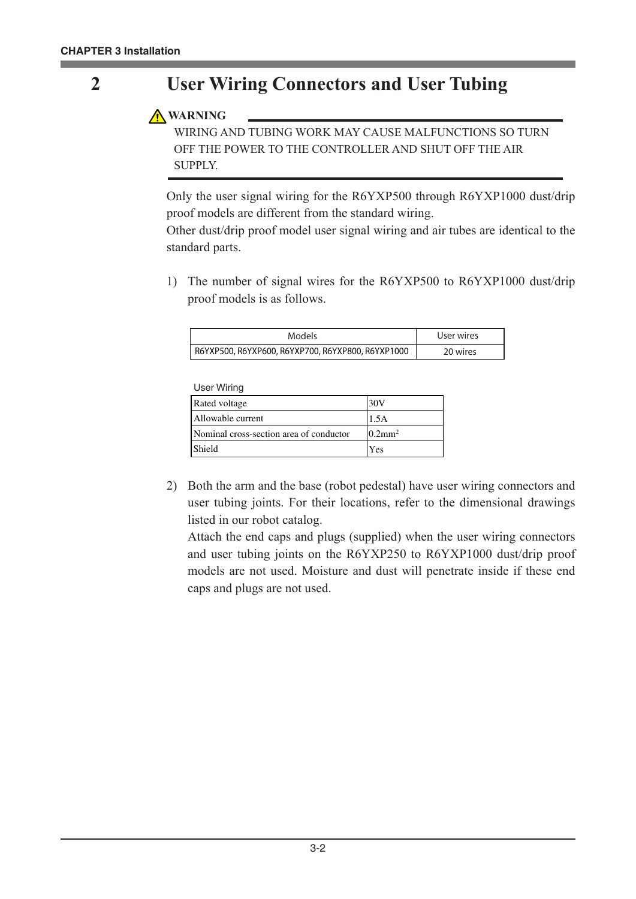## 2 User Wiring Connectors and User Tubing

⚠ **WARNING**

WIRING AND TUBING WORK MAY CAUSE MALFUNCTIONS SO TURN OFF THE POWER TO THE CONTROLLER AND SHUT OFF THE AIR SUPPLY.

Only the user signal wiring for the R6YXP500 through R6YXP1000 dust/drip proof models are different from the standard wiring.
Other dust/drip proof model user signal wiring and air tubes are identical to the standard parts.

1) The number of signal wires for the R6YXP500 to R6YXP1000 dust/drip proof models is as follows.

| Models | User wires |
|---|---|
| R6YXP500, R6YXP600, R6YXP700, R6YXP800, R6YXP1000 | 20 wires |

User Wiring

| | |
|---|---|
| Rated voltage | 30V |
| Allowable current | 1.5A |
| Nominal cross-section area of conductor | $0.2mm^2$ |
| Shield | Yes |

2) Both the arm and the base (robot pedestal) have user wiring connectors and user tubing joints. For their locations, refer to the dimensional drawings listed in our robot catalog.
   Attach the end caps and plugs (supplied) when the user wiring connectors and user tubing joints on the R6YXP250 to R6YXP1000 dust/drip proof models are not used. Moisture and dust will penetrate inside if these end caps and plugs are not used.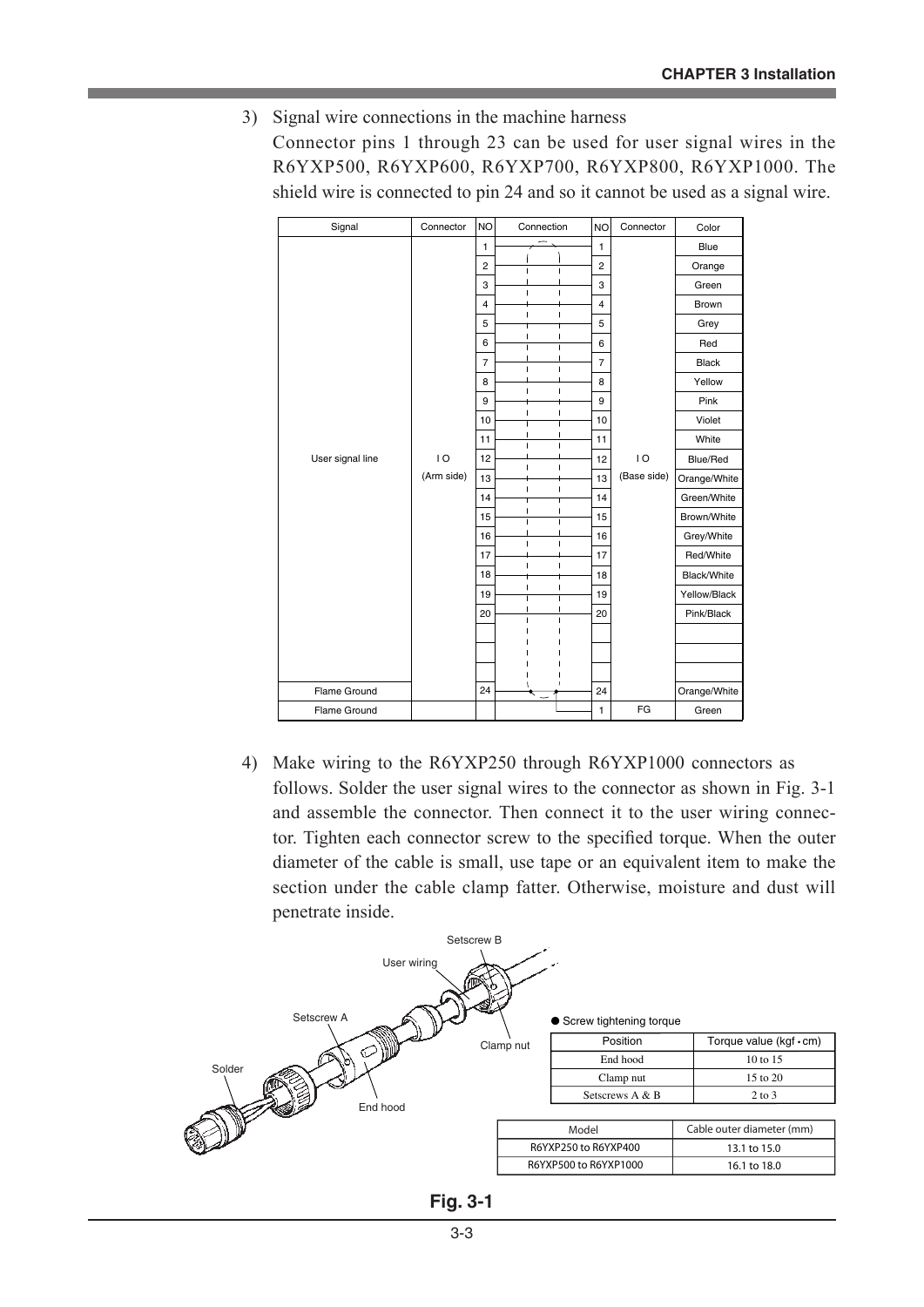3) Signal wire connections in the machine harness

Connector pins 1 through 23 can be used for user signal wires in the R6YXP500, R6YXP600, R6YXP700, R6YXP800, R6YXP1000. The shield wire is connected to pin 24 and so it cannot be used as a signal wire.

| Signal | Connector | NO | Connection | NO | Connector | Color |
|---|---|---|---|---|---|---|
| User signal line | I O (Arm side) | 1 | | 1 | I O (Base side) | Blue |
| | | 2 | | 2 | | Orange |
| | | 3 | | 3 | | Green |
| | | 4 | | 4 | | Brown |
| | | 5 | | 5 | | Grey |
| | | 6 | | 6 | | Red |
| | | 7 | | 7 | | Black |
| | | 8 | | 8 | | Yellow |
| | | 9 | | 9 | | Pink |
| | | 10 | | 10 | | Violet |
| | | 11 | | 11 | | White |
| | | 12 | | 12 | | Blue/Red |
| | | 13 | | 13 | | Orange/White |
| | | 14 | | 14 | | Green/White |
| | | 15 | | 15 | | Brown/White |
| | | 16 | | 16 | | Grey/White |
| | | 17 | | 17 | | Red/White |
| | | 18 | | 18 | | Black/White |
| | | 19 | | 19 | | Yellow/Black |
| | | 20 | | 20 | | Pink/Black |
| | | | | | | |
| | | | | | | |
| | | | | | | |
| Flame Ground | | 24 | | 24 | | Orange/White |
| Flame Ground | | | | 1 | FG | Green |

4) Make wiring to the R6YXP250 through R6YXP1000 connectors as follows. Solder the user signal wires to the connector as shown in Fig. 3-1 and assemble the connector. Then connect it to the user wiring connector. Tighten each connector screw to the specified torque. When the outer diameter of the cable is small, use tape or an equivalent item to make the section under the cable clamp fatter. Otherwise, moisture and dust will penetrate inside.

Setscrew B, User wiring, Setscrew A, Clamp nut, Solder, End hood

● Screw tightening torque

| Position | Torque value (kgf • cm) |
|---|---|
| End hood | 10 to 15 |
| Clamp nut | 15 to 20 |
| Setscrews A & B | 2 to 3 |

| Model | Cable outer diameter (mm) |
|---|---|
| R6YXP250 to R6YXP400 | 13.1 to 15.0 |
| R6YXP500 to R6YXP1000 | 16.1 to 18.0 |

**Fig. 3-1**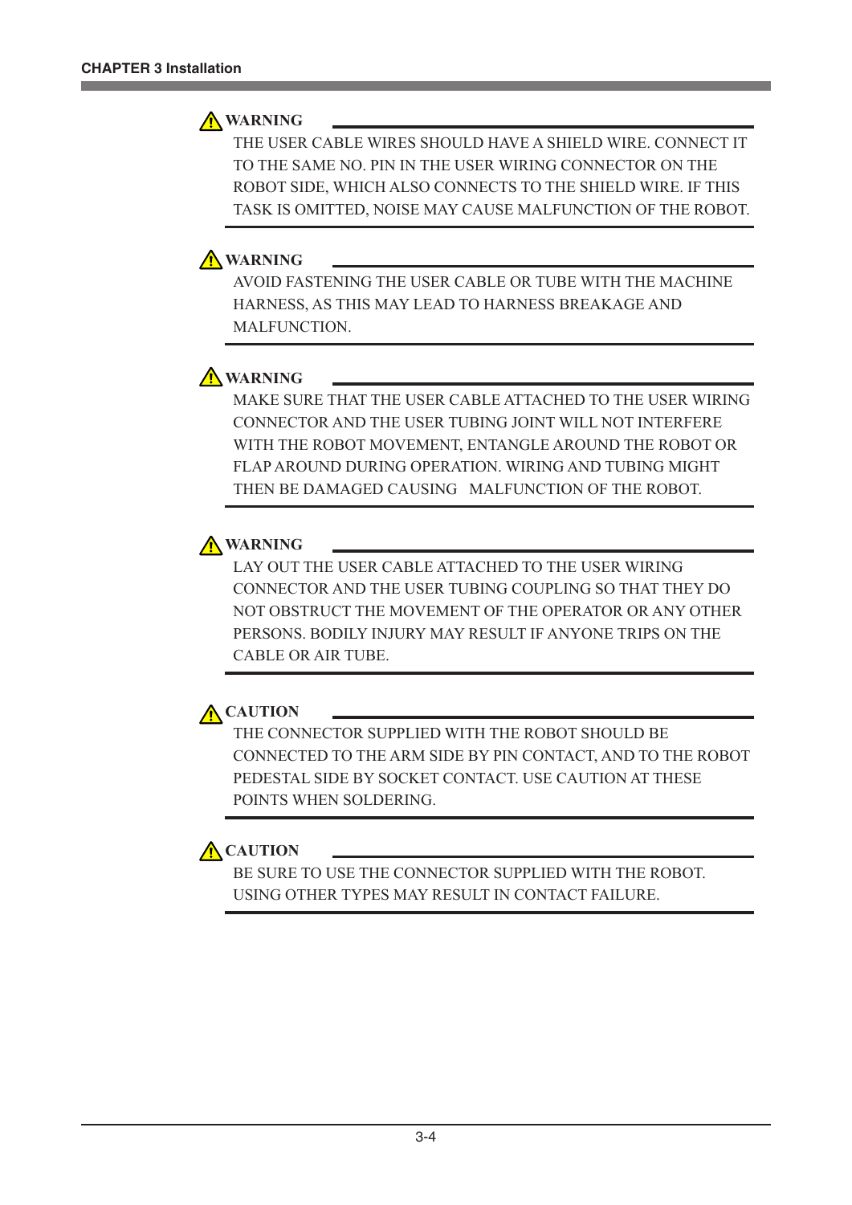**⚠ WARNING**

THE USER CABLE WIRES SHOULD HAVE A SHIELD WIRE. CONNECT IT TO THE SAME NO. PIN IN THE USER WIRING CONNECTOR ON THE ROBOT SIDE, WHICH ALSO CONNECTS TO THE SHIELD WIRE. IF THIS TASK IS OMITTED, NOISE MAY CAUSE MALFUNCTION OF THE ROBOT.

---

**⚠ WARNING**

AVOID FASTENING THE USER CABLE OR TUBE WITH THE MACHINE HARNESS, AS THIS MAY LEAD TO HARNESS BREAKAGE AND MALFUNCTION.

---

**⚠ WARNING**

MAKE SURE THAT THE USER CABLE ATTACHED TO THE USER WIRING CONNECTOR AND THE USER TUBING JOINT WILL NOT INTERFERE WITH THE ROBOT MOVEMENT, ENTANGLE AROUND THE ROBOT OR FLAP AROUND DURING OPERATION. WIRING AND TUBING MIGHT THEN BE DAMAGED CAUSING MALFUNCTION OF THE ROBOT.

---

**⚠ WARNING**

LAY OUT THE USER CABLE ATTACHED TO THE USER WIRING CONNECTOR AND THE USER TUBING COUPLING SO THAT THEY DO NOT OBSTRUCT THE MOVEMENT OF THE OPERATOR OR ANY OTHER PERSONS. BODILY INJURY MAY RESULT IF ANYONE TRIPS ON THE CABLE OR AIR TUBE.

---

**⚠ CAUTION**

THE CONNECTOR SUPPLIED WITH THE ROBOT SHOULD BE CONNECTED TO THE ARM SIDE BY PIN CONTACT, AND TO THE ROBOT PEDESTAL SIDE BY SOCKET CONTACT. USE CAUTION AT THESE POINTS WHEN SOLDERING.

---

**⚠ CAUTION**

BE SURE TO USE THE CONNECTOR SUPPLIED WITH THE ROBOT. USING OTHER TYPES MAY RESULT IN CONTACT FAILURE.

---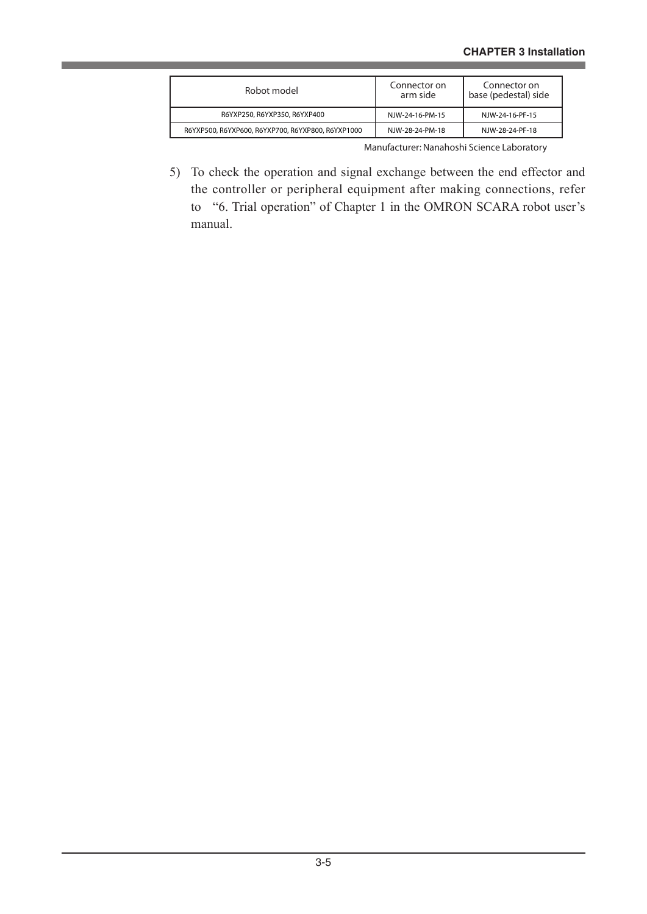| Robot model | Connector on arm side | Connector on base (pedestal) side |
| --- | --- | --- |
| R6YXP250, R6YXP350, R6YXP400 | NJW-24-16-PM-15 | NJW-24-16-PF-15 |
| R6YXP500, R6YXP600, R6YXP700, R6YXP800, R6YXP1000 | NJW-28-24-PM-18 | NJW-28-24-PF-18 |

Manufacturer: Nanahoshi Science Laboratory

5) To check the operation and signal exchange between the end effector and the controller or peripheral equipment after making connections, refer to "6. Trial operation" of Chapter 1 in the OMRON SCARA robot user's manual.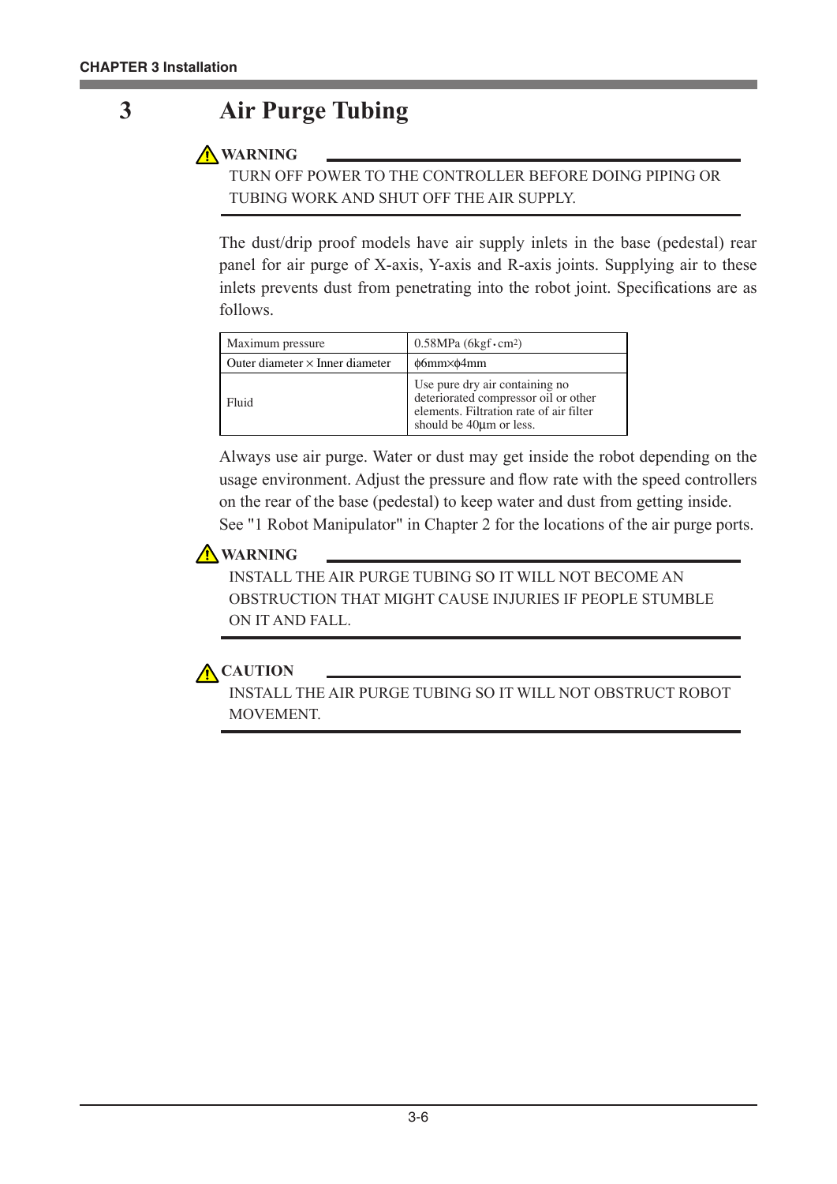# 3 Air Purge Tubing

**⚠ WARNING**

TURN OFF POWER TO THE CONTROLLER BEFORE DOING PIPING OR TUBING WORK AND SHUT OFF THE AIR SUPPLY.

The dust/drip proof models have air supply inlets in the base (pedestal) rear panel for air purge of X-axis, Y-axis and R-axis joints. Supplying air to these inlets prevents dust from penetrating into the robot joint. Specifications are as follows.

| Maximum pressure | 0.58MPa (6kgf・cm²) |
|---|---|
| Outer diameter × Inner diameter | ϕ6mm×ϕ4mm |
| Fluid | Use pure dry air containing no deteriorated compressor oil or other elements. Filtration rate of air filter should be 40μm or less. |

Always use air purge. Water or dust may get inside the robot depending on the usage environment. Adjust the pressure and flow rate with the speed controllers on the rear of the base (pedestal) to keep water and dust from getting inside.

See "1 Robot Manipulator" in Chapter 2 for the locations of the air purge ports.

**⚠ WARNING**

INSTALL THE AIR PURGE TUBING SO IT WILL NOT BECOME AN OBSTRUCTION THAT MIGHT CAUSE INJURIES IF PEOPLE STUMBLE ON IT AND FALL.

**⚠ CAUTION**

INSTALL THE AIR PURGE TUBING SO IT WILL NOT OBSTRUCT ROBOT MOVEMENT.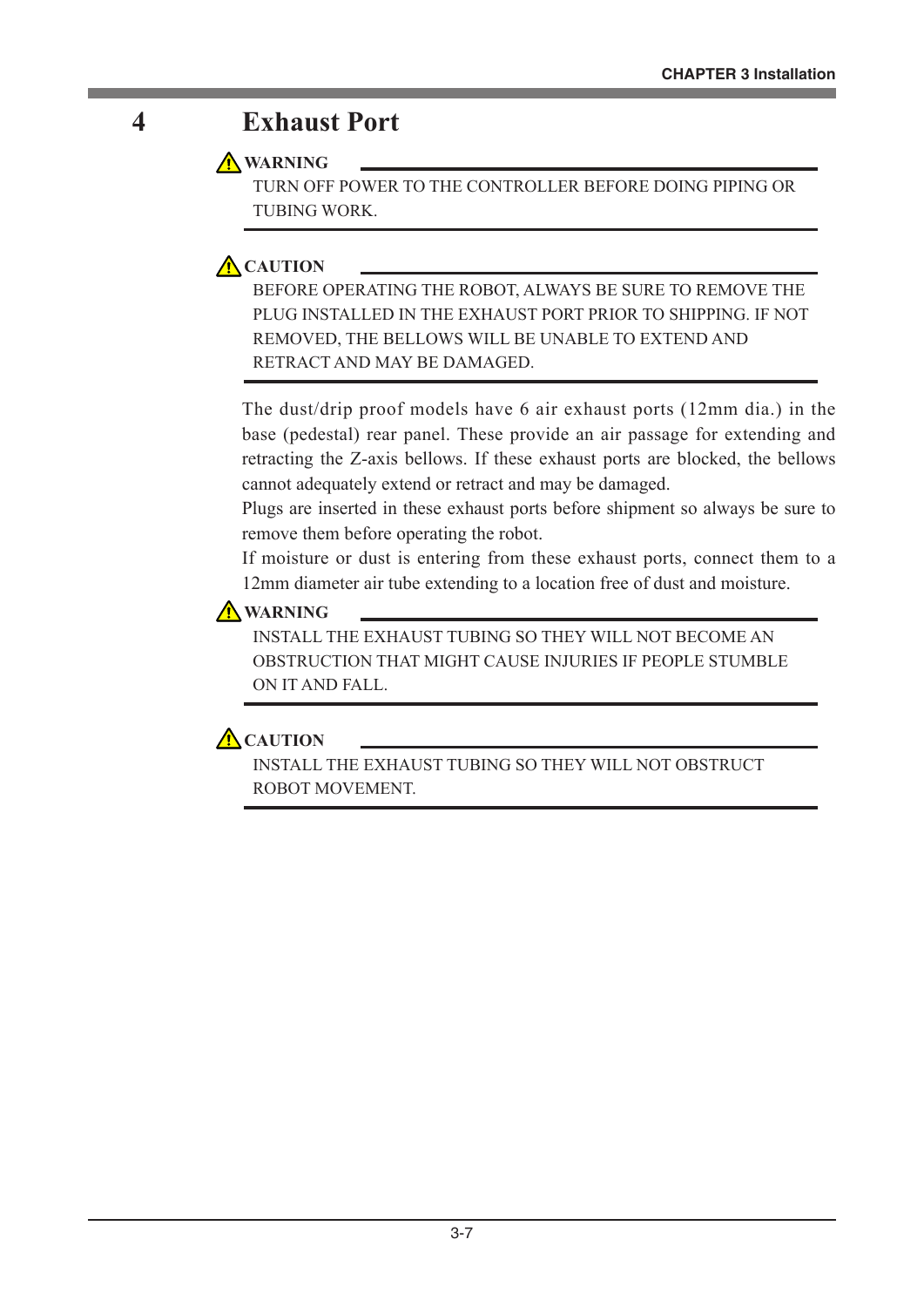# 4 Exhaust Port

**⚠ WARNING**

TURN OFF POWER TO THE CONTROLLER BEFORE DOING PIPING OR TUBING WORK.

**⚠ CAUTION**

BEFORE OPERATING THE ROBOT, ALWAYS BE SURE TO REMOVE THE PLUG INSTALLED IN THE EXHAUST PORT PRIOR TO SHIPPING. IF NOT REMOVED, THE BELLOWS WILL BE UNABLE TO EXTEND AND RETRACT AND MAY BE DAMAGED.

The dust/drip proof models have 6 air exhaust ports (12mm dia.) in the base (pedestal) rear panel. These provide an air passage for extending and retracting the Z-axis bellows. If these exhaust ports are blocked, the bellows cannot adequately extend or retract and may be damaged.

Plugs are inserted in these exhaust ports before shipment so always be sure to remove them before operating the robot.

If moisture or dust is entering from these exhaust ports, connect them to a 12mm diameter air tube extending to a location free of dust and moisture.

**⚠ WARNING**

INSTALL THE EXHAUST TUBING SO THEY WILL NOT BECOME AN OBSTRUCTION THAT MIGHT CAUSE INJURIES IF PEOPLE STUMBLE ON IT AND FALL.

**⚠ CAUTION**

INSTALL THE EXHAUST TUBING SO THEY WILL NOT OBSTRUCT ROBOT MOVEMENT.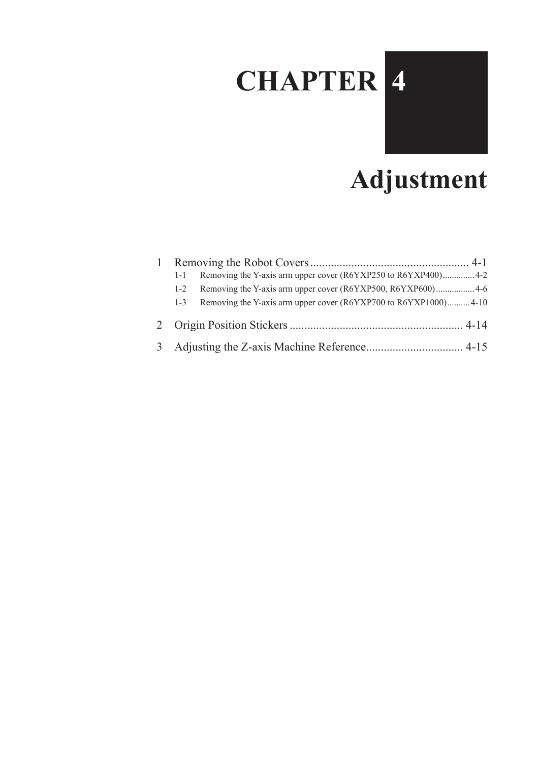# CHAPTER 4

# Adjustment

1 Removing the Robot Covers ...................................................... 4-1

- 1-1 Removing the Y-axis arm upper cover (R6YXP250 to R6YXP400) .............. 4-2
- 1-2 Removing the Y-axis arm upper cover (R6YXP500, R6YXP600) ................. 4-6
- 1-3 Removing the Y-axis arm upper cover (R6YXP700 to R6YXP1000) .......... 4-10

2 Origin Position Stickers ........................................................... 4-14

3 Adjusting the Z-axis Machine Reference................................. 4-15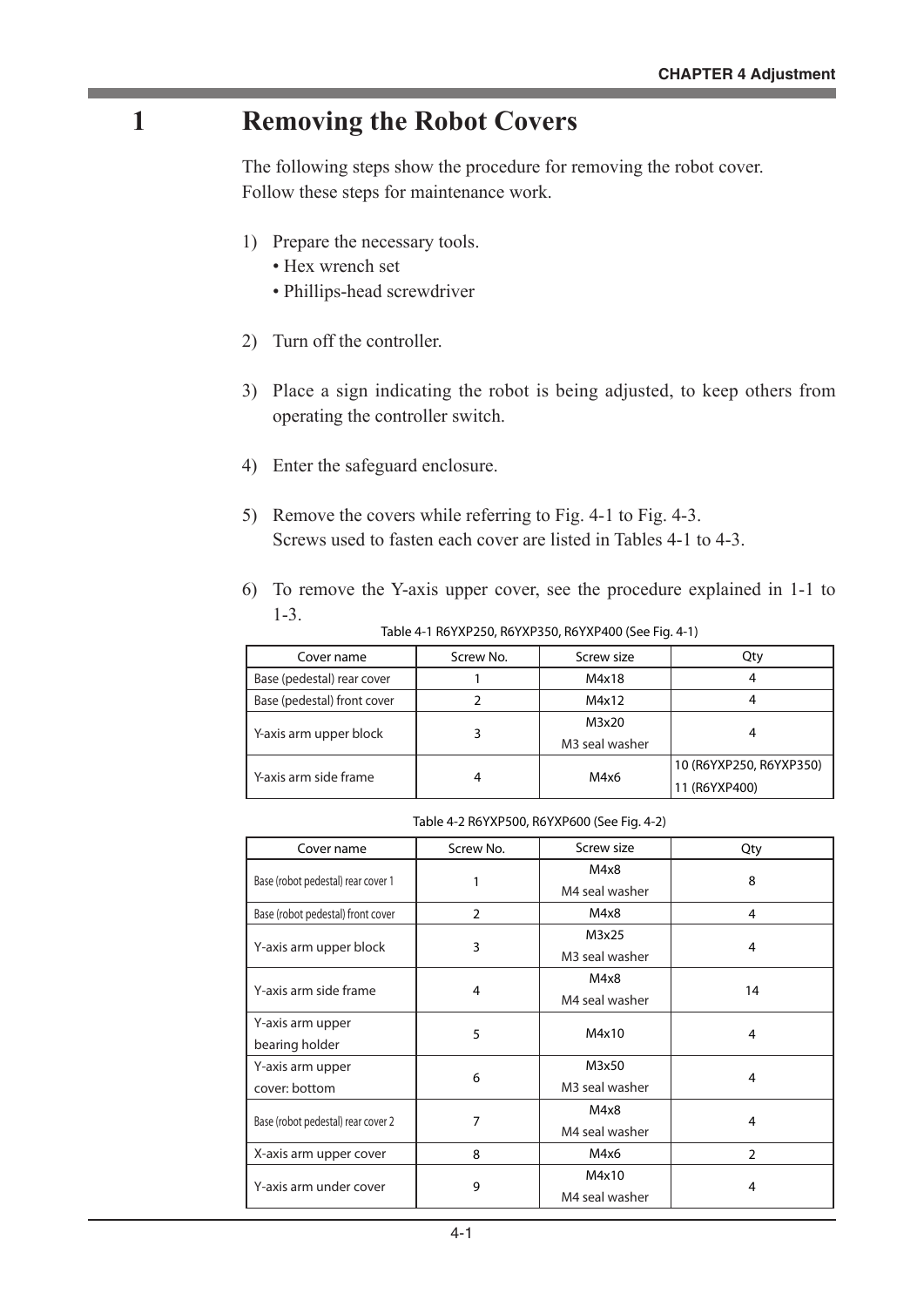# 1 Removing the Robot Covers

The following steps show the procedure for removing the robot cover.
Follow these steps for maintenance work.

1) Prepare the necessary tools.
   - Hex wrench set
   - Phillips-head screwdriver

2) Turn off the controller.

3) Place a sign indicating the robot is being adjusted, to keep others from operating the controller switch.

4) Enter the safeguard enclosure.

5) Remove the covers while referring to Fig. 4-1 to Fig. 4-3.
   Screws used to fasten each cover are listed in Tables 4-1 to 4-3.

6) To remove the Y-axis upper cover, see the procedure explained in 1-1 to 1-3.

Table 4-1 R6YXP250, R6YXP350, R6YXP400 (See Fig. 4-1)

| Cover name | Screw No. | Screw size | Qty |
|---|---|---|---|
| Base (pedestal) rear cover | 1 | M4x18 | 4 |
| Base (pedestal) front cover | 2 | M4x12 | 4 |
| Y-axis arm upper block | 3 | M3x20<br>M3 seal washer | 4 |
| Y-axis arm side frame | 4 | M4x6 | 10 (R6YXP250, R6YXP350)<br>11 (R6YXP400) |

Table 4-2 R6YXP500, R6YXP600 (See Fig. 4-2)

| Cover name | Screw No. | Screw size | Qty |
|---|---|---|---|
| Base (robot pedestal) rear cover 1 | 1 | M4x8<br>M4 seal washer | 8 |
| Base (robot pedestal) front cover | 2 | M4x8 | 4 |
| Y-axis arm upper block | 3 | M3x25<br>M3 seal washer | 4 |
| Y-axis arm side frame | 4 | M4x8<br>M4 seal washer | 14 |
| Y-axis arm upper bearing holder | 5 | M4x10 | 4 |
| Y-axis arm upper cover: bottom | 6 | M3x50<br>M3 seal washer | 4 |
| Base (robot pedestal) rear cover 2 | 7 | M4x8<br>M4 seal washer | 4 |
| X-axis arm upper cover | 8 | M4x6 | 2 |
| Y-axis arm under cover | 9 | M4x10<br>M4 seal washer | 4 |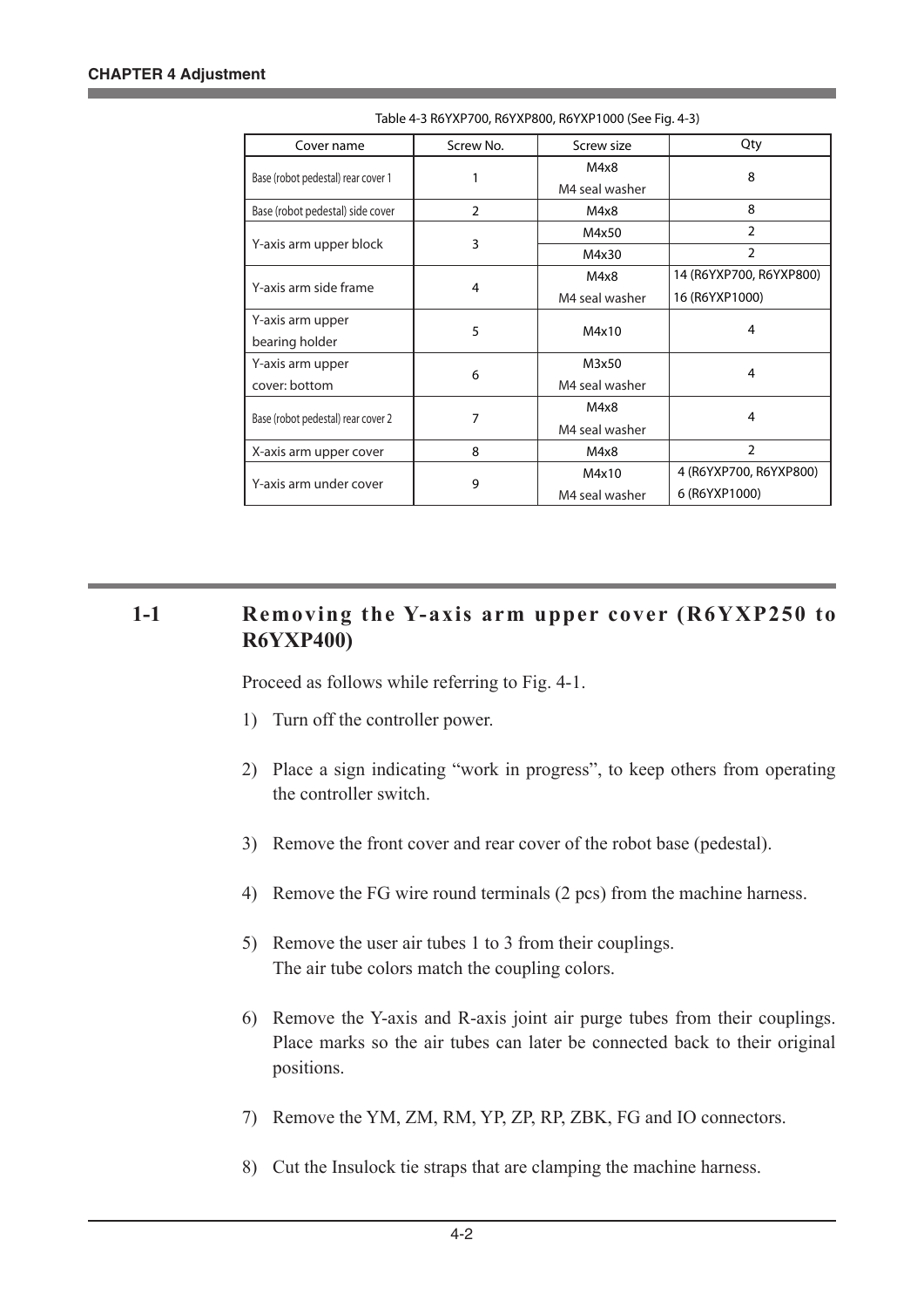Table 4-3 R6YXP700, R6YXP800, R6YXP1000 (See Fig. 4-3)

| Cover name | Screw No. | Screw size | Qty |
|---|---|---|---|
| Base (robot pedestal) rear cover 1 | 1 | M4x8<br>M4 seal washer | 8 |
| Base (robot pedestal) side cover | 2 | M4x8 | 8 |
| Y-axis arm upper block | 3 | M4x50 | 2 |
| | | M4x30 | 2 |
| Y-axis arm side frame | 4 | M4x8<br>M4 seal washer | 14 (R6YXP700, R6YXP800)<br>16 (R6YXP1000) |
| Y-axis arm upper bearing holder | 5 | M4x10 | 4 |
| Y-axis arm upper cover: bottom | 6 | M3x50<br>M4 seal washer | 4 |
| Base (robot pedestal) rear cover 2 | 7 | M4x8<br>M4 seal washer | 4 |
| X-axis arm upper cover | 8 | M4x8 | 2 |
| Y-axis arm under cover | 9 | M4x10<br>M4 seal washer | 4 (R6YXP700, R6YXP800)<br>6 (R6YXP1000) |

## 1-1 Removing the Y-axis arm upper cover (R6YXP250 to R6YXP400)

Proceed as follows while referring to Fig. 4-1.

1) Turn off the controller power.

2) Place a sign indicating "work in progress", to keep others from operating the controller switch.

3) Remove the front cover and rear cover of the robot base (pedestal).

4) Remove the FG wire round terminals (2 pcs) from the machine harness.

5) Remove the user air tubes 1 to 3 from their couplings.
   The air tube colors match the coupling colors.

6) Remove the Y-axis and R-axis joint air purge tubes from their couplings. Place marks so the air tubes can later be connected back to their original positions.

7) Remove the YM, ZM, RM, YP, ZP, RP, ZBK, FG and IO connectors.

8) Cut the Insulock tie straps that are clamping the machine harness.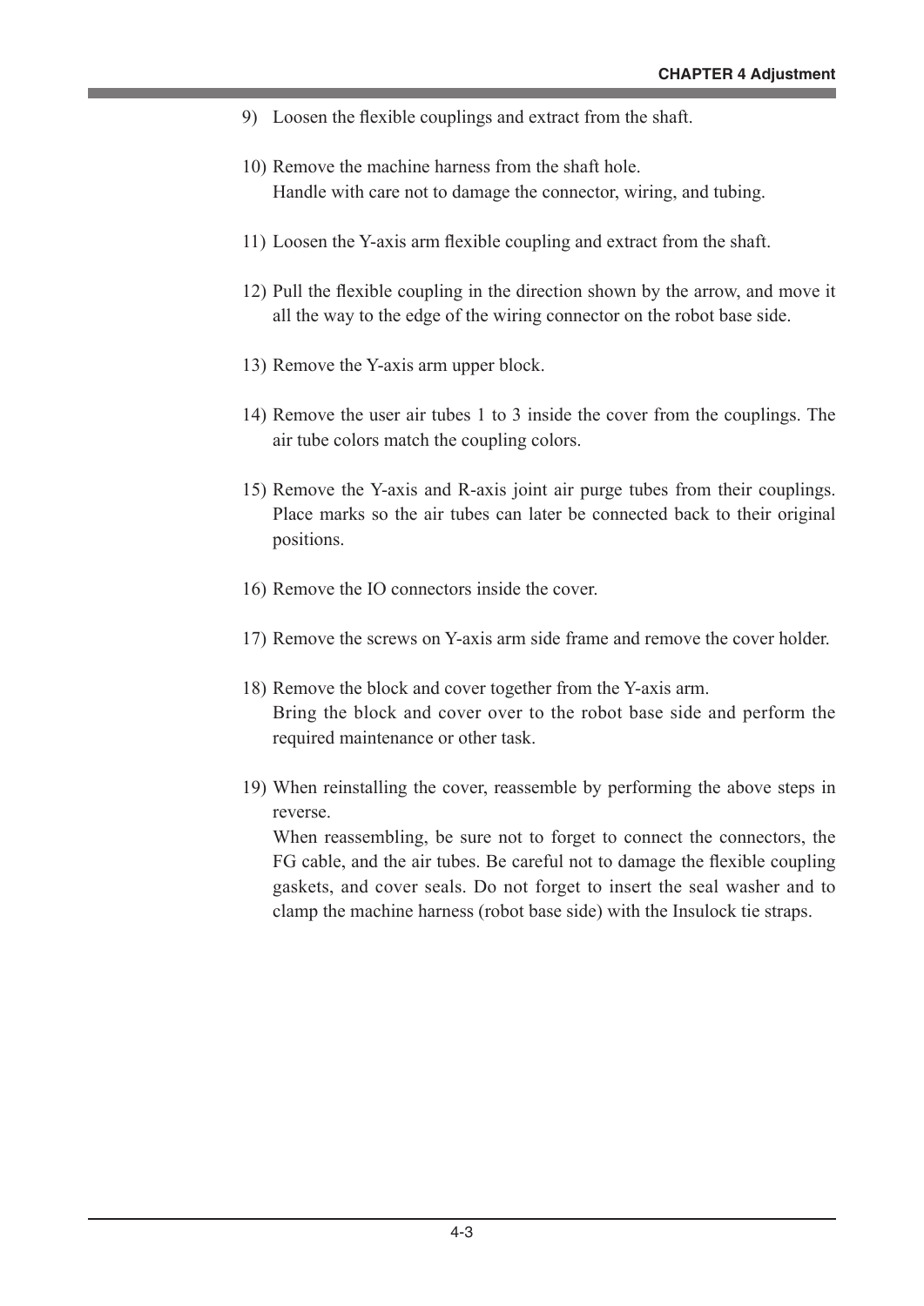9) Loosen the flexible couplings and extract from the shaft.

10) Remove the machine harness from the shaft hole.
    Handle with care not to damage the connector, wiring, and tubing.

11) Loosen the Y-axis arm flexible coupling and extract from the shaft.

12) Pull the flexible coupling in the direction shown by the arrow, and move it all the way to the edge of the wiring connector on the robot base side.

13) Remove the Y-axis arm upper block.

14) Remove the user air tubes 1 to 3 inside the cover from the couplings. The air tube colors match the coupling colors.

15) Remove the Y-axis and R-axis joint air purge tubes from their couplings. Place marks so the air tubes can later be connected back to their original positions.

16) Remove the IO connectors inside the cover.

17) Remove the screws on Y-axis arm side frame and remove the cover holder.

18) Remove the block and cover together from the Y-axis arm.
    Bring the block and cover over to the robot base side and perform the required maintenance or other task.

19) When reinstalling the cover, reassemble by performing the above steps in reverse.
    When reassembling, be sure not to forget to connect the connectors, the FG cable, and the air tubes. Be careful not to damage the flexible coupling gaskets, and cover seals. Do not forget to insert the seal washer and to clamp the machine harness (robot base side) with the Insulock tie straps.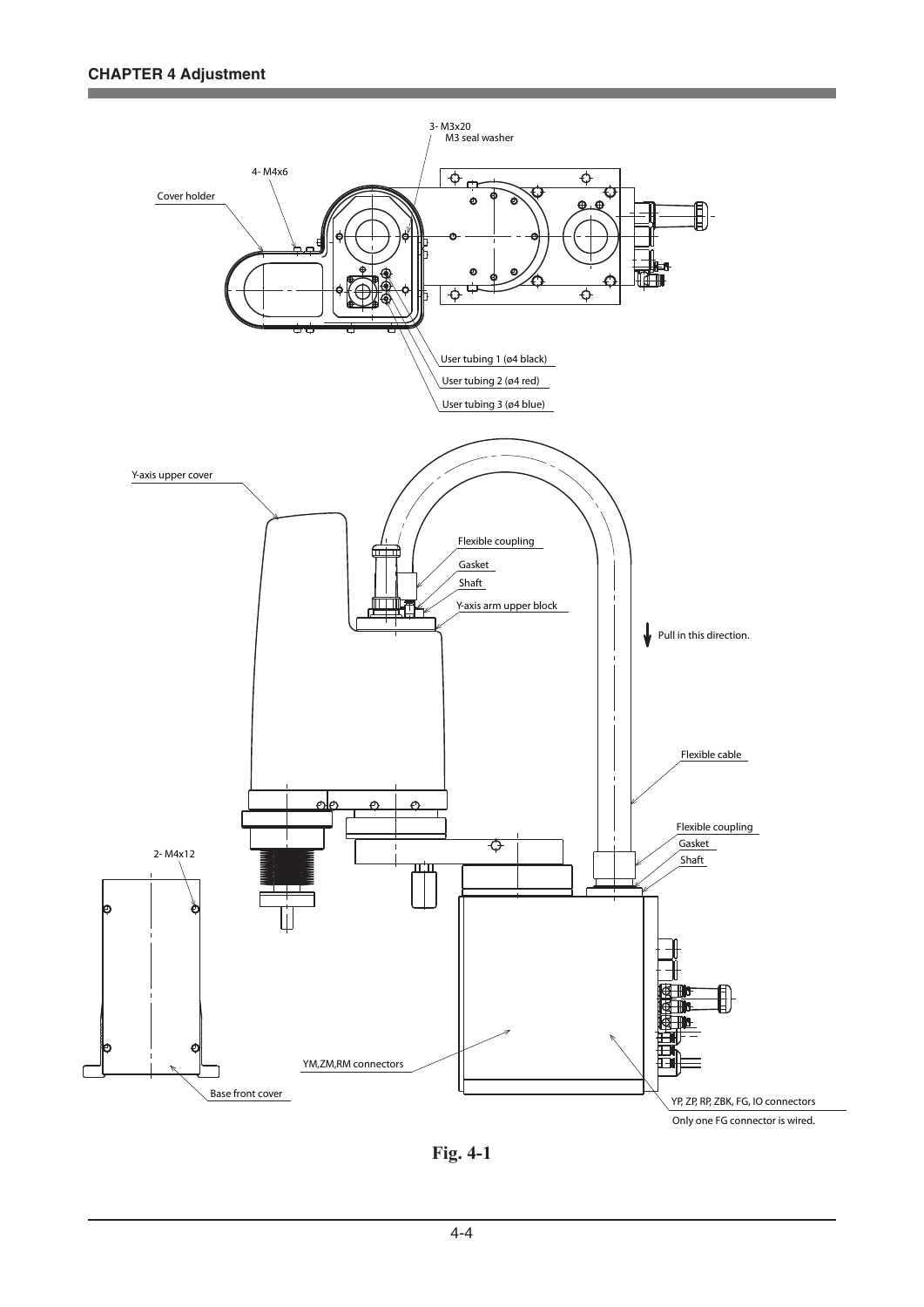3- M3x20
M3 seal washer

4- M4x6

Cover holder

User tubing 1 (ø4 black)

User tubing 2 (ø4 red)

User tubing 3 (ø4 blue)

Y-axis upper cover

Flexible coupling

Gasket

Shaft

Y-axis arm upper block

Pull in this direction.

Flexible cable

Flexible coupling

Gasket

Shaft

2- M4x12

YM,ZM,RM connectors

Base front cover

YP, ZP, RP, ZBK, FG, IO connectors

Only one FG connector is wired.

**Fig. 4-1**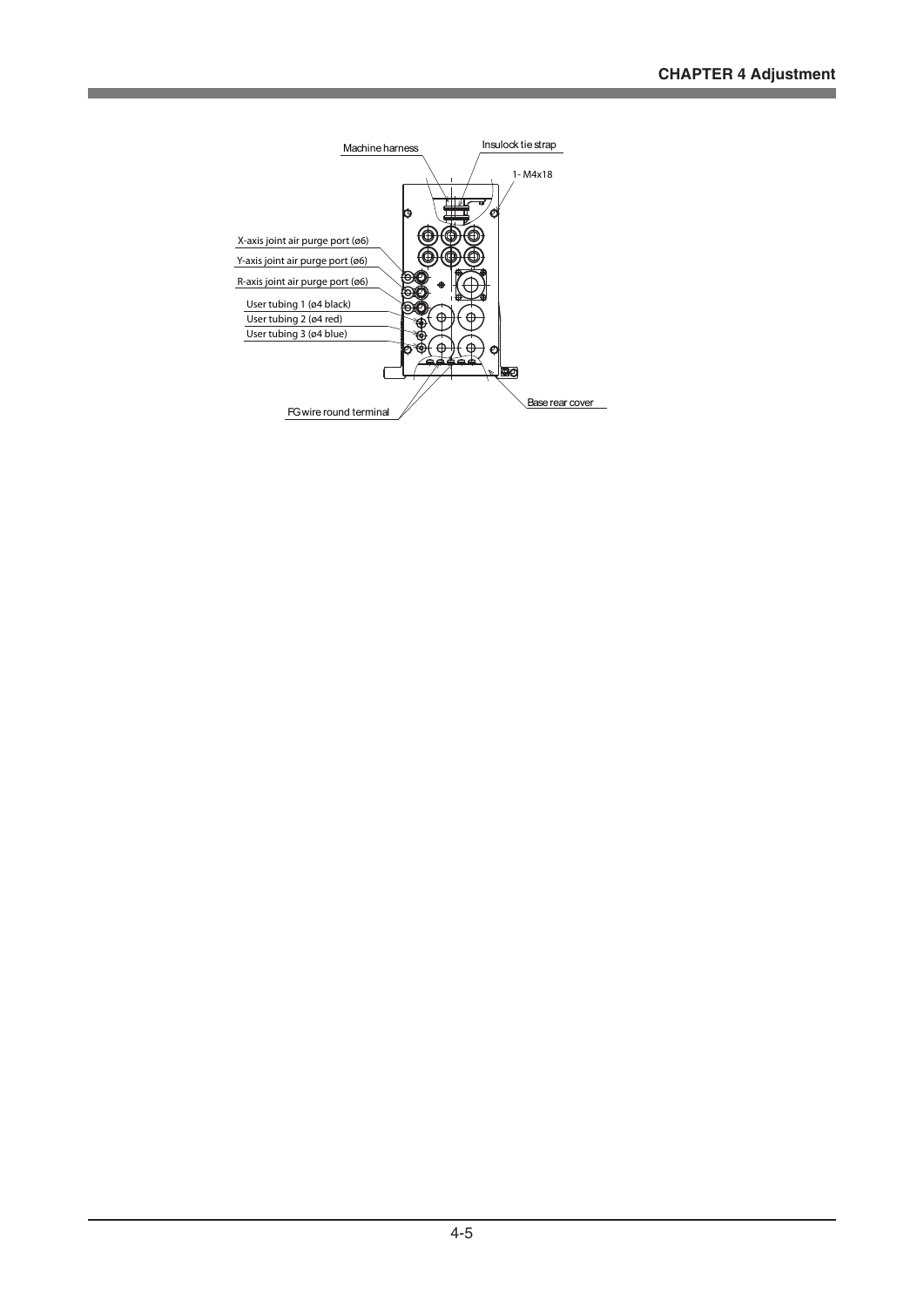Machine harness

Insulock tie strap

1- M4x18

X-axis joint air purge port (ø6)

Y-axis joint air purge port (ø6)

R-axis joint air purge port (ø6)

User tubing 1 (ø4 black)

User tubing 2 (ø4 red)

User tubing 3 (ø4 blue)

Base rear cover

FG wire round terminal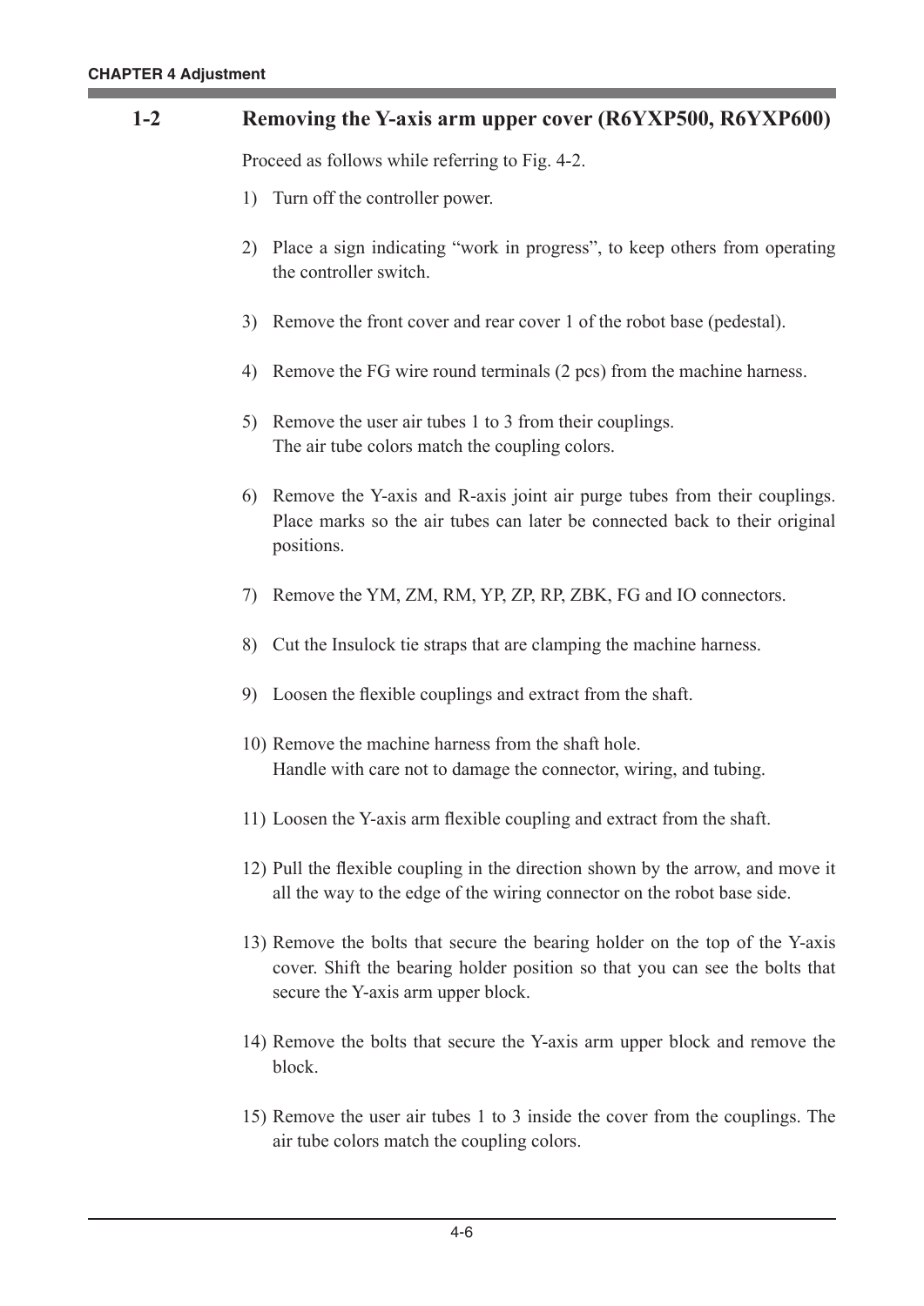## 1-2 Removing the Y-axis arm upper cover (R6YXP500, R6YXP600)

Proceed as follows while referring to Fig. 4-2.

1) Turn off the controller power.

2) Place a sign indicating “work in progress”, to keep others from operating the controller switch.

3) Remove the front cover and rear cover 1 of the robot base (pedestal).

4) Remove the FG wire round terminals (2 pcs) from the machine harness.

5) Remove the user air tubes 1 to 3 from their couplings.
   The air tube colors match the coupling colors.

6) Remove the Y-axis and R-axis joint air purge tubes from their couplings. Place marks so the air tubes can later be connected back to their original positions.

7) Remove the YM, ZM, RM, YP, ZP, RP, ZBK, FG and IO connectors.

8) Cut the Insulock tie straps that are clamping the machine harness.

9) Loosen the flexible couplings and extract from the shaft.

10) Remove the machine harness from the shaft hole.
    Handle with care not to damage the connector, wiring, and tubing.

11) Loosen the Y-axis arm flexible coupling and extract from the shaft.

12) Pull the flexible coupling in the direction shown by the arrow, and move it all the way to the edge of the wiring connector on the robot base side.

13) Remove the bolts that secure the bearing holder on the top of the Y-axis cover. Shift the bearing holder position so that you can see the bolts that secure the Y-axis arm upper block.

14) Remove the bolts that secure the Y-axis arm upper block and remove the block.

15) Remove the user air tubes 1 to 3 inside the cover from the couplings. The air tube colors match the coupling colors.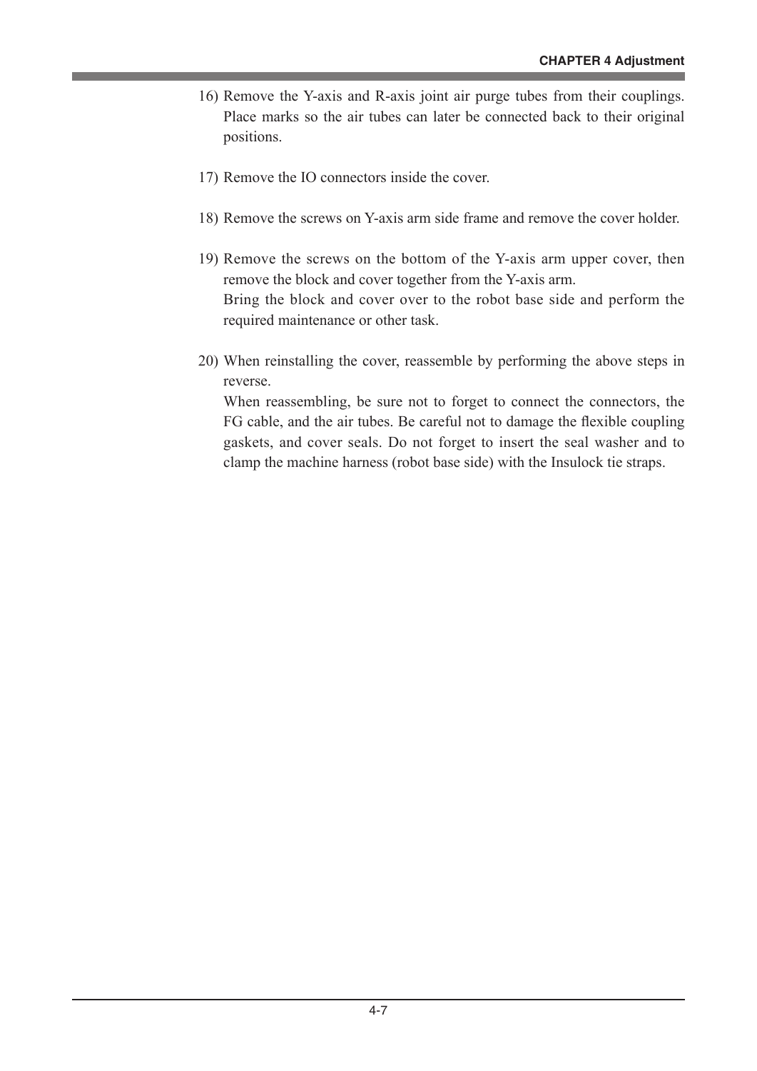16) Remove the Y-axis and R-axis joint air purge tubes from their couplings. Place marks so the air tubes can later be connected back to their original positions.

17) Remove the IO connectors inside the cover.

18) Remove the screws on Y-axis arm side frame and remove the cover holder.

19) Remove the screws on the bottom of the Y-axis arm upper cover, then remove the block and cover together from the Y-axis arm.
    Bring the block and cover over to the robot base side and perform the required maintenance or other task.

20) When reinstalling the cover, reassemble by performing the above steps in reverse.
    When reassembling, be sure not to forget to connect the connectors, the FG cable, and the air tubes. Be careful not to damage the flexible coupling gaskets, and cover seals. Do not forget to insert the seal washer and to clamp the machine harness (robot base side) with the Insulock tie straps.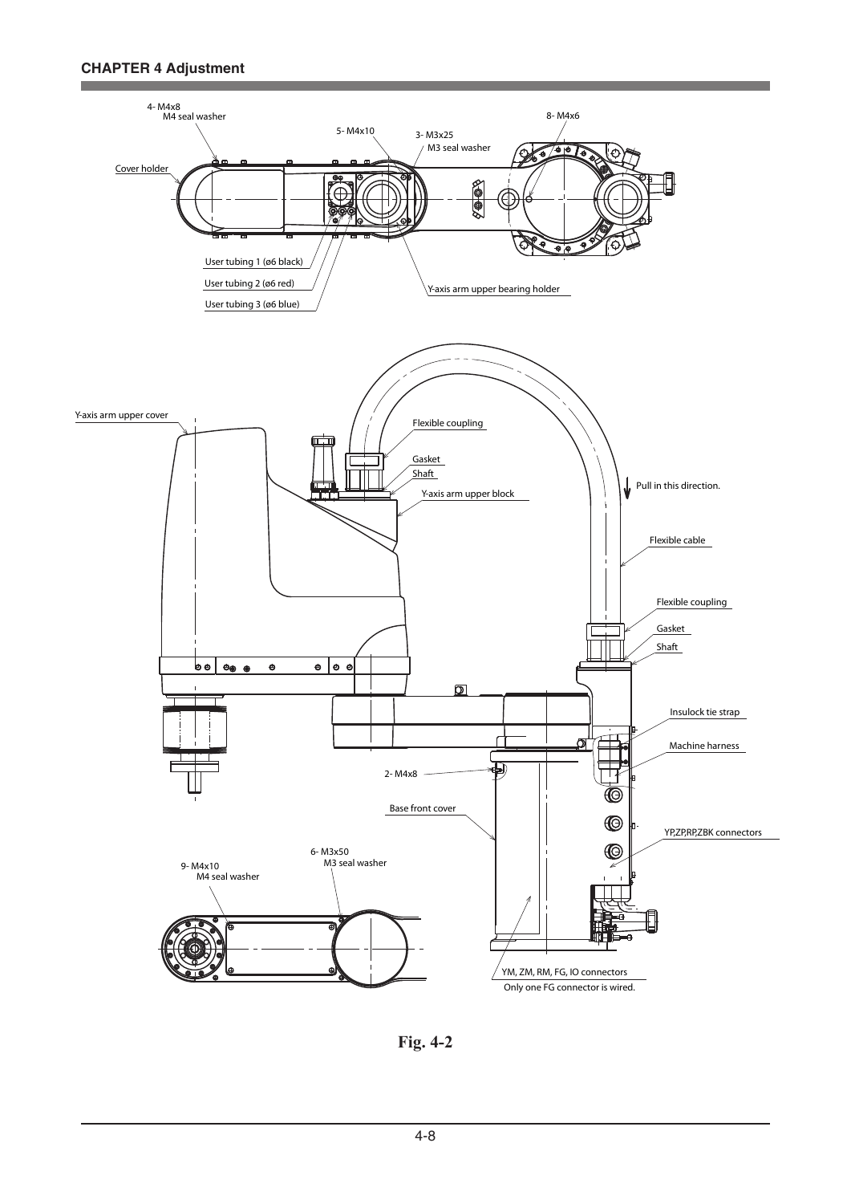4- M4x8
M4 seal washer

5- M4x10

3- M3x25
M3 seal washer

8- M4x6

Cover holder

User tubing 1 (ø6 black)

User tubing 2 (ø6 red)

User tubing 3 (ø6 blue)

Y-axis arm upper bearing holder

Y-axis arm upper cover

Flexible coupling

Gasket

Shaft

Y-axis arm upper block

Pull in this direction.

Flexible cable

Flexible coupling

Gasket

Shaft

Insulock tie strap

Machine harness

2- M4x8

Base front cover

YP,ZP,RP,ZBK connectors

6- M3x50
M3 seal washer

9- M4x10
M4 seal washer

YM, ZM, RM, FG, IO connectors
Only one FG connector is wired.

**Fig. 4-2**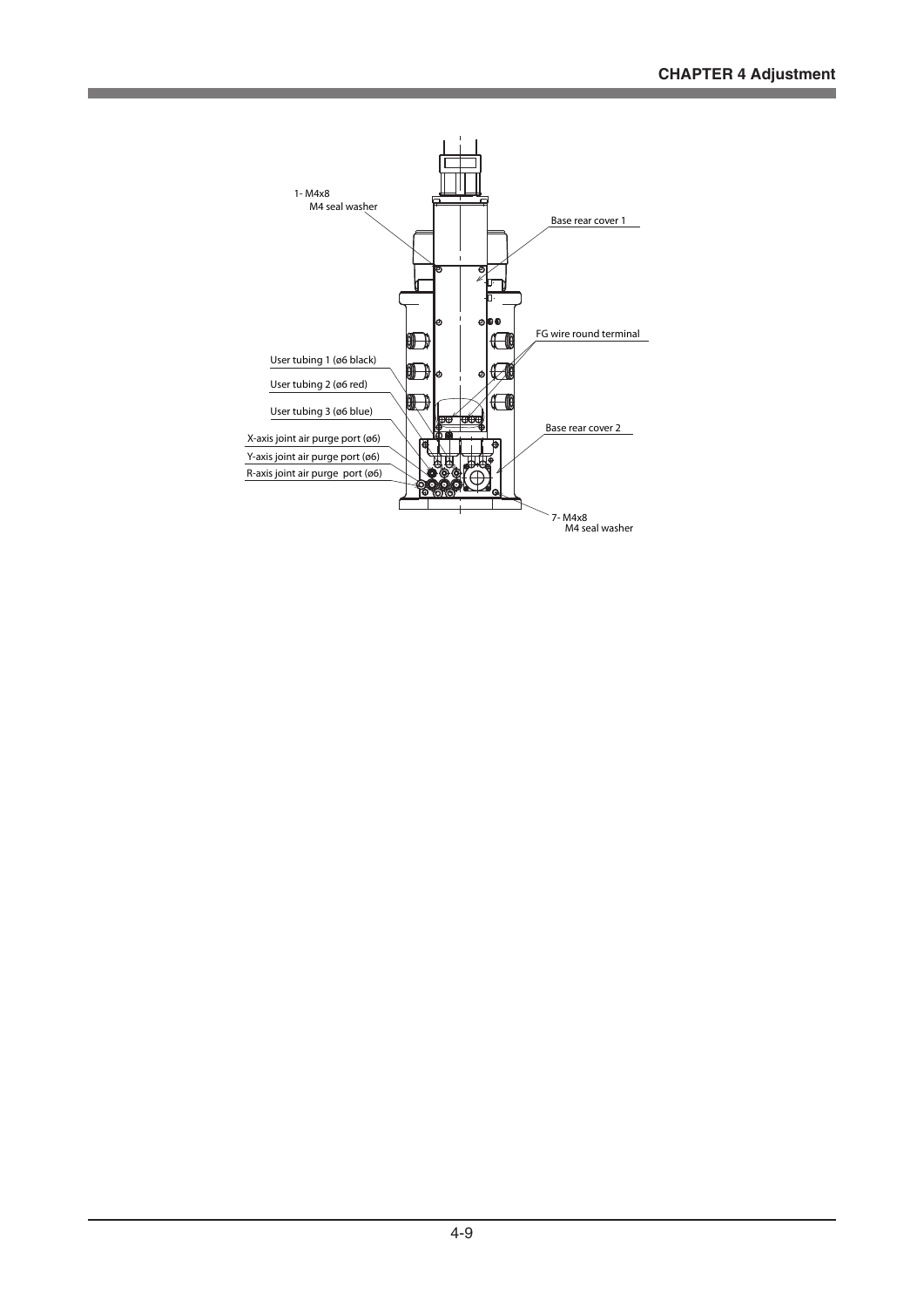1- M4x8
M4 seal washer

Base rear cover 1

FG wire round terminal

User tubing 1 (ø6 black)

User tubing 2 (ø6 red)

User tubing 3 (ø6 blue)

X-axis joint air purge port (ø6)

Y-axis joint air purge port (ø6)

R-axis joint air purge port (ø6)

Base rear cover 2

7- M4x8
M4 seal washer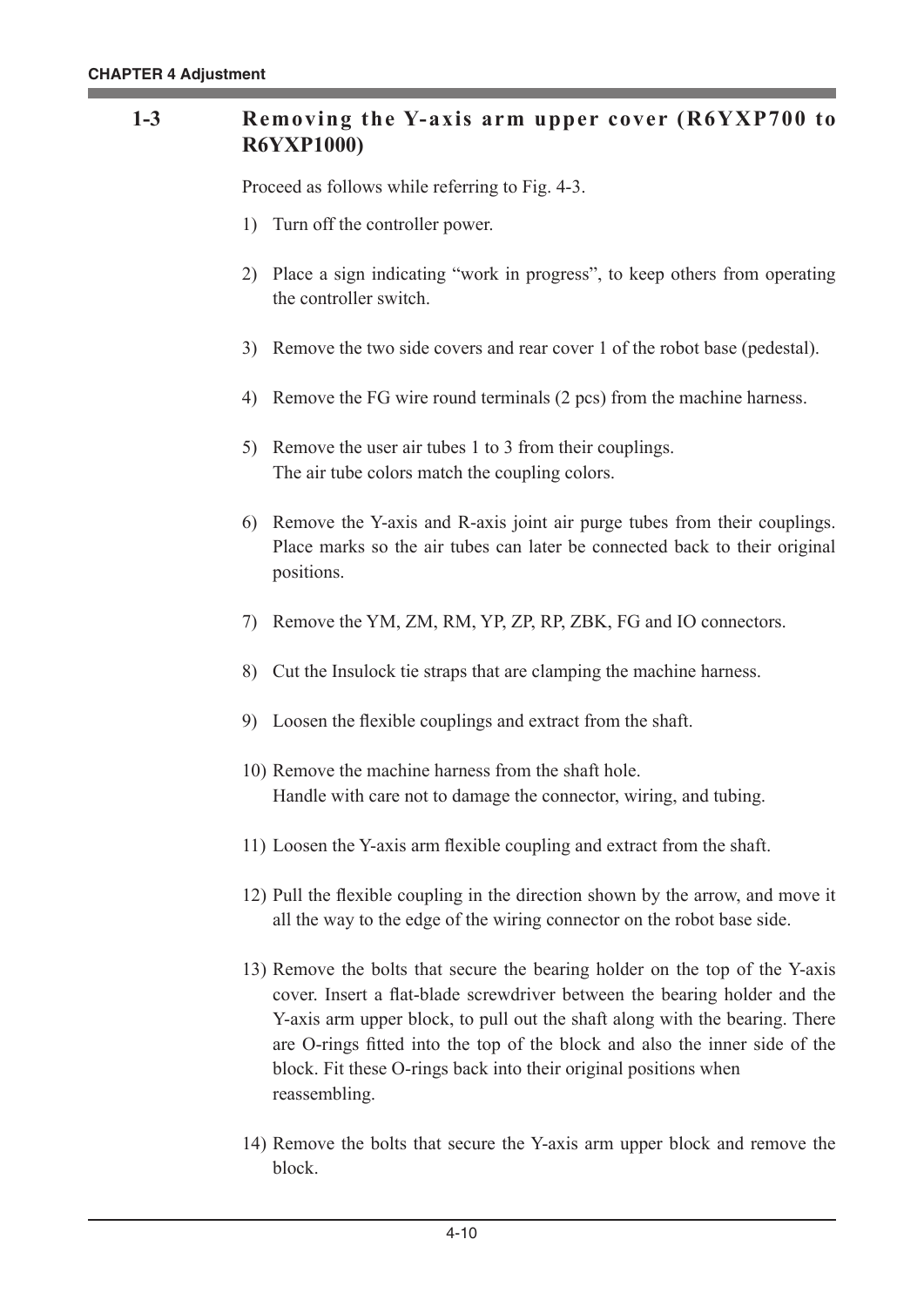## 1-3 Removing the Y-axis arm upper cover (R6YXP700 to R6YXP1000)

Proceed as follows while referring to Fig. 4-3.

1) Turn off the controller power.

2) Place a sign indicating “work in progress”, to keep others from operating the controller switch.

3) Remove the two side covers and rear cover 1 of the robot base (pedestal).

4) Remove the FG wire round terminals (2 pcs) from the machine harness.

5) Remove the user air tubes 1 to 3 from their couplings.
   The air tube colors match the coupling colors.

6) Remove the Y-axis and R-axis joint air purge tubes from their couplings. Place marks so the air tubes can later be connected back to their original positions.

7) Remove the YM, ZM, RM, YP, ZP, RP, ZBK, FG and IO connectors.

8) Cut the Insulock tie straps that are clamping the machine harness.

9) Loosen the flexible couplings and extract from the shaft.

10) Remove the machine harness from the shaft hole.
    Handle with care not to damage the connector, wiring, and tubing.

11) Loosen the Y-axis arm flexible coupling and extract from the shaft.

12) Pull the flexible coupling in the direction shown by the arrow, and move it all the way to the edge of the wiring connector on the robot base side.

13) Remove the bolts that secure the bearing holder on the top of the Y-axis cover. Insert a flat-blade screwdriver between the bearing holder and the Y-axis arm upper block, to pull out the shaft along with the bearing. There are O-rings fitted into the top of the block and also the inner side of the block. Fit these O-rings back into their original positions when reassembling.

14) Remove the bolts that secure the Y-axis arm upper block and remove the block.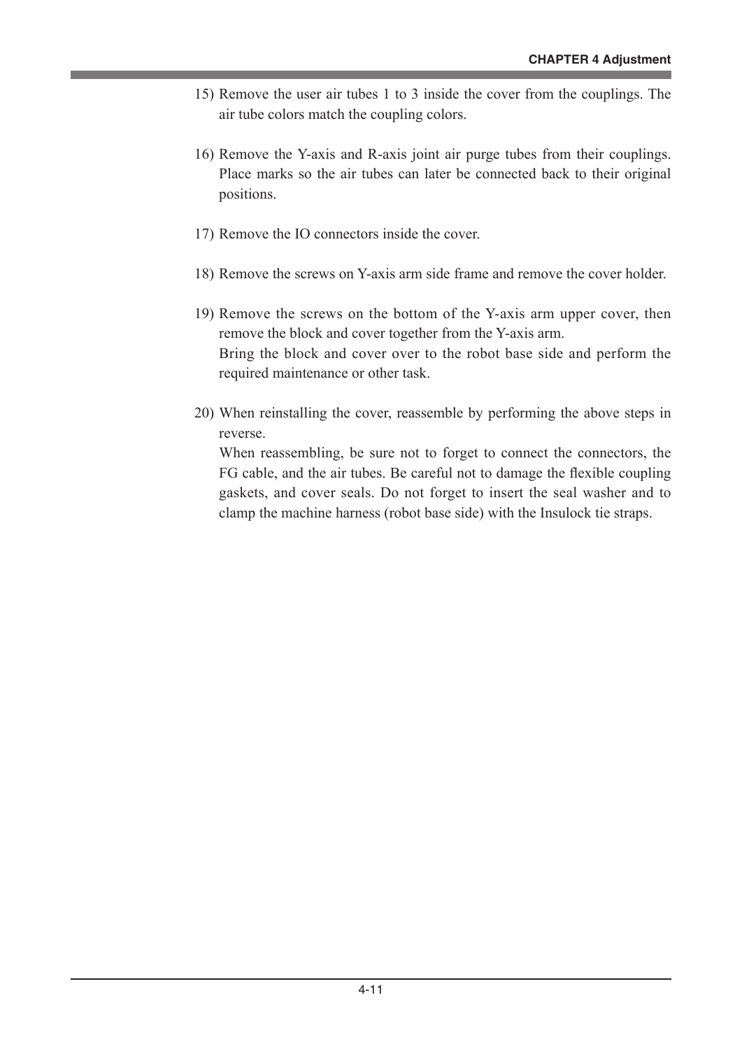15) Remove the user air tubes 1 to 3 inside the cover from the couplings. The air tube colors match the coupling colors.

16) Remove the Y-axis and R-axis joint air purge tubes from their couplings. Place marks so the air tubes can later be connected back to their original positions.

17) Remove the IO connectors inside the cover.

18) Remove the screws on Y-axis arm side frame and remove the cover holder.

19) Remove the screws on the bottom of the Y-axis arm upper cover, then remove the block and cover together from the Y-axis arm.
    Bring the block and cover over to the robot base side and perform the required maintenance or other task.

20) When reinstalling the cover, reassemble by performing the above steps in reverse.
    When reassembling, be sure not to forget to connect the connectors, the FG cable, and the air tubes. Be careful not to damage the flexible coupling gaskets, and cover seals. Do not forget to insert the seal washer and to clamp the machine harness (robot base side) with the Insulock tie straps.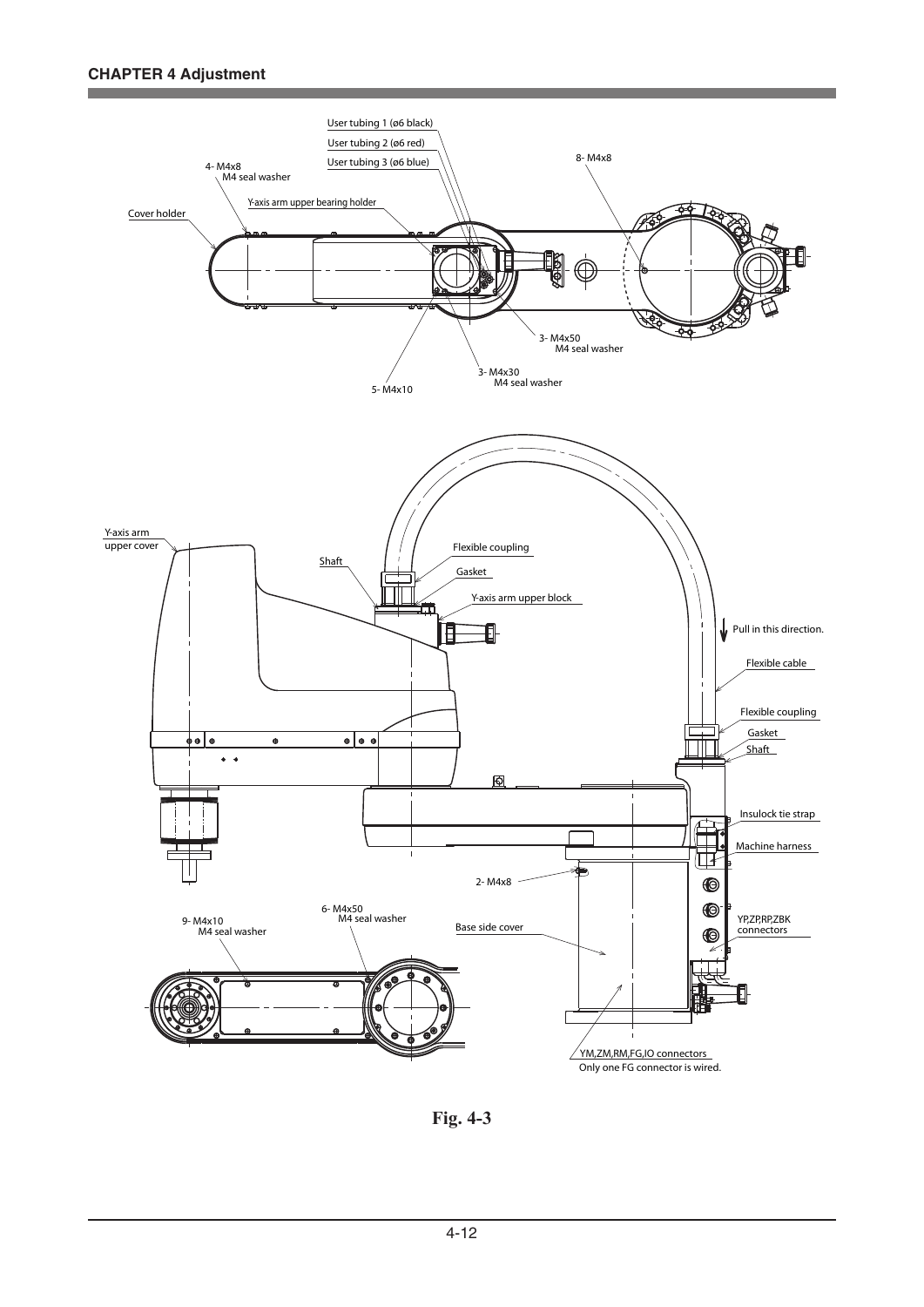User tubing 1 (ø6 black)

User tubing 2 (ø6 red)

User tubing 3 (ø6 blue)

4- M4x8
M4 seal washer

8- M4x8

Y-axis arm upper bearing holder

Cover holder

3- M4x50
M4 seal washer

3- M4x30
M4 seal washer

5- M4x10

Y-axis arm
upper cover

Shaft

Flexible coupling

Gasket

Y-axis arm upper block

Pull in this direction.

Flexible cable

Flexible coupling

Gasket

Shaft

Insulock tie strap

Machine harness

2- M4x8

6- M4x50
M4 seal washer

9- M4x10
M4 seal washer

Base side cover

YP,ZP,RP,ZBK
connectors

YM,ZM,RM,FG,IO connectors
Only one FG connector is wired.

**Fig. 4-3**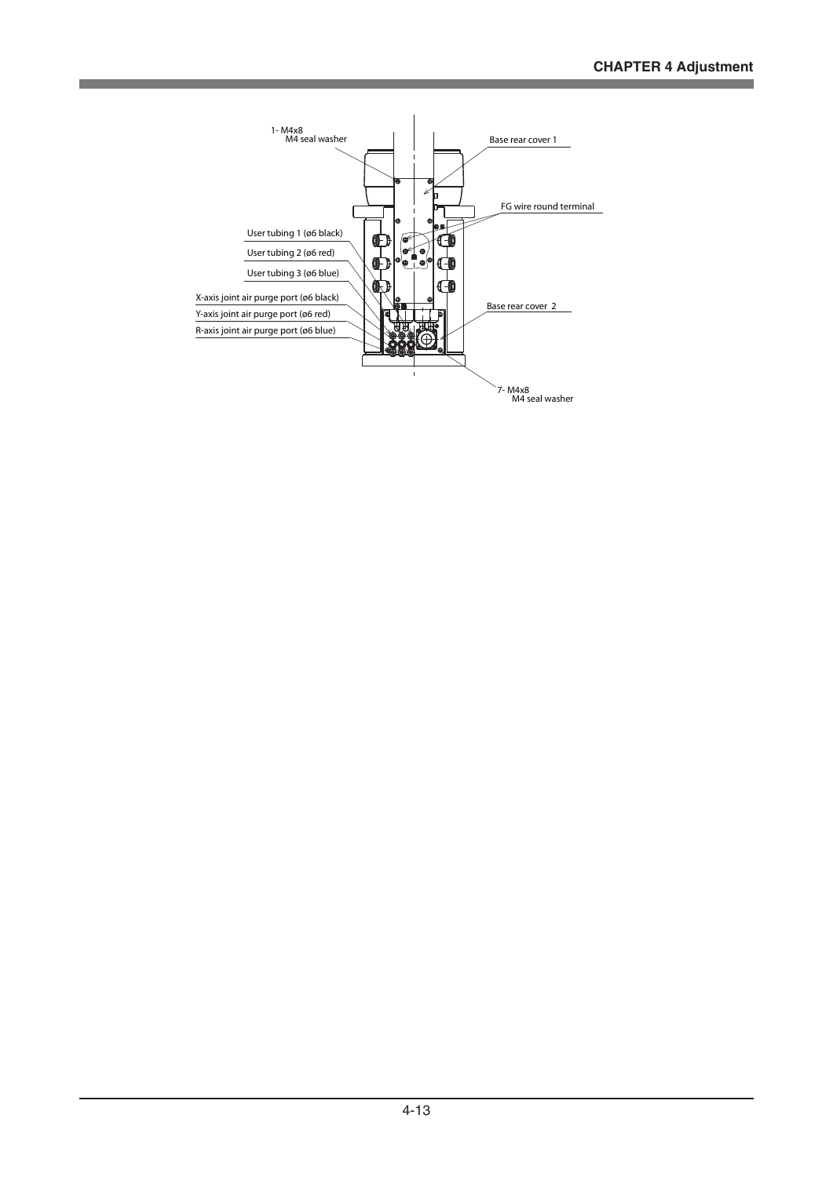1- M4x8
M4 seal washer

Base rear cover 1

FG wire round terminal

User tubing 1 (ø6 black)

User tubing 2 (ø6 red)

User tubing 3 (ø6 blue)

X-axis joint air purge port (ø6 black)

Y-axis joint air purge port (ø6 red)

R-axis joint air purge port (ø6 blue)

Base rear cover 2

7- M4x8
M4 seal washer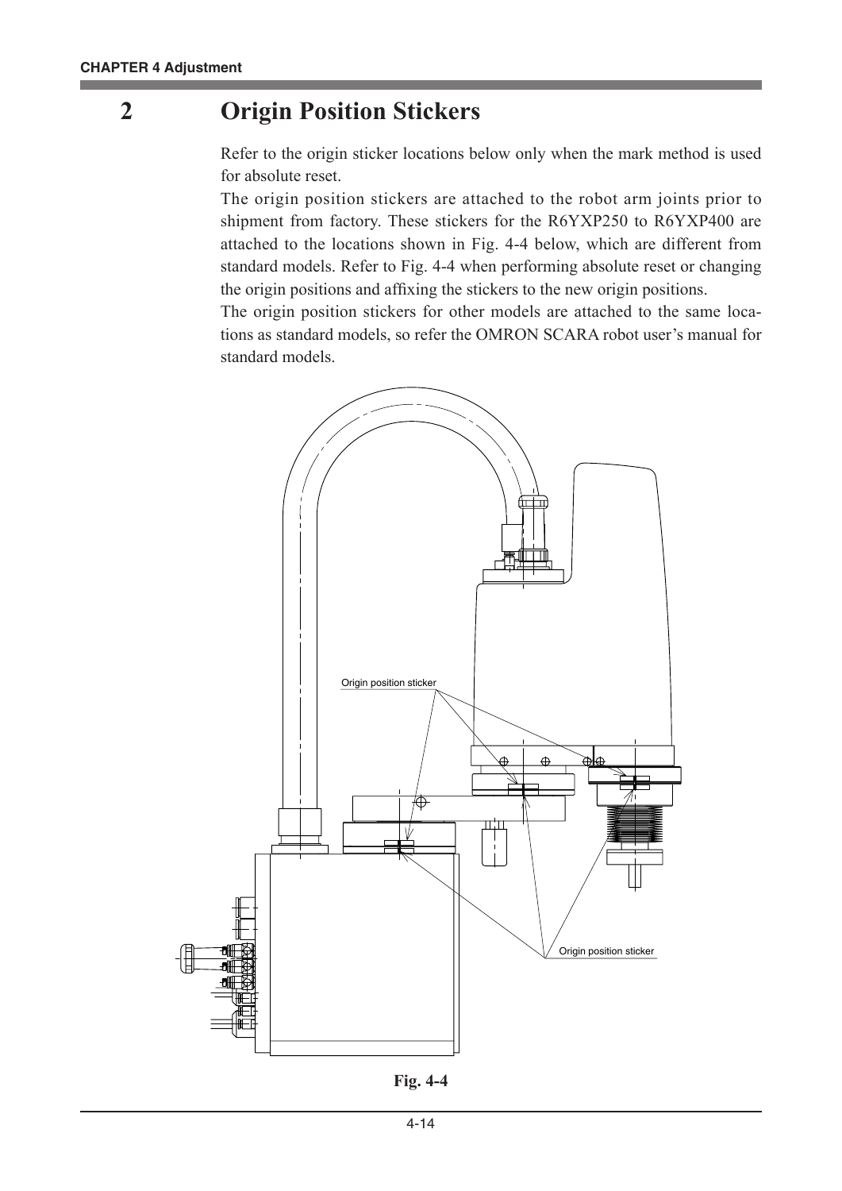## 2 Origin Position Stickers

Refer to the origin sticker locations below only when the mark method is used for absolute reset.

The origin position stickers are attached to the robot arm joints prior to shipment from factory. These stickers for the R6YXP250 to R6YXP400 are attached to the locations shown in Fig. 4-4 below, which are different from standard models. Refer to Fig. 4-4 when performing absolute reset or changing the origin positions and affixing the stickers to the new origin positions.

The origin position stickers for other models are attached to the same locations as standard models, so refer the OMRON SCARA robot user's manual for standard models.

Origin position sticker

Origin position sticker

**Fig. 4-4**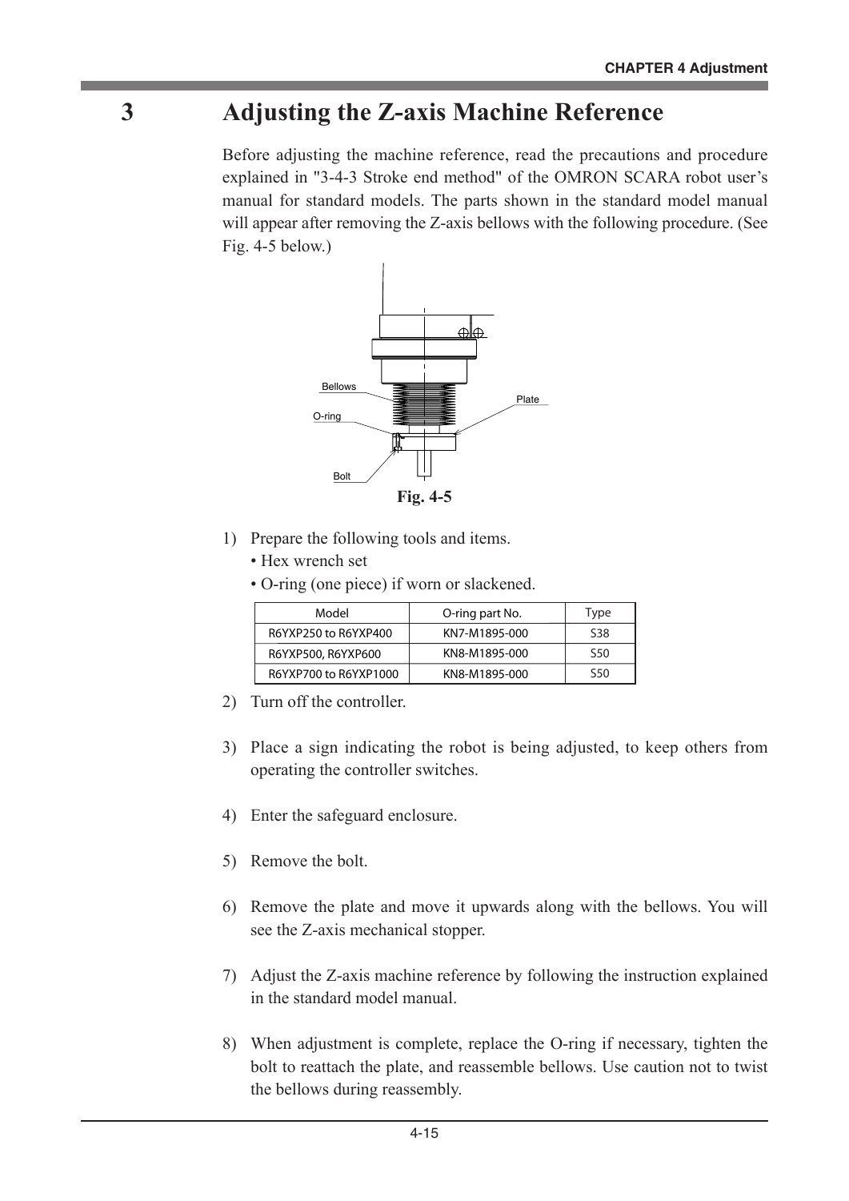# 3 Adjusting the Z-axis Machine Reference

Before adjusting the machine reference, read the precautions and procedure explained in "3-4-3 Stroke end method" of the OMRON SCARA robot user's manual for standard models. The parts shown in the standard model manual will appear after removing the Z-axis bellows with the following procedure. (See Fig. 4-5 below.)

Bellows

Plate

O-ring

Bolt

**Fig. 4-5**

1) Prepare the following tools and items.
   - Hex wrench set
   - O-ring (one piece) if worn or slackened.

| Model | O-ring part No. | Type |
|---|---|---|
| R6YXP250 to R6YXP400 | KN7-M1895-000 | S38 |
| R6YXP500, R6YXP600 | KN8-M1895-000 | S50 |
| R6YXP700 to R6YXP1000 | KN8-M1895-000 | S50 |

2) Turn off the controller.

3) Place a sign indicating the robot is being adjusted, to keep others from operating the controller switches.

4) Enter the safeguard enclosure.

5) Remove the bolt.

6) Remove the plate and move it upwards along with the bellows. You will see the Z-axis mechanical stopper.

7) Adjust the Z-axis machine reference by following the instruction explained in the standard model manual.

8) When adjustment is complete, replace the O-ring if necessary, tighten the bolt to reattach the plate, and reassemble bellows. Use caution not to twist the bellows during reassembly.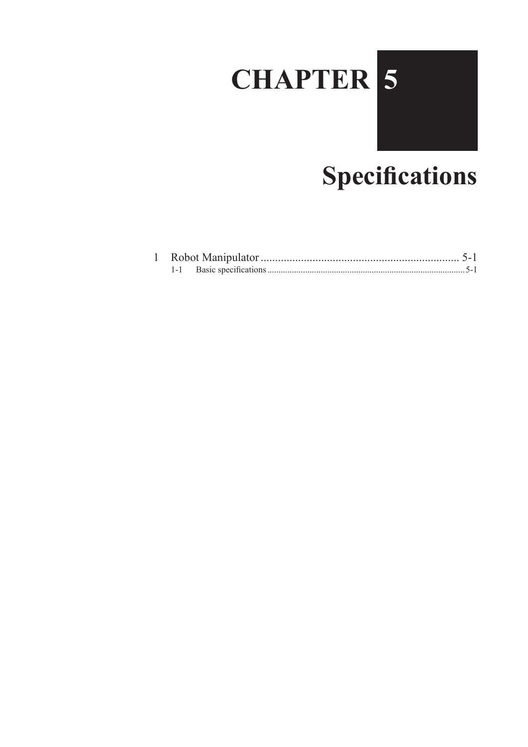# CHAPTER 5

# Specifications

1 Robot Manipulator ...................................................................... 5-1

1-1 Basic specifications ........................................................................................ 5-1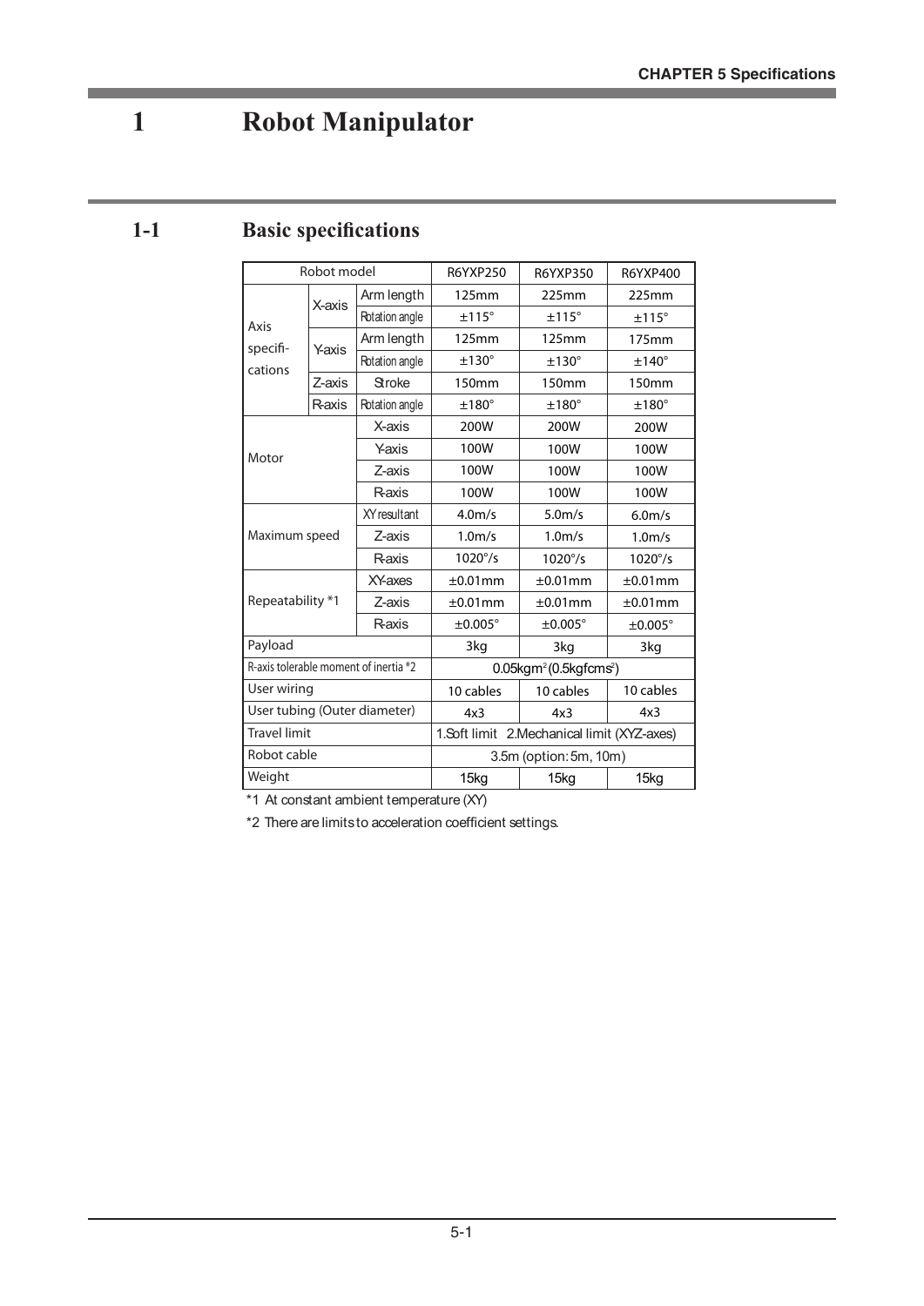# 1 Robot Manipulator

## 1-1 Basic specifications

| Robot model | | | R6YXP250 | R6YXP350 | R6YXP400 |
|---|---|---|---|---|---|
| Axis specifi-cations | X-axis | Arm length | 125mm | 225mm | 225mm |
| | | Rotation angle | ±115° | ±115° | ±115° |
| | Y-axis | Arm length | 125mm | 125mm | 175mm |
| | | Rotation angle | ±130° | ±130° | ±140° |
| | Z-axis | Stroke | 150mm | 150mm | 150mm |
| | R-axis | Rotation angle | ±180° | ±180° | ±180° |
| Motor | | X-axis | 200W | 200W | 200W |
| | | Y-axis | 100W | 100W | 100W |
| | | Z-axis | 100W | 100W | 100W |
| | | R-axis | 100W | 100W | 100W |
| Maximum speed | | XY resultant | 4.0m/s | 5.0m/s | 6.0m/s |
| | | Z-axis | 1.0m/s | 1.0m/s | 1.0m/s |
| | | R-axis | 1020°/s | 1020°/s | 1020°/s |
| Repeatability *1 | | XY-axes | ±0.01mm | ±0.01mm | ±0.01mm |
| | | Z-axis | ±0.01mm | ±0.01mm | ±0.01mm |
| | | R-axis | ±0.005° | ±0.005° | ±0.005° |
| Payload | | | 3kg | 3kg | 3kg |
| R-axis tolerable moment of inertia *2 | | | $0.05kgm^2$ ($0.5kgfcms^2$) | | |
| User wiring | | | 10 cables | 10 cables | 10 cables |
| User tubing (Outer diameter) | | | 4x3 | 4x3 | 4x3 |
| Travel limit | | | 1.Soft limit 2.Mechanical limit (XYZ-axes) | | |
| Robot cable | | | 3.5m (option: 5m, 10m) | | |
| Weight | | | 15kg | 15kg | 15kg |

*1 At constant ambient temperature (XY)

*2 There are limits to acceleration coefficient settings.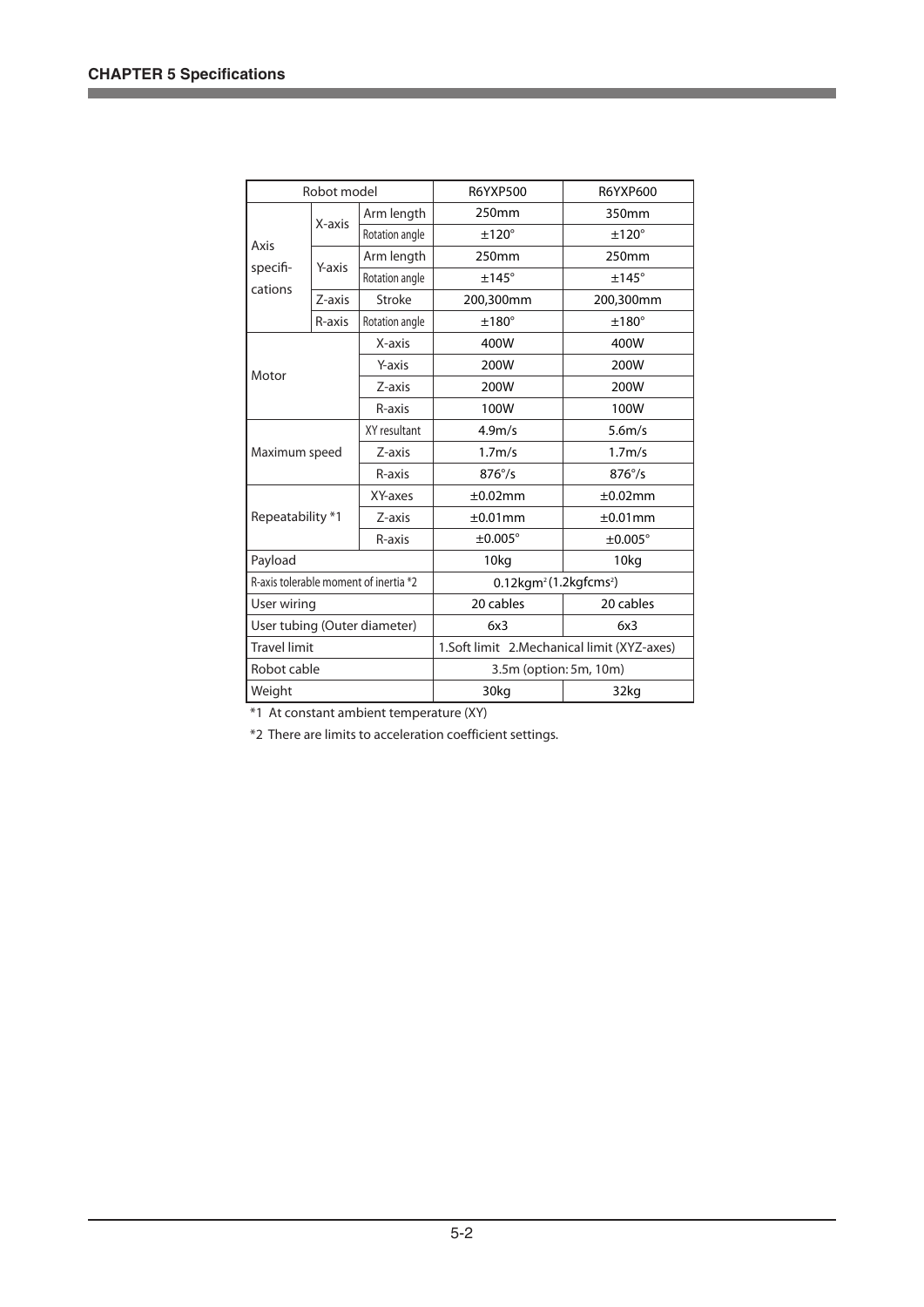| Robot model | | | R6YXP500 | R6YXP600 |
|---|---|---|---|---|
| Axis specifi-cations | X-axis | Arm length | 250mm | 350mm |
| | | Rotation angle | ±120° | ±120° |
| | Y-axis | Arm length | 250mm | 250mm |
| | | Rotation angle | ±145° | ±145° |
| | Z-axis | Stroke | 200,300mm | 200,300mm |
| | R-axis | Rotation angle | ±180° | ±180° |
| Motor | | X-axis | 400W | 400W |
| | | Y-axis | 200W | 200W |
| | | Z-axis | 200W | 200W |
| | | R-axis | 100W | 100W |
| Maximum speed | | XY resultant | 4.9m/s | 5.6m/s |
| | | Z-axis | 1.7m/s | 1.7m/s |
| | | R-axis | 876°/s | 876°/s |
| Repeatability *1 | | XY-axes | ±0.02mm | ±0.02mm |
| | | Z-axis | ±0.01mm | ±0.01mm |
| | | R-axis | ±0.005° | ±0.005° |
| Payload | | | 10kg | 10kg |
| R-axis tolerable moment of inertia *2 | | | $0.12kgm^2$ ($1.2kgfcms^2$) | |
| User wiring | | | 20 cables | 20 cables |
| User tubing (Outer diameter) | | | 6x3 | 6x3 |
| Travel limit | | | 1.Soft limit 2.Mechanical limit (XYZ-axes) | |
| Robot cable | | | 3.5m (option: 5m, 10m) | |
| Weight | | | 30kg | 32kg |

*1 At constant ambient temperature (XY)

*2 There are limits to acceleration coefficient settings.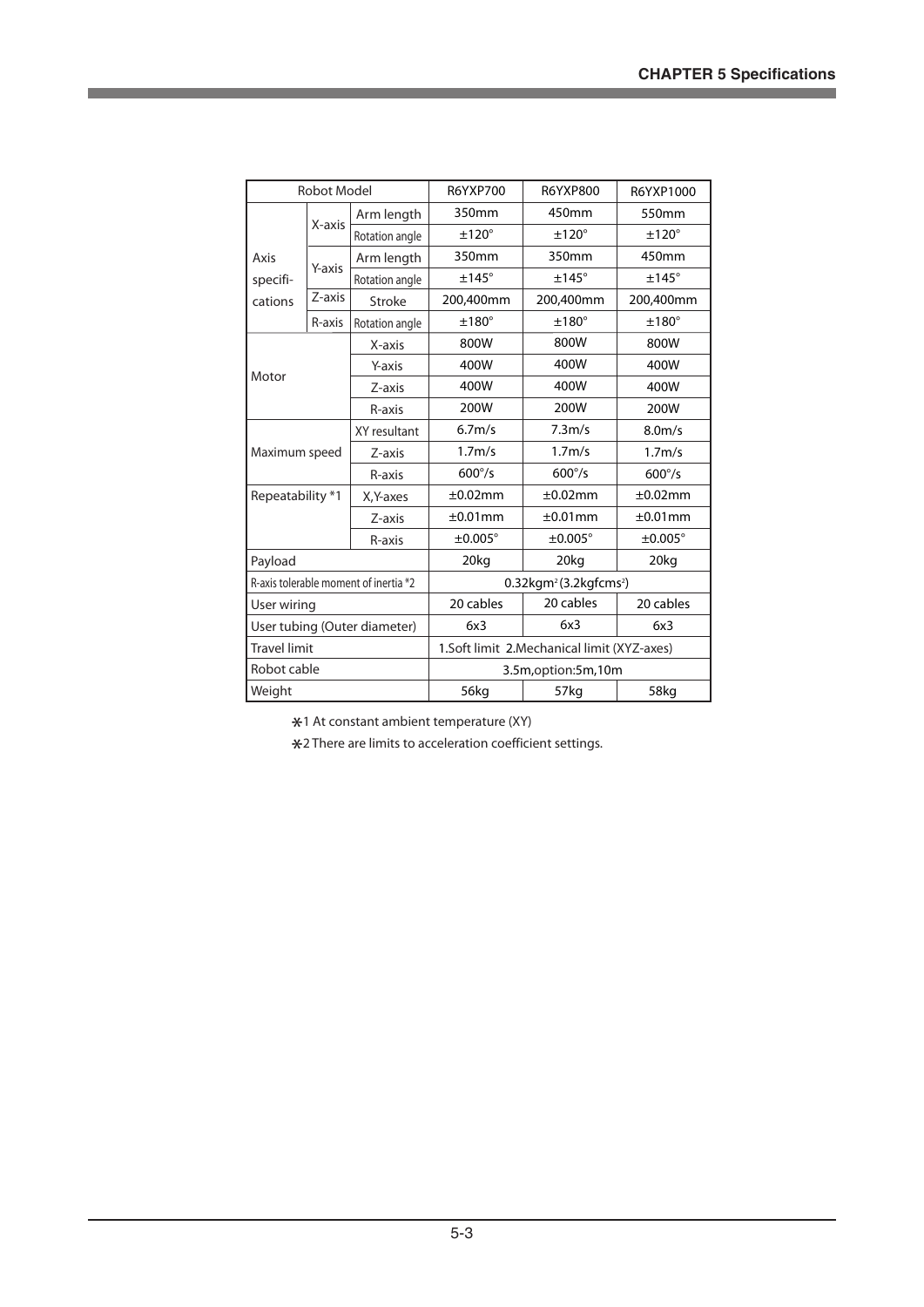| Robot Model | | | R6YXP700 | R6YXP800 | R6YXP1000 |
|---|---|---|---|---|---|
| Axis specifi-cations | X-axis | Arm length | 350mm | 450mm | 550mm |
| | | Rotation angle | ±120° | ±120° | ±120° |
| | Y-axis | Arm length | 350mm | 350mm | 450mm |
| | | Rotation angle | ±145° | ±145° | ±145° |
| | Z-axis | Stroke | 200,400mm | 200,400mm | 200,400mm |
| | R-axis | Rotation angle | ±180° | ±180° | ±180° |
| Motor | | X-axis | 800W | 800W | 800W |
| | | Y-axis | 400W | 400W | 400W |
| | | Z-axis | 400W | 400W | 400W |
| | | R-axis | 200W | 200W | 200W |
| Maximum speed | | XY resultant | 6.7m/s | 7.3m/s | 8.0m/s |
| | | Z-axis | 1.7m/s | 1.7m/s | 1.7m/s |
| | | R-axis | 600°/s | 600°/s | 600°/s |
| Repeatability *1 | | X,Y-axes | ±0.02mm | ±0.02mm | ±0.02mm |
| | | Z-axis | ±0.01mm | ±0.01mm | ±0.01mm |
| | | R-axis | ±0.005° | ±0.005° | ±0.005° |
| Payload | | | 20kg | 20kg | 20kg |
| R-axis tolerable moment of inertia *2 | | | $0.32kgm^2$ ($3.2kgfcms^2$) | | |
| User wiring | | | 20 cables | 20 cables | 20 cables |
| User tubing (Outer diameter) | | | 6x3 | 6x3 | 6x3 |
| Travel limit | | | 1.Soft limit 2.Mechanical limit (XYZ-axes) | | |
| Robot cable | | | 3.5m,option:5m,10m | | |
| Weight | | | 56kg | 57kg | 58kg |

*1 At constant ambient temperature (XY)

*2 There are limits to acceleration coefficient settings.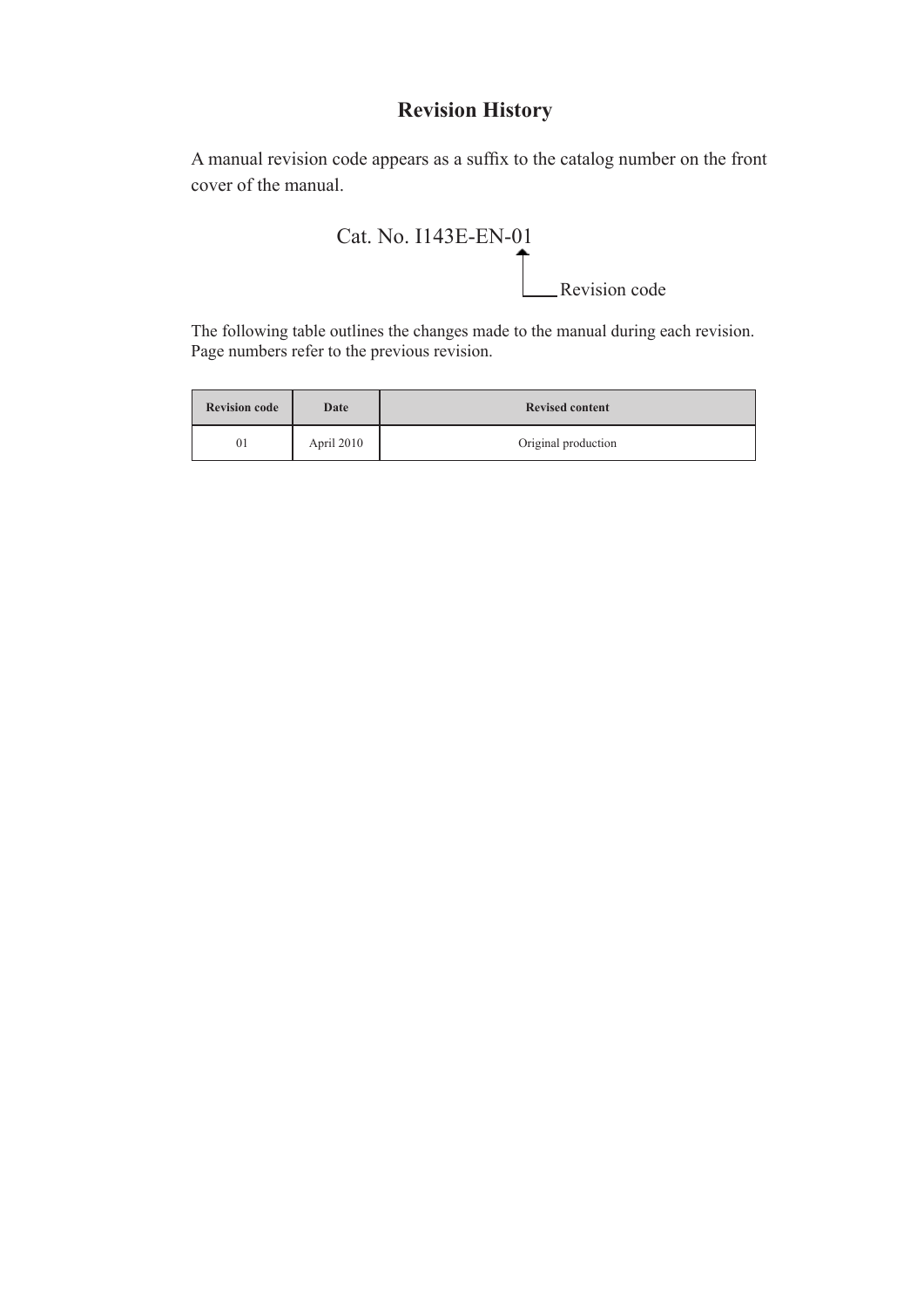# Revision History

A manual revision code appears as a suffix to the catalog number on the front cover of the manual.

Cat. No. I143E-EN-01

Revision code

The following table outlines the changes made to the manual during each revision. Page numbers refer to the previous revision.

| Revision code | Date | Revised content |
|---|---|---|
| 01 | April 2010 | Original production |